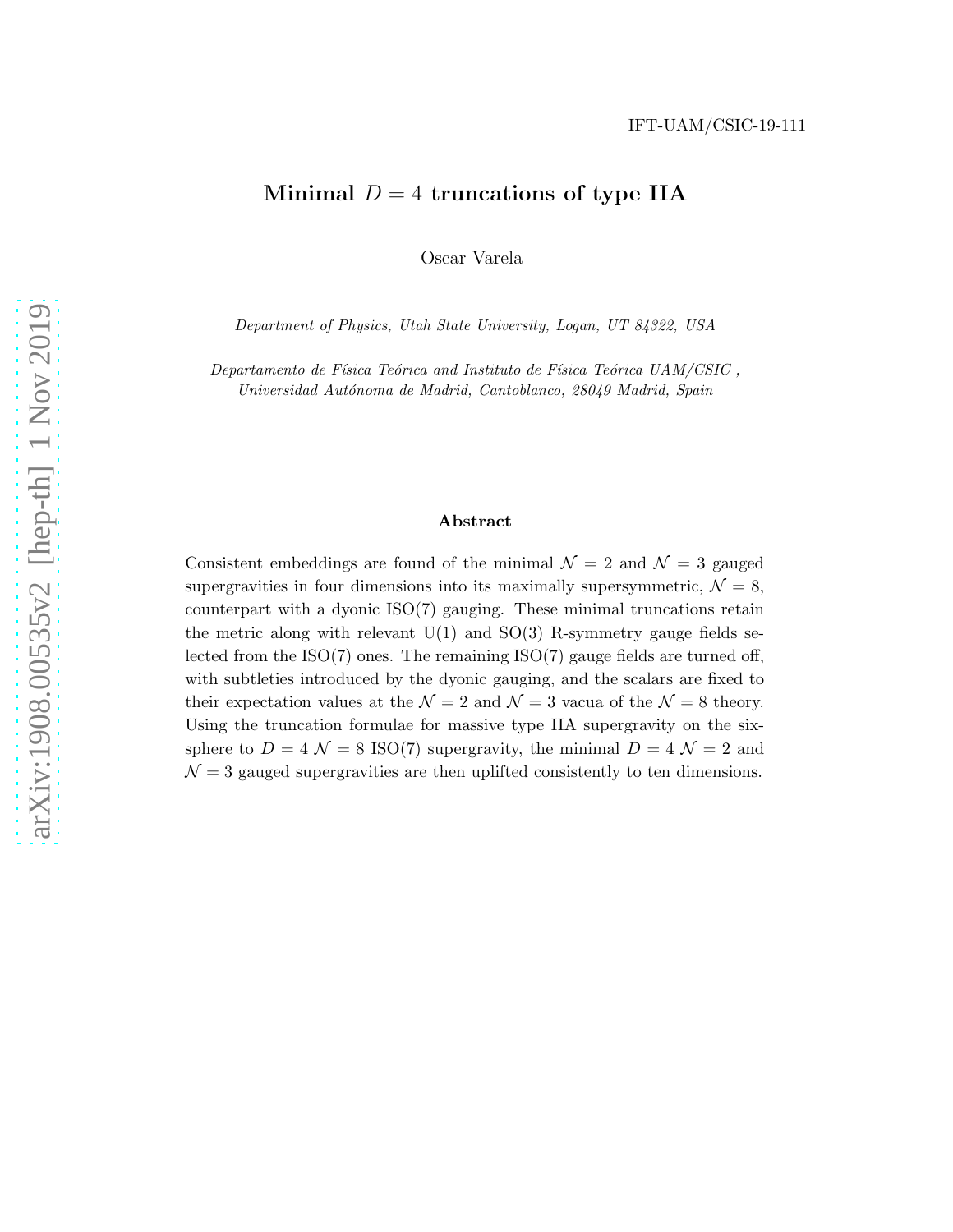IFT-UAM/CSIC-19-111

# Minimal $D = 4$ truncations of type IIA

Oscar Varela

*Department of Physics, Utah State University, Logan, UT 84322, USA*

*Departamento de Física Teórica and Instituto de Física Teórica UAM/CSIC , Universidad Autónoma de Madrid, Cantoblanco, 28049 Madrid, Spain*

## Abstract

Consistent embeddings are found of the minimal $\mathcal{N} = 2$ and $\mathcal{N} = 3$ gauged supergravities in four dimensions into its maximally supersymmetric, $\mathcal{N} = 8$, counterpart with a dyonic ISO(7) gauging. These minimal truncations retain the metric along with relevant U(1) and SO(3) R-symmetry gauge fields selected from the ISO(7) ones. The remaining ISO(7) gauge fields are turned off, with subtleties introduced by the dyonic gauging, and the scalars are fixed to their expectation values at the $\mathcal{N} = 2$ and $\mathcal{N} = 3$ vacua of the $\mathcal{N} = 8$ theory. Using the truncation formulae for massive type IIA supergravity on the six-sphere to $D = 4$ $\mathcal{N} = 8$ ISO(7) supergravity, the minimal $D = 4$ $\mathcal{N} = 2$ and $\mathcal{N} = 3$ gauged supergravities are then uplifted consistently to ten dimensions.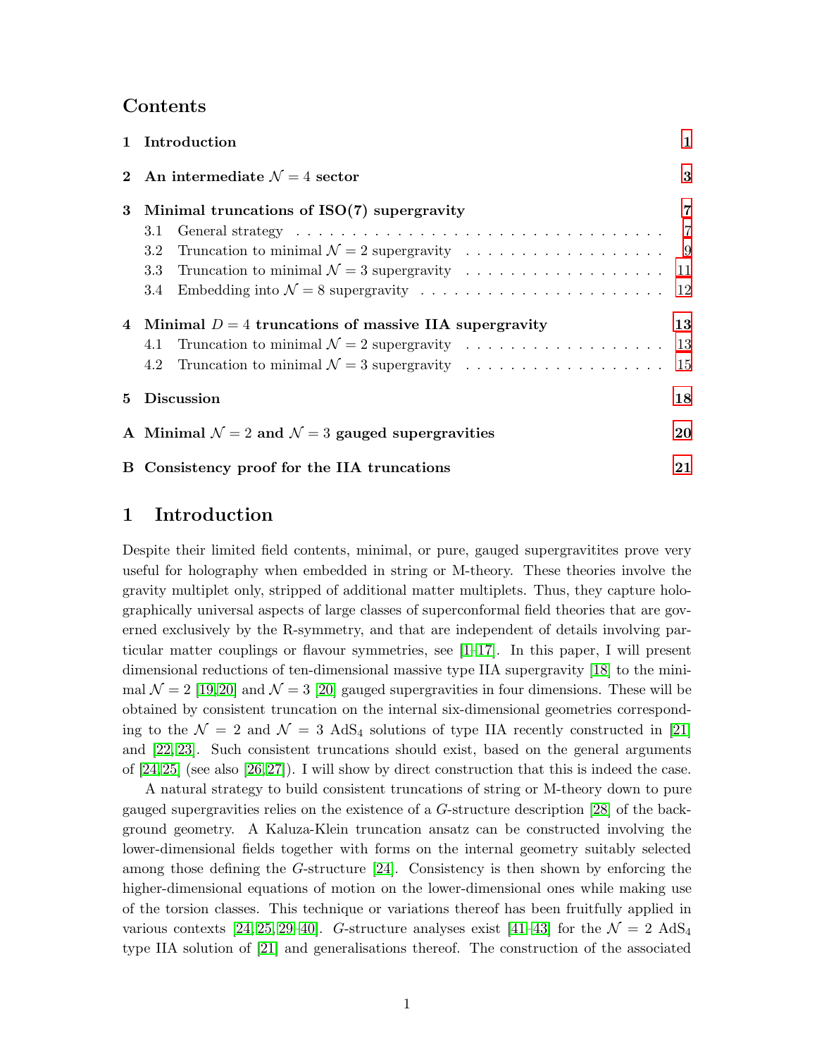## Contents

1 **Introduction** 1

2 **An intermediate $\mathcal{N}=4$ sector** 3

3 **Minimal truncations of ISO(7) supergravity** 7
- 3.1 General strategy 7
- 3.2 Truncation to minimal $\mathcal{N}=2$ supergravity 9
- 3.3 Truncation to minimal $\mathcal{N}=3$ supergravity 11
- 3.4 Embedding into $\mathcal{N}=8$ supergravity 12

4 **Minimal $D=4$ truncations of massive IIA supergravity** 13
- 4.1 Truncation to minimal $\mathcal{N}=2$ supergravity 13
- 4.2 Truncation to minimal $\mathcal{N}=3$ supergravity 15

5 **Discussion** 18

A **Minimal $\mathcal{N}=2$ and $\mathcal{N}=3$ gauged supergravities** 20

B **Consistency proof for the IIA truncations** 21

# 1 Introduction

Despite their limited field contents, minimal, or pure, gauged supergravitites prove very useful for holography when embedded in string or M-theory. These theories involve the gravity multiplet only, stripped of additional matter multiplets. Thus, they capture holographically universal aspects of large classes of superconformal field theories that are governed exclusively by the R-symmetry, and that are independent of details involving particular matter couplings or flavour symmetries, see [1–17]. In this paper, I will present dimensional reductions of ten-dimensional massive type IIA supergravity [18] to the minimal $\mathcal{N}=2$ [19,20] and $\mathcal{N}=3$ [20] gauged supergravities in four dimensions. These will be obtained by consistent truncation on the internal six-dimensional geometries corresponding to the $\mathcal{N}=2$ and $\mathcal{N}=3$ $\mathrm{AdS}_4$ solutions of type IIA recently constructed in [21] and [22,23]. Such consistent truncations should exist, based on the general arguments of [24,25] (see also [26,27]). I will show by direct construction that this is indeed the case.

A natural strategy to build consistent truncations of string or M-theory down to pure gauged supergravities relies on the existence of a $G$-structure description [28] of the background geometry. A Kaluza-Klein truncation ansatz can be constructed involving the lower-dimensional fields together with forms on the internal geometry suitably selected among those defining the $G$-structure [24]. Consistency is then shown by enforcing the higher-dimensional equations of motion on the lower-dimensional ones while making use of the torsion classes. This technique or variations thereof has been fruitfully applied in various contexts [24,25,29–40]. $G$-structure analyses exist [41–43] for the $\mathcal{N}=2$ $\mathrm{AdS}_4$ type IIA solution of [21] and generalisations thereof. The construction of the associated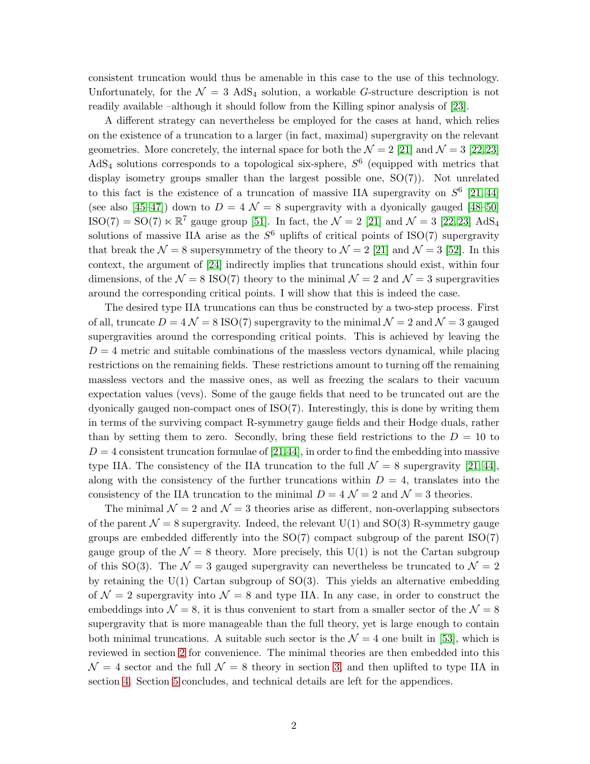consistent truncation would thus be amenable in this case to the use of this technology. Unfortunately, for the $\mathcal{N} = 3$ AdS$_4$ solution, a workable $G$-structure description is not readily available –although it should follow from the Killing spinor analysis of [23].

A different strategy can nevertheless be employed for the cases at hand, which relies on the existence of a truncation to a larger (in fact, maximal) supergravity on the relevant geometries. More concretely, the internal space for both the $\mathcal{N} = 2$ [21] and $\mathcal{N} = 3$ [22,23] AdS$_4$ solutions corresponds to a topological six-sphere, $S^6$ (equipped with metrics that display isometry groups smaller than the largest possible one, SO(7)). Not unrelated to this fact is the existence of a truncation of massive IIA supergravity on $S^6$ [21,44] (see also [45–47]) down to $D = 4$ $\mathcal{N} = 8$ supergravity with a dyonically gauged [48–50] ISO(7) = SO(7) $\ltimes \mathbb{R}^7$ gauge group [51]. In fact, the $\mathcal{N} = 2$ [21] and $\mathcal{N} = 3$ [22,23] AdS$_4$ solutions of massive IIA arise as the $S^6$ uplifts of critical points of ISO(7) supergravity that break the $\mathcal{N} = 8$ supersymmetry of the theory to $\mathcal{N} = 2$ [21] and $\mathcal{N} = 3$ [52]. In this context, the argument of [24] indirectly implies that truncations should exist, within four dimensions, of the $\mathcal{N} = 8$ ISO(7) theory to the minimal $\mathcal{N} = 2$ and $\mathcal{N} = 3$ supergravities around the corresponding critical points. I will show that this is indeed the case.

The desired type IIA truncations can thus be constructed by a two-step process. First of all, truncate $D = 4$ $\mathcal{N} = 8$ ISO(7) supergravity to the minimal $\mathcal{N} = 2$ and $\mathcal{N} = 3$ gauged supergravities around the corresponding critical points. This is achieved by leaving the $D = 4$ metric and suitable combinations of the massless vectors dynamical, while placing restrictions on the remaining fields. These restrictions amount to turning off the remaining massless vectors and the massive ones, as well as freezing the scalars to their vacuum expectation values (vevs). Some of the gauge fields that need to be truncated out are the dyonically gauged non-compact ones of ISO(7). Interestingly, this is done by writing them in terms of the surviving compact R-symmetry gauge fields and their Hodge duals, rather than by setting them to zero. Secondly, bring these field restrictions to the $D = 10$ to $D = 4$ consistent truncation formulae of [21,44], in order to find the embedding into massive type IIA. The consistency of the IIA truncation to the full $\mathcal{N} = 8$ supergravity [21,44], along with the consistency of the further truncations within $D = 4$, translates into the consistency of the IIA truncation to the minimal $D = 4$ $\mathcal{N} = 2$ and $\mathcal{N} = 3$ theories.

The minimal $\mathcal{N} = 2$ and $\mathcal{N} = 3$ theories arise as different, non-overlapping subsectors of the parent $\mathcal{N} = 8$ supergravity. Indeed, the relevant U(1) and SO(3) R-symmetry gauge groups are embedded differently into the SO(7) compact subgroup of the parent ISO(7) gauge group of the $\mathcal{N} = 8$ theory. More precisely, this U(1) is not the Cartan subgroup of this SO(3). The $\mathcal{N} = 3$ gauged supergravity can nevertheless be truncated to $\mathcal{N} = 2$ by retaining the U(1) Cartan subgroup of SO(3). This yields an alternative embedding of $\mathcal{N} = 2$ supergravity into $\mathcal{N} = 8$ and type IIA. In any case, in order to construct the embeddings into $\mathcal{N} = 8$, it is thus convenient to start from a smaller sector of the $\mathcal{N} = 8$ supergravity that is more manageable than the full theory, yet is large enough to contain both minimal truncations. A suitable such sector is the $\mathcal{N} = 4$ one built in [53], which is reviewed in section 2 for convenience. The minimal theories are then embedded into this $\mathcal{N} = 4$ sector and the full $\mathcal{N} = 8$ theory in section 3, and then uplifted to type IIA in section 4. Section 5 concludes, and technical details are left for the appendices.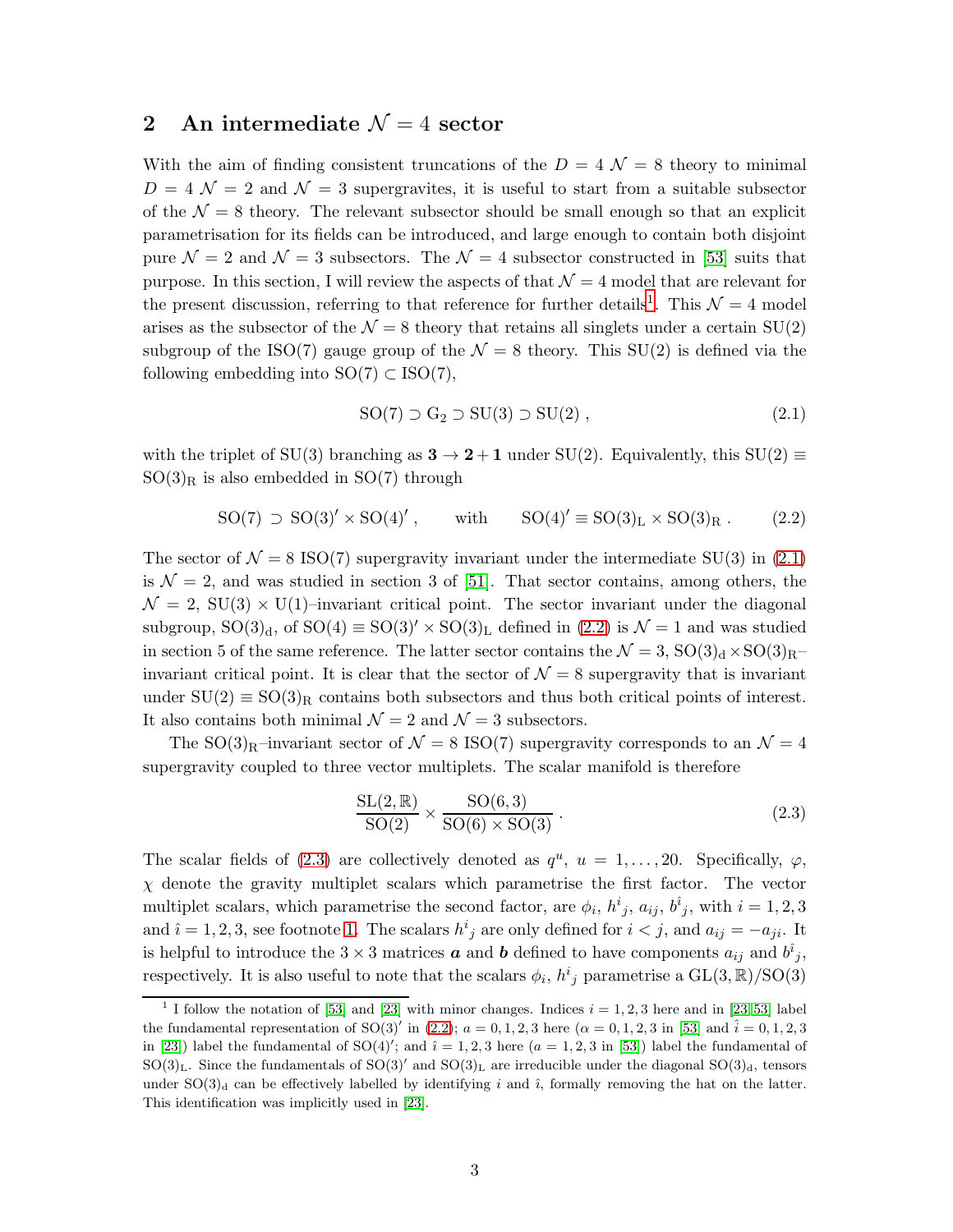## 2 An intermediate $\mathcal{N} = 4$ sector

With the aim of finding consistent truncations of the $D = 4$ $\mathcal{N} = 8$ theory to minimal $D = 4$ $\mathcal{N} = 2$ and $\mathcal{N} = 3$ supergravites, it is useful to start from a suitable subsector of the $\mathcal{N} = 8$ theory. The relevant subsector should be small enough so that an explicit parametrisation for its fields can be introduced, and large enough to contain both disjoint pure $\mathcal{N} = 2$ and $\mathcal{N} = 3$ subsectors. The $\mathcal{N} = 4$ subsector constructed in [53] suits that purpose. In this section, I will review the aspects of that $\mathcal{N} = 4$ model that are relevant for the present discussion, referring to that reference for further details[1]. This $\mathcal{N} = 4$ model arises as the subsector of the $\mathcal{N} = 8$ theory that retains all singlets under a certain SU(2) subgroup of the ISO(7) gauge group of the $\mathcal{N} = 8$ theory. This SU(2) is defined via the following embedding into SO(7) $\subset$ ISO(7),

$$\mathrm{SO}(7) \supset \mathrm{G}_2 \supset \mathrm{SU}(3) \supset \mathrm{SU}(2) \, , \tag{2.1}$$

with the triplet of SU(3) branching as $\mathbf{3} \to \mathbf{2} + \mathbf{1}$ under SU(2). Equivalently, this $\mathrm{SU}(2) \equiv \mathrm{SO}(3)_\mathrm{R}$ is also embedded in SO(7) through

$$\mathrm{SO}(7) \supset \mathrm{SO}(3)' \times \mathrm{SO}(4)' \, , \qquad \text{with} \qquad \mathrm{SO}(4)' \equiv \mathrm{SO}(3)_\mathrm{L} \times \mathrm{SO}(3)_\mathrm{R} \, . \tag{2.2}$$

The sector of $\mathcal{N} = 8$ ISO(7) supergravity invariant under the intermediate SU(3) in (2.1) is $\mathcal{N} = 2$, and was studied in section 3 of [51]. That sector contains, among others, the $\mathcal{N} = 2$, $\mathrm{SU}(3) \times \mathrm{U}(1)$–invariant critical point. The sector invariant under the diagonal subgroup, $\mathrm{SO}(3)_\mathrm{d}$, of $\mathrm{SO}(4) \equiv \mathrm{SO}(3)' \times \mathrm{SO}(3)_\mathrm{L}$ defined in (2.2) is $\mathcal{N} = 1$ and was studied in section 5 of the same reference. The latter sector contains the $\mathcal{N} = 3$, $\mathrm{SO}(3)_\mathrm{d} \times \mathrm{SO}(3)_\mathrm{R}$–invariant critical point. It is clear that the sector of $\mathcal{N} = 8$ supergravity that is invariant under $\mathrm{SU}(2) \equiv \mathrm{SO}(3)_\mathrm{R}$ contains both subsectors and thus both critical points of interest. It also contains both minimal $\mathcal{N} = 2$ and $\mathcal{N} = 3$ subsectors.

The $\mathrm{SO}(3)_\mathrm{R}$–invariant sector of $\mathcal{N} = 8$ ISO(7) supergravity corresponds to an $\mathcal{N} = 4$ supergravity coupled to three vector multiplets. The scalar manifold is therefore

$$\frac{\mathrm{SL}(2,\mathbb{R})}{\mathrm{SO}(2)} \times \frac{\mathrm{SO}(6,3)}{\mathrm{SO}(6) \times \mathrm{SO}(3)} \, . \tag{2.3}$$

The scalar fields of (2.3) are collectively denoted as $q^u$, $u = 1, \ldots, 20$. Specifically, $\varphi$, $\chi$ denote the gravity multiplet scalars which parametrise the first factor. The vector multiplet scalars, which parametrise the second factor, are $\phi_i$, $h^i{}_j$, $a_{ij}$, $b^{\hat{\imath}}{}_j$, with $i = 1, 2, 3$ and $\hat{\imath} = 1, 2, 3$, see footnote 1. The scalars $h^i{}_j$ are only defined for $i < j$, and $a_{ij} = -a_{ji}$. It is helpful to introduce the $3 \times 3$ matrices $\boldsymbol{a}$ and $\boldsymbol{b}$ defined to have components $a_{ij}$ and $b^{\hat{\imath}}{}_j$, respectively. It is also useful to note that the scalars $\phi_i$, $h^i{}_j$ parametrise a $\mathrm{GL}(3,\mathbb{R})/\mathrm{SO}(3)$

[1] I follow the notation of [53] and [23] with minor changes. Indices $i = 1, 2, 3$ here and in [23,53] label the fundamental representation of $\mathrm{SO}(3)'$ in (2.2); $a = 0, 1, 2, 3$ here ($\alpha = 0, 1, 2, 3$ in [53] and $\hat{\imath} = 0, 1, 2, 3$ in [23]) label the fundamental of $\mathrm{SO}(4)'$; and $\hat{\imath} = 1, 2, 3$ here ($a = 1, 2, 3$ in [53]) label the fundamental of $\mathrm{SO}(3)_\mathrm{L}$. Since the fundamentals of $\mathrm{SO}(3)'$ and $\mathrm{SO}(3)_\mathrm{L}$ are irreducible under the diagonal $\mathrm{SO}(3)_\mathrm{d}$, tensors under $\mathrm{SO}(3)_\mathrm{d}$ can be effectively labelled by identifying $i$ and $\hat{\imath}$, formally removing the hat on the latter. This identification was implicitly used in [23].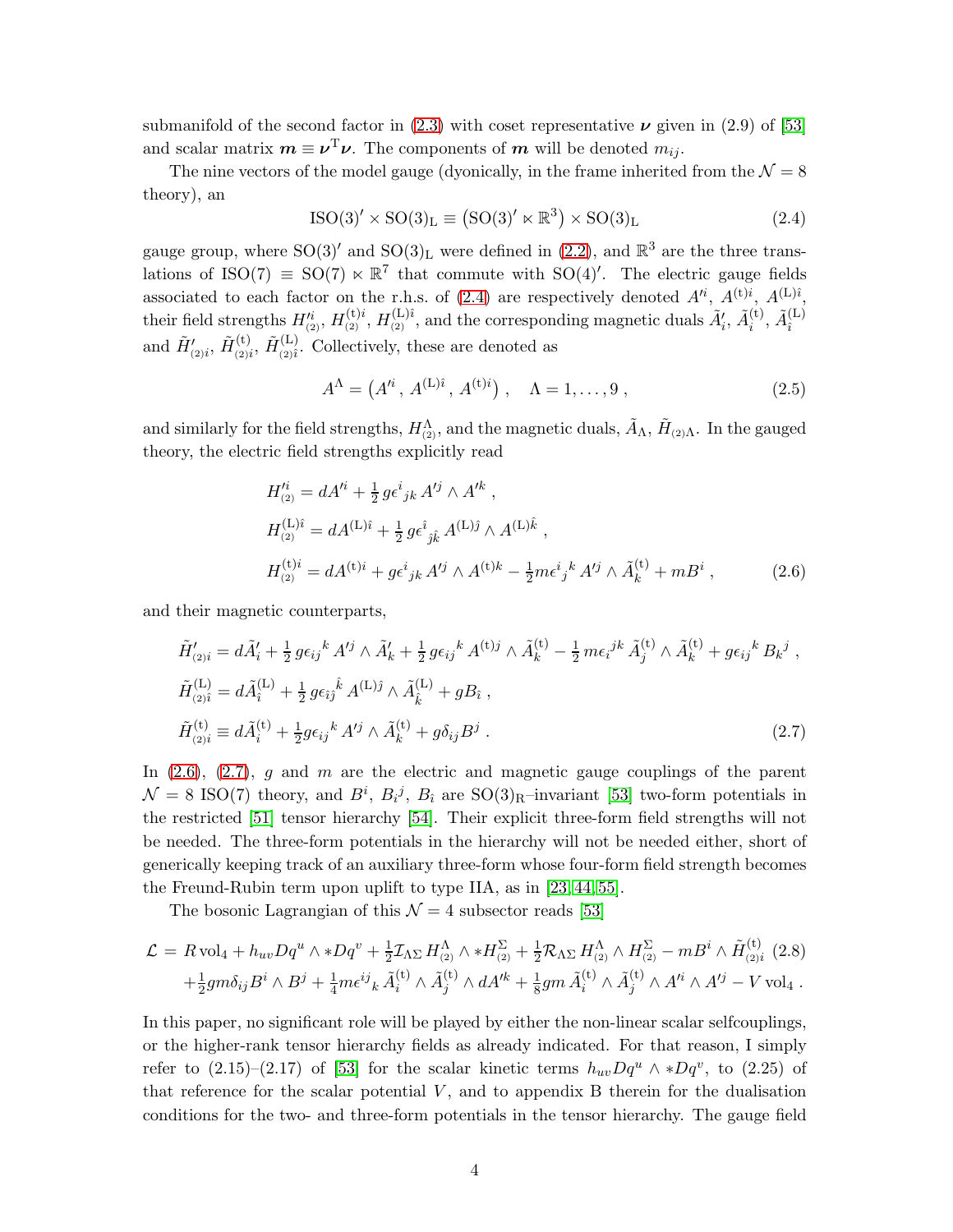submanifold of the second factor in (2.3) with coset representative $\boldsymbol{\nu}$ given in (2.9) of [53] and scalar matrix $\boldsymbol{m} \equiv \boldsymbol{\nu}^{\rm T}\boldsymbol{\nu}$. The components of $\boldsymbol{m}$ will be denoted $m_{ij}$.

The nine vectors of the model gauge (dyonically, in the frame inherited from the $\mathcal{N}=8$ theory), an

$$
\mathrm{ISO}(3)' \times \mathrm{SO}(3)_{\rm L} \equiv \big(\mathrm{SO}(3)' \ltimes \mathbb{R}^3\big) \times \mathrm{SO}(3)_{\rm L} \tag{2.4}
$$

gauge group, where $\mathrm{SO}(3)'$ and $\mathrm{SO}(3)_{\rm L}$ were defined in (2.2), and $\mathbb{R}^3$ are the three translations of $\mathrm{ISO}(7) \equiv \mathrm{SO}(7) \ltimes \mathbb{R}^7$ that commute with $\mathrm{SO}(4)'$. The electric gauge fields associated to each factor on the r.h.s. of (2.4) are respectively denoted $A'^i$, $A^{(\rm t)i}$, $A^{(\rm L)\hat{\imath}}$, their field strengths $H'^i_{(2)}$, $H^{(\rm t)i}_{(2)}$, $H^{(\rm L)\hat{\imath}}_{(2)}$, and the corresponding magnetic duals $\tilde{A}'_i$, $\tilde{A}^{(\rm t)}_i$, $\tilde{A}^{(\rm L)}_{\hat{\imath}}$ and $\tilde{H}'_{(2)i}$, $\tilde{H}^{(\rm t)}_{(2)i}$, $\tilde{H}^{(\rm L)}_{(2)\hat{\imath}}$. Collectively, these are denoted as

$$
A^\Lambda = \big(A'^i \,,\, A^{(\rm L)\hat{\imath}} \,,\, A^{(\rm t)i}\big) \,, \quad \Lambda = 1, \ldots, 9 \,, \tag{2.5}
$$

and similarly for the field strengths, $H^\Lambda_{(2)}$, and the magnetic duals, $\tilde{A}_\Lambda$, $\tilde{H}_{(2)\Lambda}$. In the gauged theory, the electric field strengths explicitly read

$$
\begin{aligned}
H'^i_{(2)} &= dA'^i + \tfrac{1}{2} g \epsilon^i{}_{jk}\, A'^j \wedge A'^k \,, \\
H^{(\rm L)\hat{\imath}}_{(2)} &= dA^{(\rm L)\hat{\imath}} + \tfrac{1}{2} g \epsilon^{\hat{\imath}}{}_{\hat{\jmath}\hat{k}}\, A^{(\rm L)\hat{\jmath}} \wedge A^{(\rm L)\hat{k}} \,, \\
H^{(\rm t)i}_{(2)} &= dA^{(\rm t)i} + g\epsilon^i{}_{jk}\, A'^j \wedge A^{(\rm t)k} - \tfrac{1}{2} m \epsilon^i{}_j{}^k\, A'^j \wedge \tilde{A}^{(\rm t)}_k + mB^i \,,
\end{aligned} \tag{2.6}
$$

and their magnetic counterparts,

$$
\begin{aligned}
\tilde{H}'_{(2)i} &= d\tilde{A}'_i + \tfrac{1}{2} g \epsilon_{ij}{}^k\, A'^j \wedge \tilde{A}'_k + \tfrac{1}{2} g \epsilon_{ij}{}^k\, A^{(\rm t)j} \wedge \tilde{A}^{(\rm t)}_k - \tfrac{1}{2} m \epsilon_i{}^{jk}\, \tilde{A}^{(\rm t)}_j \wedge \tilde{A}^{(\rm t)}_k + g \epsilon_{ij}{}^k\, B_k{}^j \,, \\
\tilde{H}^{(\rm L)}_{(2)\hat{\imath}} &= d\tilde{A}^{(\rm L)}_{\hat{\imath}} + \tfrac{1}{2} g \epsilon_{\hat{\imath}\hat{\jmath}}{}^{\hat{k}}\, A^{(\rm L)\hat{\jmath}} \wedge \tilde{A}^{(\rm L)}_{\hat{k}} + gB_{\hat{\imath}} \,, \\
\tilde{H}^{(\rm t)}_{(2)i} &\equiv d\tilde{A}^{(\rm t)}_i + \tfrac{1}{2} g \epsilon_{ij}{}^k\, A'^j \wedge \tilde{A}^{(\rm t)}_k + g\delta_{ij} B^j \,.
\end{aligned} \tag{2.7}
$$

In (2.6), (2.7), $g$ and $m$ are the electric and magnetic gauge couplings of the parent $\mathcal{N}=8$ ISO(7) theory, and $B^i$, $B_i{}^j$, $B_{\hat{\imath}}$ are $\mathrm{SO}(3)_{\rm R}$–invariant [53] two-form potentials in the restricted [51] tensor hierarchy [54]. Their explicit three-form field strengths will not be needed. The three-form potentials in the hierarchy will not be needed either, short of generically keeping track of an auxiliary three-form whose four-form field strength becomes the Freund-Rubin term upon uplift to type IIA, as in [23, 44, 55].

The bosonic Lagrangian of this $\mathcal{N}=4$ subsector reads [53]

$$
\begin{aligned}
\mathcal{L} = \; & R\,\mathrm{vol}_4 + h_{uv} Dq^u \wedge *Dq^v + \tfrac{1}{2}\mathcal{I}_{\Lambda\Sigma}\, H^\Lambda_{(2)} \wedge *H^\Sigma_{(2)} + \tfrac{1}{2}\mathcal{R}_{\Lambda\Sigma}\, H^\Lambda_{(2)} \wedge H^\Sigma_{(2)} - mB^i \wedge \tilde{H}^{(\rm t)}_{(2)i} \\
& + \tfrac{1}{2} g m \delta_{ij} B^i \wedge B^j + \tfrac{1}{4} m \epsilon^{ij}{}_k\, \tilde{A}^{(\rm t)}_i \wedge \tilde{A}^{(\rm t)}_j \wedge dA'^k + \tfrac{1}{8} g m\, \tilde{A}^{(\rm t)}_i \wedge \tilde{A}^{(\rm t)}_j \wedge A'^i \wedge A'^j - V\,\mathrm{vol}_4 \,.
\end{aligned} \tag{2.8}
$$

In this paper, no significant role will be played by either the non-linear scalar selfcouplings, or the higher-rank tensor hierarchy fields as already indicated. For that reason, I simply refer to (2.15)–(2.17) of [53] for the scalar kinetic terms $h_{uv} Dq^u \wedge *Dq^v$, to (2.25) of that reference for the scalar potential $V$, and to appendix B therein for the dualisation conditions for the two- and three-form potentials in the tensor hierarchy. The gauge field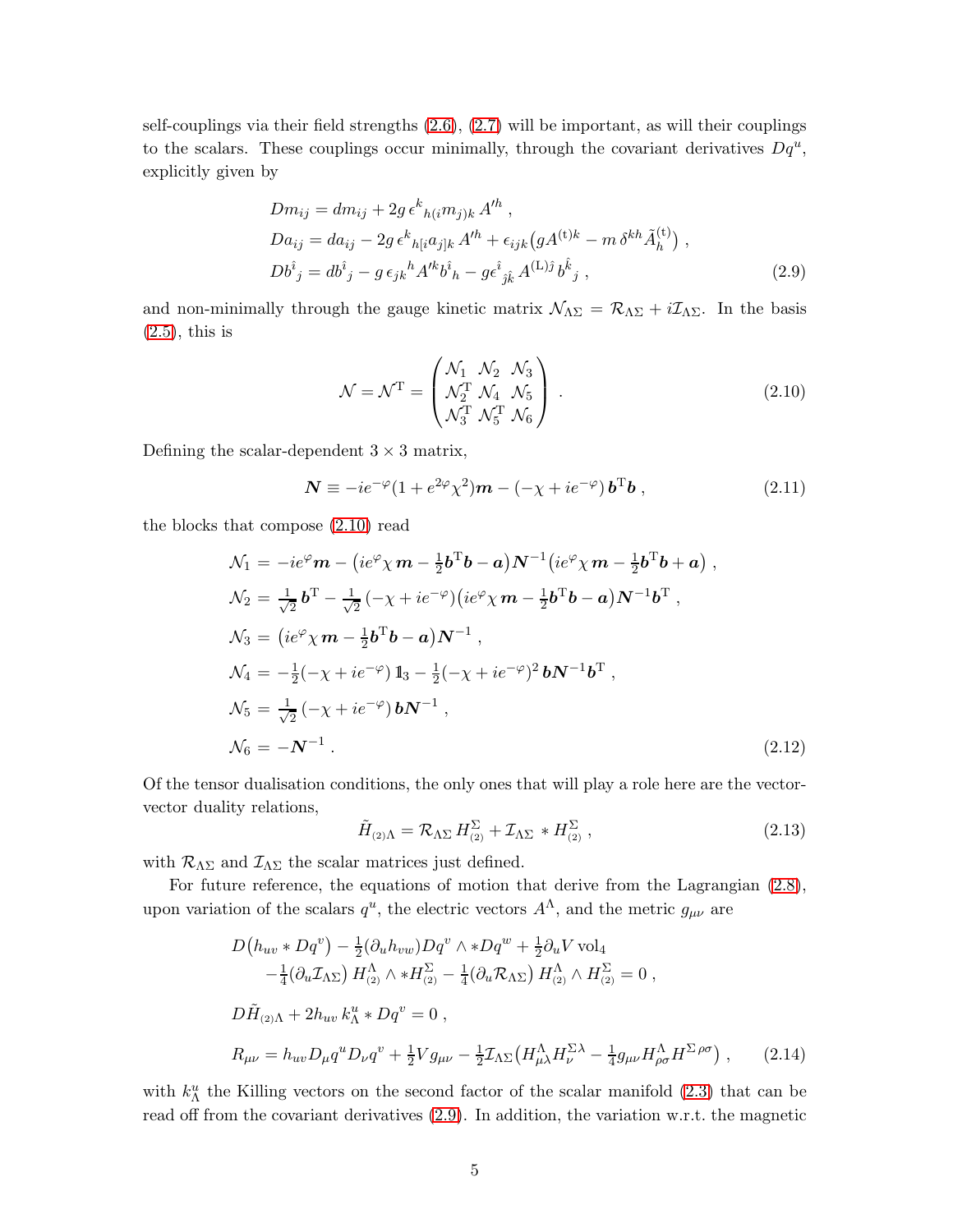self-couplings via their field strengths (2.6), (2.7) will be important, as will their couplings to the scalars. These couplings occur minimally, through the covariant derivatives $Dq^u$, explicitly given by

$$
\begin{aligned}
Dm_{ij} &= dm_{ij} + 2g\, \epsilon^k{}_{h(i} m_{j)k}\, A'^h\,, \\
Da_{ij} &= da_{ij} - 2g\, \epsilon^k{}_{h[i} a_{j]k}\, A'^h + \epsilon_{ijk}\big(gA^{(\mathrm{t})k} - m\, \delta^{kh} \tilde{A}^{(\mathrm{t})}_h\big)\,, \\
Db^{\hat{\imath}}{}_j &= db^{\hat{\imath}}{}_j - g\, \epsilon_{jk}{}^h A'^k b^{\hat{\imath}}{}_h - g\epsilon^{\hat{\imath}}{}_{\hat{\jmath}\hat{k}}\, A^{(\mathrm{L})\hat{\jmath}}\, b^{\hat{k}}{}_j\,,
\end{aligned} \tag{2.9}
$$

and non-minimally through the gauge kinetic matrix $\mathcal{N}_{\Lambda\Sigma} = \mathcal{R}_{\Lambda\Sigma} + i\mathcal{I}_{\Lambda\Sigma}$. In the basis (2.5), this is

$$
\mathcal{N} = \mathcal{N}^{\mathrm{T}} = \begin{pmatrix} \mathcal{N}_1 & \mathcal{N}_2 & \mathcal{N}_3 \\ \mathcal{N}_2^{\mathrm{T}} & \mathcal{N}_4 & \mathcal{N}_5 \\ \mathcal{N}_3^{\mathrm{T}} & \mathcal{N}_5^{\mathrm{T}} & \mathcal{N}_6 \end{pmatrix}\,. \tag{2.10}
$$

Defining the scalar-dependent $3 \times 3$ matrix,

$$
\boldsymbol{N} \equiv -ie^{-\varphi}(1 + e^{2\varphi}\chi^2)\boldsymbol{m} - (-\chi + ie^{-\varphi})\, \boldsymbol{b}^{\mathrm{T}}\boldsymbol{b}\,, \tag{2.11}
$$

the blocks that compose (2.10) read

$$
\begin{aligned}
\mathcal{N}_1 &= -ie^{\varphi}\boldsymbol{m} - \big(ie^{\varphi}\chi\, \boldsymbol{m} - \tfrac{1}{2}\boldsymbol{b}^{\mathrm{T}}\boldsymbol{b} - \boldsymbol{a}\big)\boldsymbol{N}^{-1}\big(ie^{\varphi}\chi\, \boldsymbol{m} - \tfrac{1}{2}\boldsymbol{b}^{\mathrm{T}}\boldsymbol{b} + \boldsymbol{a}\big)\,, \\
\mathcal{N}_2 &= \tfrac{1}{\sqrt{2}}\, \boldsymbol{b}^{\mathrm{T}} - \tfrac{1}{\sqrt{2}}\, (-\chi + ie^{-\varphi})\big(ie^{\varphi}\chi\, \boldsymbol{m} - \tfrac{1}{2}\boldsymbol{b}^{\mathrm{T}}\boldsymbol{b} - \boldsymbol{a}\big)\boldsymbol{N}^{-1}\boldsymbol{b}^{\mathrm{T}}\,, \\
\mathcal{N}_3 &= \big(ie^{\varphi}\chi\, \boldsymbol{m} - \tfrac{1}{2}\boldsymbol{b}^{\mathrm{T}}\boldsymbol{b} - \boldsymbol{a}\big)\boldsymbol{N}^{-1}\,, \\
\mathcal{N}_4 &= -\tfrac{1}{2}(-\chi + ie^{-\varphi})\, \mathbb{1}_3 - \tfrac{1}{2}(-\chi + ie^{-\varphi})^2\, \boldsymbol{b}\boldsymbol{N}^{-1}\boldsymbol{b}^{\mathrm{T}}\,, \\
\mathcal{N}_5 &= \tfrac{1}{\sqrt{2}}\, (-\chi + ie^{-\varphi})\, \boldsymbol{b}\boldsymbol{N}^{-1}\,, \\
\mathcal{N}_6 &= -\boldsymbol{N}^{-1}\,.
\end{aligned} \tag{2.12}
$$

Of the tensor dualisation conditions, the only ones that will play a role here are the vector-vector duality relations,

$$
\tilde{H}_{(2)\Lambda} = \mathcal{R}_{\Lambda\Sigma}\, H^{\Sigma}_{(2)} + \mathcal{I}_{\Lambda\Sigma}\, * H^{\Sigma}_{(2)}\,, \tag{2.13}
$$

with $\mathcal{R}_{\Lambda\Sigma}$ and $\mathcal{I}_{\Lambda\Sigma}$ the scalar matrices just defined.

For future reference, the equations of motion that derive from the Lagrangian (2.8), upon variation of the scalars $q^u$, the electric vectors $A^\Lambda$, and the metric $g_{\mu\nu}$ are

$$
\begin{aligned}
& D\big(h_{uv} * Dq^v\big) - \tfrac{1}{2}(\partial_u h_{vw})Dq^v \wedge *Dq^w + \tfrac{1}{2}\partial_u V\, \mathrm{vol}_4 \\
& \qquad - \tfrac{1}{4}(\partial_u \mathcal{I}_{\Lambda\Sigma})\, H^{\Lambda}_{(2)} \wedge *H^{\Sigma}_{(2)} - \tfrac{1}{4}(\partial_u \mathcal{R}_{\Lambda\Sigma})\, H^{\Lambda}_{(2)} \wedge H^{\Sigma}_{(2)} = 0\,, \\
& D\tilde{H}_{(2)\Lambda} + 2h_{uv}\, k^u_\Lambda * Dq^v = 0\,, \\
& R_{\mu\nu} = h_{uv} D_\mu q^u D_\nu q^v + \tfrac{1}{2}V g_{\mu\nu} - \tfrac{1}{2}\mathcal{I}_{\Lambda\Sigma}\big(H^{\Lambda}_{\mu\lambda} H^{\Sigma\lambda}_{\nu} - \tfrac{1}{4}g_{\mu\nu} H^{\Lambda}_{\rho\sigma} H^{\Sigma\, \rho\sigma}\big)\,,
\end{aligned} \tag{2.14}
$$

with $k^u_\Lambda$ the Killing vectors on the second factor of the scalar manifold (2.3) that can be read off from the covariant derivatives (2.9). In addition, the variation w.r.t. the magnetic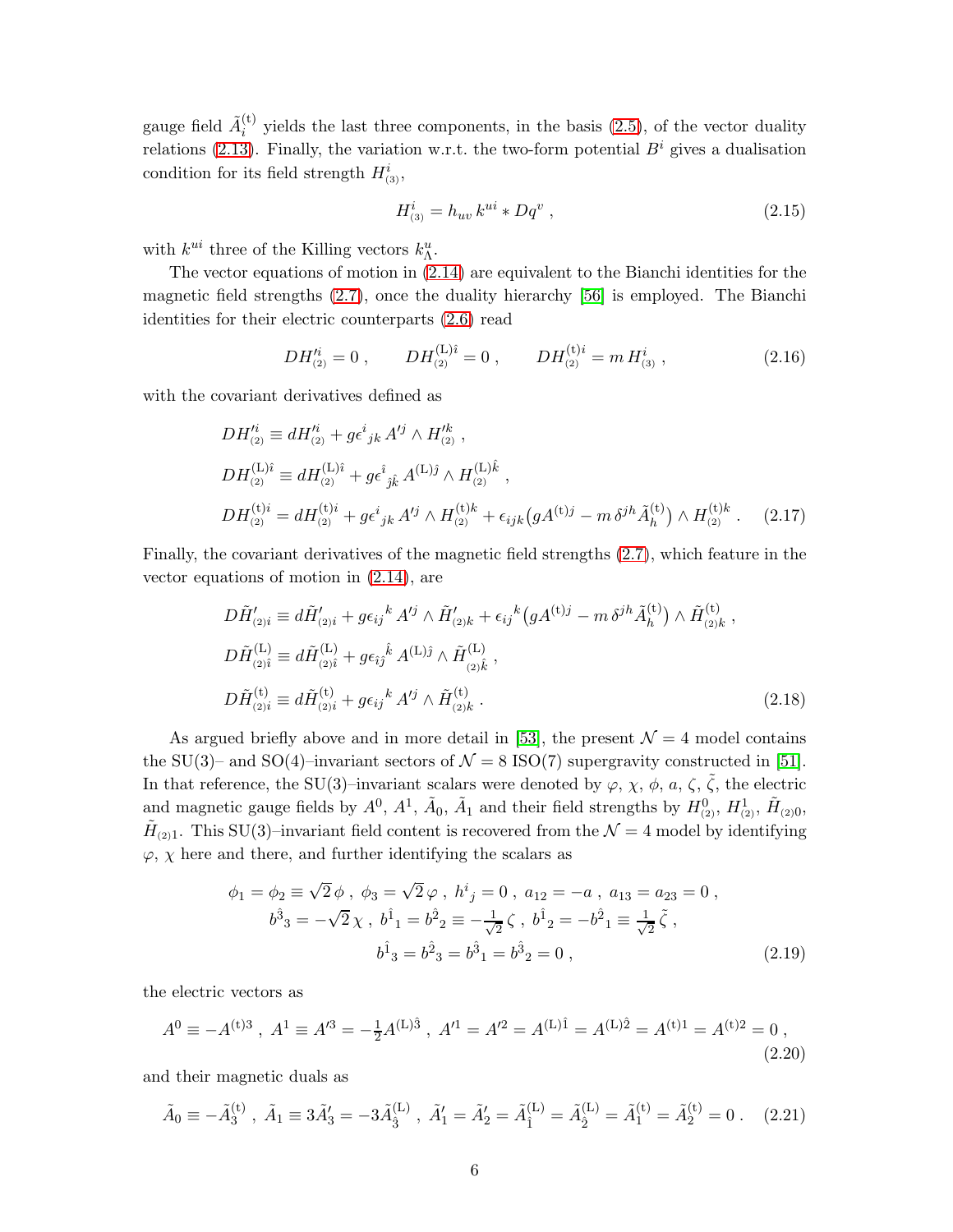gauge field $\tilde{A}_i^{(\mathrm{t})}$ yields the last three components, in the basis (2.5), of the vector duality relations (2.13). Finally, the variation w.r.t. the two-form potential $B^i$ gives a dualisation condition for its field strength $H^i_{\scriptscriptstyle(3)}$,

$$H^i_{\scriptscriptstyle(3)} = h_{uv}\, k^{ui} * Dq^v \ , \tag{2.15}$$

with $k^{ui}$ three of the Killing vectors $k^u_\Lambda$.

The vector equations of motion in (2.14) are equivalent to the Bianchi identities for the magnetic field strengths (2.7), once the duality hierarchy [56] is employed. The Bianchi identities for their electric counterparts (2.6) read

$$DH'^i_{\scriptscriptstyle(2)} = 0 \ , \qquad DH^{(\mathrm{L})\hat{\imath}}_{\scriptscriptstyle(2)} = 0 \ , \qquad DH^{(\mathrm{t})i}_{\scriptscriptstyle(2)} = m\, H^i_{\scriptscriptstyle(3)} \ , \tag{2.16}$$

with the covariant derivatives defined as

$$\begin{aligned}
DH'^i_{\scriptscriptstyle(2)} &\equiv dH'^i_{\scriptscriptstyle(2)} + g\epsilon^i{}_{jk}\, A'^j \wedge H'^k_{\scriptscriptstyle(2)} \ , \\
DH^{(\mathrm{L})\hat{\imath}}_{\scriptscriptstyle(2)} &\equiv dH^{(\mathrm{L})\hat{\imath}}_{\scriptscriptstyle(2)} + g\epsilon^{\hat{\imath}}{}_{\hat{\jmath}\hat{k}}\, A^{(\mathrm{L})\hat{\jmath}} \wedge H^{(\mathrm{L})\hat{k}}_{\scriptscriptstyle(2)} \ , \\
DH^{(\mathrm{t})i}_{\scriptscriptstyle(2)} &= dH^{(\mathrm{t})i}_{\scriptscriptstyle(2)} + g\epsilon^i{}_{jk}\, A'^j \wedge H^{(\mathrm{t})k}_{\scriptscriptstyle(2)} + \epsilon_{ijk}\big(gA^{(\mathrm{t})j} - m\,\delta^{jh}\tilde{A}^{(\mathrm{t})}_h\big) \wedge H^{(\mathrm{t})k}_{\scriptscriptstyle(2)} \ .
\end{aligned} \tag{2.17}$$

Finally, the covariant derivatives of the magnetic field strengths (2.7), which feature in the vector equations of motion in (2.14), are

$$\begin{aligned}
D\tilde{H}'_{\scriptscriptstyle(2)i} &\equiv d\tilde{H}'_{\scriptscriptstyle(2)i} + g\epsilon_{ij}{}^k\, A'^j \wedge \tilde{H}'_{\scriptscriptstyle(2)k} + \epsilon_{ij}{}^k\big(gA^{(\mathrm{t})j} - m\,\delta^{jh}\tilde{A}^{(\mathrm{t})}_h\big) \wedge \tilde{H}^{(\mathrm{t})}_{\scriptscriptstyle(2)k} \ , \\
D\tilde{H}^{(\mathrm{L})}_{\scriptscriptstyle(2)\hat{\imath}} &\equiv d\tilde{H}^{(\mathrm{L})}_{\scriptscriptstyle(2)\hat{\imath}} + g\epsilon_{i\hat{\jmath}}{}^{\hat{k}}\, A^{(\mathrm{L})\hat{\jmath}} \wedge \tilde{H}^{(\mathrm{L})}_{\scriptscriptstyle(2)\hat{k}} \ , \\
D\tilde{H}^{(\mathrm{t})}_{\scriptscriptstyle(2)i} &\equiv d\tilde{H}^{(\mathrm{t})}_{\scriptscriptstyle(2)i} + g\epsilon_{ij}{}^k\, A'^j \wedge \tilde{H}^{(\mathrm{t})}_{\scriptscriptstyle(2)k} \ .
\end{aligned} \tag{2.18}$$

As argued briefly above and in more detail in [53], the present $\mathcal{N}=4$ model contains the SU(3)– and SO(4)–invariant sectors of $\mathcal{N}=8$ ISO(7) supergravity constructed in [51]. In that reference, the SU(3)–invariant scalars were denoted by $\varphi$, $\chi$, $\phi$, $a$, $\zeta$, $\tilde{\zeta}$, the electric and magnetic gauge fields by $A^0$, $A^1$, $\tilde{A}_0$, $\tilde{A}_1$ and their field strengths by $H^0_{\scriptscriptstyle(2)}$, $H^1_{\scriptscriptstyle(2)}$, $\tilde{H}_{\scriptscriptstyle(2)0}$, $\tilde{H}_{\scriptscriptstyle(2)1}$. This SU(3)–invariant field content is recovered from the $\mathcal{N}=4$ model by identifying $\varphi$, $\chi$ here and there, and further identifying the scalars as

$$\begin{gathered}
\phi_1 = \phi_2 \equiv \sqrt{2}\,\phi \ , \ \phi_3 = \sqrt{2}\,\varphi \ , \ h^i{}_j = 0 \ , \ a_{12} = -a \ , \ a_{13} = a_{23} = 0 \ , \\
b^{\hat{3}}{}_3 = -\sqrt{2}\,\chi \ , \ b^{\hat{1}}{}_1 = b^{\hat{2}}{}_2 \equiv -\tfrac{1}{\sqrt{2}}\,\zeta \ , \ b^{\hat{1}}{}_2 = -b^{\hat{2}}{}_1 \equiv \tfrac{1}{\sqrt{2}}\,\tilde{\zeta} \ , \\
b^{\hat{1}}{}_3 = b^{\hat{2}}{}_3 = b^{\hat{3}}{}_1 = b^{\hat{3}}{}_2 = 0 \ ,
\end{gathered} \tag{2.19}$$

the electric vectors as

$$A^0 \equiv -A^{(\mathrm{t})3} \ , \ A^1 \equiv A'^3 = -\tfrac{1}{2}A^{(\mathrm{L})\hat{3}} \ , \ A'^1 = A'^2 = A^{(\mathrm{L})\hat{1}} = A^{(\mathrm{L})\hat{2}} = A^{(\mathrm{t})1} = A^{(\mathrm{t})2} = 0 \ , \tag{2.20}$$

and their magnetic duals as

$$\tilde{A}_0 \equiv -\tilde{A}^{(\mathrm{t})}_3 \ , \ \tilde{A}_1 \equiv 3\tilde{A}'_3 = -3\tilde{A}^{(\mathrm{L})}_{\hat{3}} \ , \ \tilde{A}'_1 = \tilde{A}'_2 = \tilde{A}^{(\mathrm{L})}_{\hat{1}} = \tilde{A}^{(\mathrm{L})}_{\hat{2}} = \tilde{A}^{(\mathrm{t})}_1 = \tilde{A}^{(\mathrm{t})}_2 = 0 \ . \tag{2.21}$$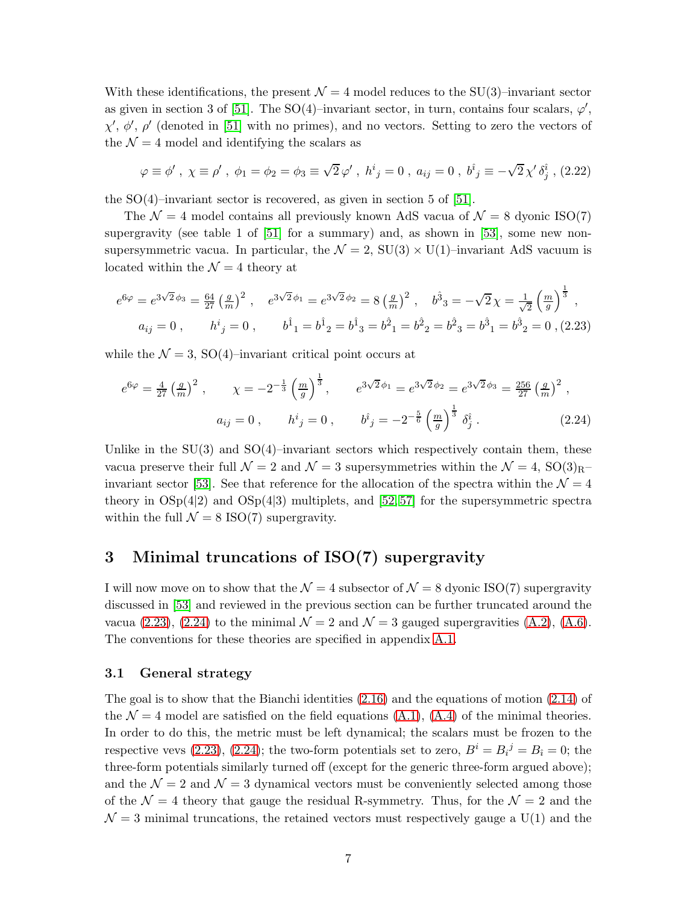With these identifications, the present $\mathcal{N}=4$ model reduces to the SU(3)–invariant sector as given in section 3 of [51]. The SO(4)–invariant sector, in turn, contains four scalars, $\varphi'$, $\chi'$, $\phi'$, $\rho'$ (denoted in [51] with no primes), and no vectors. Setting to zero the vectors of the $\mathcal{N}=4$ model and identifying the scalars as

$$\varphi \equiv \phi' \; , \; \chi \equiv \rho' \; , \; \phi_1 = \phi_2 = \phi_3 \equiv \sqrt{2}\,\varphi' \; , \; h^i{}_j = 0 \; , \; a_{ij} = 0 \; , \; b^{\hat{\imath}}{}_j \equiv -\sqrt{2}\,\chi'\,\delta^{\hat{\imath}}_j \; , \tag{2.22}$$

the SO(4)–invariant sector is recovered, as given in section 5 of [51].

The $\mathcal{N}=4$ model contains all previously known AdS vacua of $\mathcal{N}=8$ dyonic ISO(7) supergravity (see table 1 of [51] for a summary) and, as shown in [53], some new non-supersymmetric vacua. In particular, the $\mathcal{N}=2$, SU(3) × U(1)–invariant AdS vacuum is located within the $\mathcal{N}=4$ theory at

$$\begin{gathered}
e^{6\varphi} = e^{3\sqrt{2}\,\phi_3} = \tfrac{64}{27}\left(\tfrac{g}{m}\right)^2 \; , \quad e^{3\sqrt{2}\,\phi_1} = e^{3\sqrt{2}\,\phi_2} = 8\left(\tfrac{g}{m}\right)^2 \; , \quad b^{\hat{3}}{}_3 = -\sqrt{2}\,\chi = \tfrac{1}{\sqrt{2}}\left(\tfrac{m}{g}\right)^{\frac{1}{3}} \; , \\
a_{ij} = 0 \; , \qquad h^i{}_j = 0 \; , \qquad b^{\hat{1}}{}_1 = b^{\hat{1}}{}_2 = b^{\hat{1}}{}_3 = b^{\hat{2}}{}_1 = b^{\hat{2}}{}_2 = b^{\hat{2}}{}_3 = b^{\hat{3}}{}_1 = b^{\hat{3}}{}_2 = 0 \; ,
\end{gathered} \tag{2.23}$$

while the $\mathcal{N}=3$, SO(4)–invariant critical point occurs at

$$\begin{gathered}
e^{6\varphi} = \tfrac{4}{27}\left(\tfrac{g}{m}\right)^2 \; , \qquad \chi = -2^{-\frac{1}{3}}\left(\tfrac{m}{g}\right)^{\frac{1}{3}} , \qquad e^{3\sqrt{2}\,\phi_1} = e^{3\sqrt{2}\,\phi_2} = e^{3\sqrt{2}\,\phi_3} = \tfrac{256}{27}\left(\tfrac{g}{m}\right)^2 \; , \\
a_{ij} = 0 \; , \qquad h^i{}_j = 0 \; , \qquad b^{\hat{\imath}}{}_j = -2^{-\frac{5}{6}}\left(\tfrac{m}{g}\right)^{\frac{1}{3}}\,\delta^{\hat{\imath}}_j \; .
\end{gathered} \tag{2.24}$$

Unlike in the SU(3) and SO(4)–invariant sectors which respectively contain them, these vacua preserve their full $\mathcal{N}=2$ and $\mathcal{N}=3$ supersymmetries within the $\mathcal{N}=4$, SO(3)$_{\rm R}$–invariant sector [53]. See that reference for the allocation of the spectra within the $\mathcal{N}=4$ theory in OSp(4|2) and OSp(4|3) multiplets, and [52,57] for the supersymmetric spectra within the full $\mathcal{N}=8$ ISO(7) supergravity.

# 3 Minimal truncations of ISO(7) supergravity

I will now move on to show that the $\mathcal{N}=4$ subsector of $\mathcal{N}=8$ dyonic ISO(7) supergravity discussed in [53] and reviewed in the previous section can be further truncated around the vacua (2.23), (2.24) to the minimal $\mathcal{N}=2$ and $\mathcal{N}=3$ gauged supergravities (A.2), (A.6). The conventions for these theories are specified in appendix A.1.

## 3.1 General strategy

The goal is to show that the Bianchi identities (2.16) and the equations of motion (2.14) of the $\mathcal{N}=4$ model are satisfied on the field equations (A.1), (A.4) of the minimal theories. In order to do this, the metric must be left dynamical; the scalars must be frozen to the respective vevs (2.23), (2.24); the two-form potentials set to zero, $B^i = B_i{}^j = B_{\hat{\imath}} = 0$; the three-form potentials similarly turned off (except for the generic three-form argued above); and the $\mathcal{N}=2$ and $\mathcal{N}=3$ dynamical vectors must be conveniently selected among those of the $\mathcal{N}=4$ theory that gauge the residual R-symmetry. Thus, for the $\mathcal{N}=2$ and the $\mathcal{N}=3$ minimal truncations, the retained vectors must respectively gauge a U(1) and the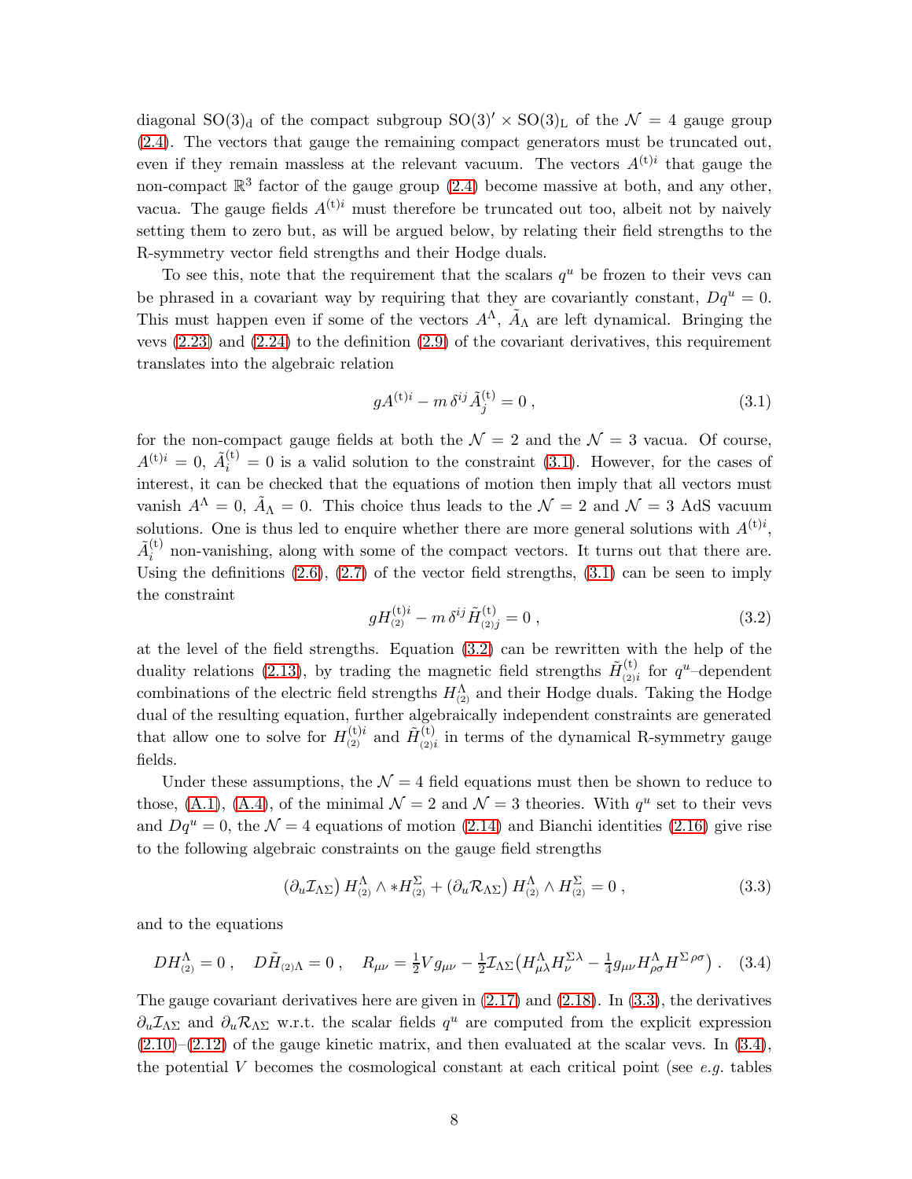diagonal $\mathrm{SO(3)_d}$ of the compact subgroup $\mathrm{SO(3)'} \times \mathrm{SO(3)_L}$ of the $\mathcal{N}=4$ gauge group (2.4). The vectors that gauge the remaining compact generators must be truncated out, even if they remain massless at the relevant vacuum. The vectors $A^{(\mathrm{t})i}$ that gauge the non-compact $\mathbb{R}^3$ factor of the gauge group (2.4) become massive at both, and any other, vacua. The gauge fields $A^{(\mathrm{t})i}$ must therefore be truncated out too, albeit not by naively setting them to zero but, as will be argued below, by relating their field strengths to the R-symmetry vector field strengths and their Hodge duals.

To see this, note that the requirement that the scalars $q^u$ be frozen to their vevs can be phrased in a covariant way by requiring that they are covariantly constant, $Dq^u = 0$. This must happen even if some of the vectors $A^\Lambda$, $\tilde{A}_\Lambda$ are left dynamical. Bringing the vevs (2.23) and (2.24) to the definition (2.9) of the covariant derivatives, this requirement translates into the algebraic relation

$$gA^{(\mathrm{t})i} - m\,\delta^{ij}\tilde{A}^{(\mathrm{t})}_j = 0\,, \tag{3.1}$$

for the non-compact gauge fields at both the $\mathcal{N}=2$ and the $\mathcal{N}=3$ vacua. Of course, $A^{(\mathrm{t})i}=0$, $\tilde{A}^{(\mathrm{t})}_i = 0$ is a valid solution to the constraint (3.1). However, for the cases of interest, it can be checked that the equations of motion then imply that all vectors must vanish $A^\Lambda = 0$, $\tilde{A}_\Lambda = 0$. This choice thus leads to the $\mathcal{N}=2$ and $\mathcal{N}=3$ AdS vacuum solutions. One is thus led to enquire whether there are more general solutions with $A^{(\mathrm{t})i}$, $\tilde{A}^{(\mathrm{t})}_i$ non-vanishing, along with some of the compact vectors. It turns out that there are. Using the definitions (2.6), (2.7) of the vector field strengths, (3.1) can be seen to imply the constraint

$$gH^{(\mathrm{t})i}_{(2)} - m\,\delta^{ij}\tilde{H}^{(\mathrm{t})}_{(2)j} = 0\,, \tag{3.2}$$

at the level of the field strengths. Equation (3.2) can be rewritten with the help of the duality relations (2.13), by trading the magnetic field strengths $\tilde{H}^{(\mathrm{t})}_{(2)i}$ for $q^u$–dependent combinations of the electric field strengths $H^\Lambda_{(2)}$ and their Hodge duals. Taking the Hodge dual of the resulting equation, further algebraically independent constraints are generated that allow one to solve for $H^{(\mathrm{t})i}_{(2)}$ and $\tilde{H}^{(\mathrm{t})}_{(2)i}$ in terms of the dynamical R-symmetry gauge fields.

Under these assumptions, the $\mathcal{N}=4$ field equations must then be shown to reduce to those, (A.1), (A.4), of the minimal $\mathcal{N}=2$ and $\mathcal{N}=3$ theories. With $q^u$ set to their vevs and $Dq^u=0$, the $\mathcal{N}=4$ equations of motion (2.14) and Bianchi identities (2.16) give rise to the following algebraic constraints on the gauge field strengths

$$\left(\partial_u \mathcal{I}_{\Lambda\Sigma}\right) H^\Lambda_{(2)} \wedge * H^\Sigma_{(2)} + \left(\partial_u \mathcal{R}_{\Lambda\Sigma}\right) H^\Lambda_{(2)} \wedge H^\Sigma_{(2)} = 0\,, \tag{3.3}$$

and to the equations

$$DH^\Lambda_{(2)} = 0\,, \quad D\tilde{H}_{(2)\Lambda} = 0\,, \quad R_{\mu\nu} = \tfrac{1}{2} V g_{\mu\nu} - \tfrac{1}{2}\mathcal{I}_{\Lambda\Sigma}\big(H^\Lambda_{\mu\lambda}H^{\Sigma\lambda}_{\nu} - \tfrac{1}{4} g_{\mu\nu} H^\Lambda_{\rho\sigma}H^{\Sigma\,\rho\sigma}\big)\,. \tag{3.4}$$

The gauge covariant derivatives here are given in (2.17) and (2.18). In (3.3), the derivatives $\partial_u \mathcal{I}_{\Lambda\Sigma}$ and $\partial_u \mathcal{R}_{\Lambda\Sigma}$ w.r.t. the scalar fields $q^u$ are computed from the explicit expression (2.10)–(2.12) of the gauge kinetic matrix, and then evaluated at the scalar vevs. In (3.4), the potential $V$ becomes the cosmological constant at each critical point (see *e.g.* tables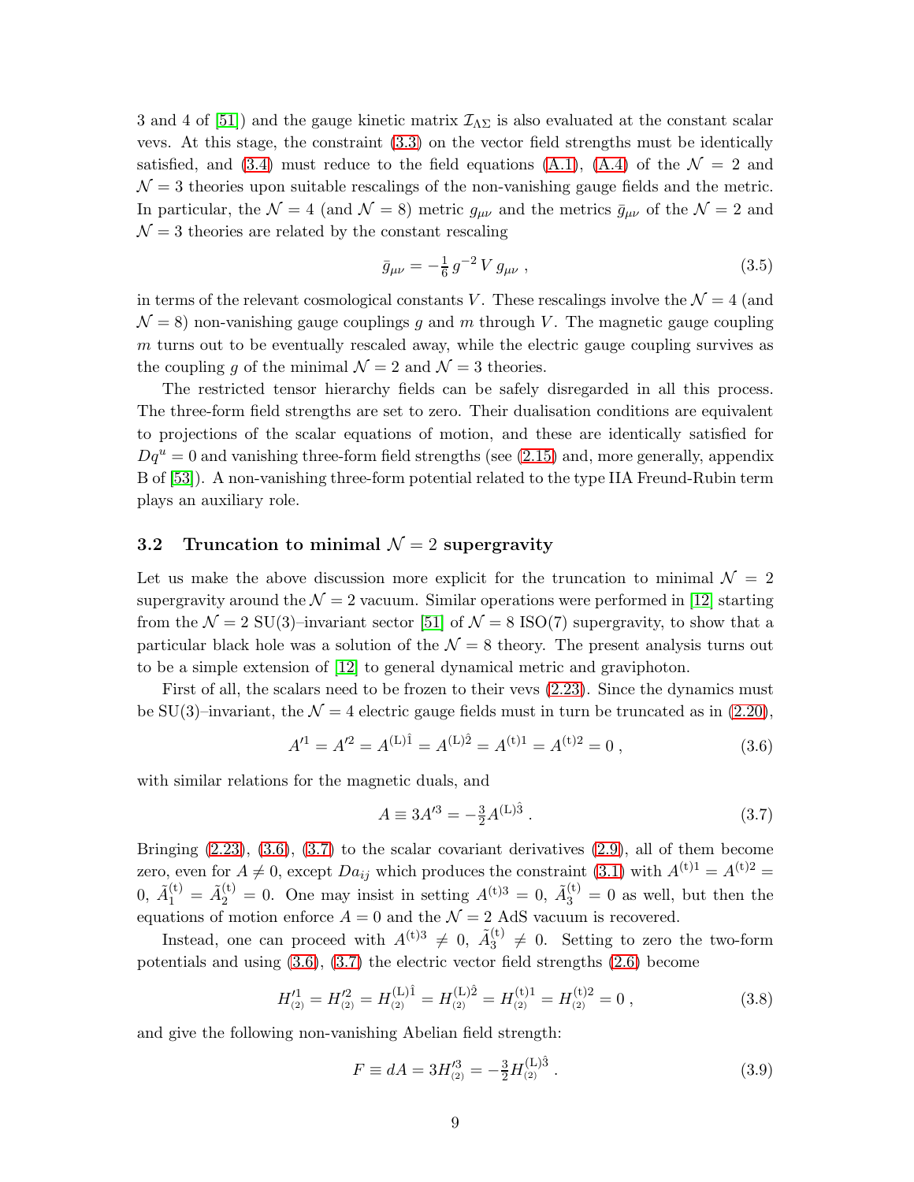3 and 4 of [51]) and the gauge kinetic matrix $\mathcal{I}_{\Lambda\Sigma}$ is also evaluated at the constant scalar vevs. At this stage, the constraint (3.3) on the vector field strengths must be identically satisfied, and (3.4) must reduce to the field equations (A.1), (A.4) of the $\mathcal{N}=2$ and $\mathcal{N}=3$ theories upon suitable rescalings of the non-vanishing gauge fields and the metric. In particular, the $\mathcal{N}=4$ (and $\mathcal{N}=8$) metric $g_{\mu\nu}$ and the metrics $\bar{g}_{\mu\nu}$ of the $\mathcal{N}=2$ and $\mathcal{N}=3$ theories are related by the constant rescaling

$$\bar{g}_{\mu\nu} = -\tfrac{1}{6}\, g^{-2}\, V\, g_{\mu\nu} \;, \tag{3.5}$$

in terms of the relevant cosmological constants $V$. These rescalings involve the $\mathcal{N}=4$ (and $\mathcal{N}=8$) non-vanishing gauge couplings $g$ and $m$ through $V$. The magnetic gauge coupling $m$ turns out to be eventually rescaled away, while the electric gauge coupling survives as the coupling $g$ of the minimal $\mathcal{N}=2$ and $\mathcal{N}=3$ theories.

The restricted tensor hierarchy fields can be safely disregarded in all this process. The three-form field strengths are set to zero. Their dualisation conditions are equivalent to projections of the scalar equations of motion, and these are identically satisfied for $Dq^u=0$ and vanishing three-form field strengths (see (2.15) and, more generally, appendix B of [53]). A non-vanishing three-form potential related to the type IIA Freund-Rubin term plays an auxiliary role.

### 3.2 Truncation to minimal $\mathcal{N}=2$ supergravity

Let us make the above discussion more explicit for the truncation to minimal $\mathcal{N}=2$ supergravity around the $\mathcal{N}=2$ vacuum. Similar operations were performed in [12] starting from the $\mathcal{N}=2$ SU(3)–invariant sector [51] of $\mathcal{N}=8$ ISO(7) supergravity, to show that a particular black hole was a solution of the $\mathcal{N}=8$ theory. The present analysis turns out to be a simple extension of [12] to general dynamical metric and graviphoton.

First of all, the scalars need to be frozen to their vevs (2.23). Since the dynamics must be SU(3)–invariant, the $\mathcal{N}=4$ electric gauge fields must in turn be truncated as in (2.20),

$$A'^1 = A'^2 = A^{(\mathrm{L})\hat{1}} = A^{(\mathrm{L})\hat{2}} = A^{(\mathrm{t})1} = A^{(\mathrm{t})2} = 0 \;, \tag{3.6}$$

with similar relations for the magnetic duals, and

$$A \equiv 3A'^3 = -\tfrac{3}{2}A^{(\mathrm{L})\hat{3}} \;. \tag{3.7}$$

Bringing (2.23), (3.6), (3.7) to the scalar covariant derivatives (2.9), all of them become zero, even for $A\neq 0$, except $Da_{ij}$ which produces the constraint (3.1) with $A^{(\mathrm{t})1} = A^{(\mathrm{t})2} = 0$, $\tilde{A}^{(\mathrm{t})}_1 = \tilde{A}^{(\mathrm{t})}_2 = 0$. One may insist in setting $A^{(\mathrm{t})3}=0$, $\tilde{A}^{(\mathrm{t})}_3 = 0$ as well, but then the equations of motion enforce $A=0$ and the $\mathcal{N}=2$ AdS vacuum is recovered.

Instead, one can proceed with $A^{(\mathrm{t})3}\neq 0$, $\tilde{A}^{(\mathrm{t})}_3 \neq 0$. Setting to zero the two-form potentials and using (3.6), (3.7) the electric vector field strengths (2.6) become

$$H'^1_{(2)} = H'^2_{(2)} = H^{(\mathrm{L})\hat{1}}_{(2)} = H^{(\mathrm{L})\hat{2}}_{(2)} = H^{(\mathrm{t})1}_{(2)} = H^{(\mathrm{t})2}_{(2)} = 0 \;, \tag{3.8}$$

and give the following non-vanishing Abelian field strength:

$$F \equiv dA = 3H'^3_{(2)} = -\tfrac{3}{2}H^{(\mathrm{L})\hat{3}}_{(2)} \;. \tag{3.9}$$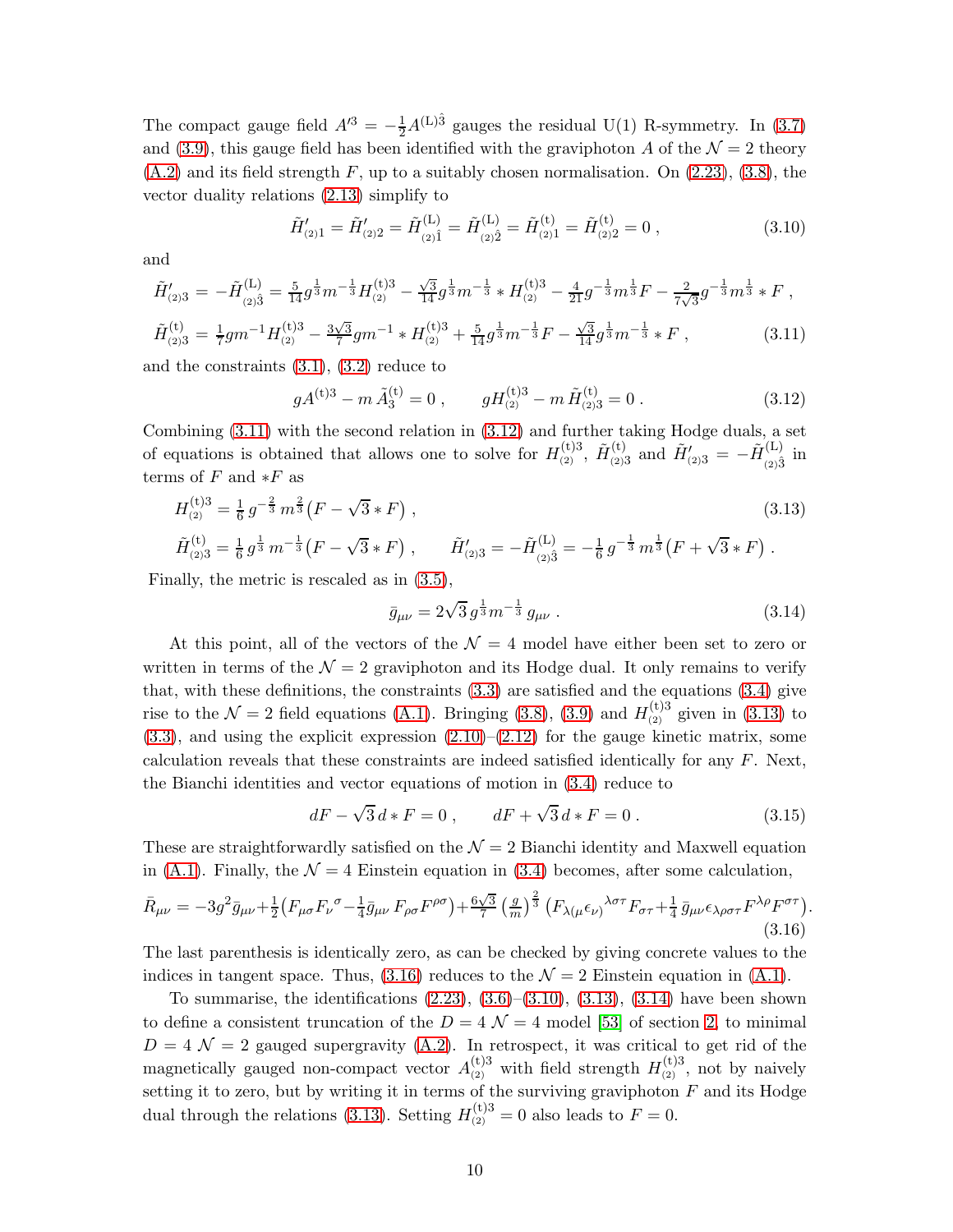The compact gauge field $A'^3 = -\frac{1}{2}A^{(\mathrm{L})\hat{3}}$ gauges the residual U(1) R-symmetry. In (3.7) and (3.9), this gauge field has been identified with the graviphoton $A$ of the $\mathcal{N}=2$ theory (A.2) and its field strength $F$, up to a suitably chosen normalisation. On (2.23), (3.8), the vector duality relations (2.13) simplify to

$$\tilde{H}'_{(2)1} = \tilde{H}'_{(2)2} = \tilde{H}^{(\mathrm{L})}_{(2)\hat{1}} = \tilde{H}^{(\mathrm{L})}_{(2)\hat{2}} = \tilde{H}^{(\mathrm{t})}_{(2)1} = \tilde{H}^{(\mathrm{t})}_{(2)2} = 0 \, , \tag{3.10}$$

and

$$\begin{aligned}
\tilde{H}'_{(2)3} &= -\tilde{H}^{(\mathrm{L})}_{(2)\hat{3}} = \tfrac{5}{14} g^{\frac{1}{3}} m^{-\frac{1}{3}} H^{(\mathrm{t})3}_{(2)} - \tfrac{\sqrt{3}}{14} g^{\frac{1}{3}} m^{-\frac{1}{3}} * H^{(\mathrm{t})3}_{(2)} - \tfrac{4}{21} g^{-\frac{1}{3}} m^{\frac{1}{3}} F - \tfrac{2}{7\sqrt{3}} g^{-\frac{1}{3}} m^{\frac{1}{3}} * F \, , \\
\tilde{H}^{(\mathrm{t})}_{(2)3} &= \tfrac{1}{7} g m^{-1} H^{(\mathrm{t})3}_{(2)} - \tfrac{3\sqrt{3}}{7} g m^{-1} * H^{(\mathrm{t})3}_{(2)} + \tfrac{5}{14} g^{\frac{1}{3}} m^{-\frac{1}{3}} F - \tfrac{\sqrt{3}}{14} g^{\frac{1}{3}} m^{-\frac{1}{3}} * F \, ,
\end{aligned} \tag{3.11}$$

and the constraints (3.1), (3.2) reduce to

$$g A^{(\mathrm{t})3} - m\, \tilde{A}^{(\mathrm{t})}_3 = 0 \, , \qquad g H^{(\mathrm{t})3}_{(2)} - m\, \tilde{H}^{(\mathrm{t})}_{(2)3} = 0 \, . \tag{3.12}$$

Combining (3.11) with the second relation in (3.12) and further taking Hodge duals, a set of equations is obtained that allows one to solve for $H^{(\mathrm{t})3}_{(2)}$, $\tilde{H}^{(\mathrm{t})}_{(2)3}$ and $\tilde{H}'_{(2)3} = -\tilde{H}^{(\mathrm{L})}_{(2)\hat{3}}$ in terms of $F$ and $*F$ as

$$\begin{aligned}
&H^{(\mathrm{t})3}_{(2)} = \tfrac{1}{6}\, g^{-\frac{2}{3}}\, m^{\frac{2}{3}} \big(F - \sqrt{3} * F\big) \, , \\
&\tilde{H}^{(\mathrm{t})}_{(2)3} = \tfrac{1}{6}\, g^{\frac{1}{3}}\, m^{-\frac{1}{3}} \big(F - \sqrt{3} * F\big) \, , \qquad \tilde{H}'_{(2)3} = -\tilde{H}^{(\mathrm{L})}_{(2)\hat{3}} = -\tfrac{1}{6}\, g^{-\frac{1}{3}}\, m^{\frac{1}{3}} \big(F + \sqrt{3} * F\big) \, .
\end{aligned} \tag{3.13}$$

Finally, the metric is rescaled as in (3.5),

$$\bar{g}_{\mu\nu} = 2\sqrt{3}\, g^{\frac{1}{3}} m^{-\frac{1}{3}}\, g_{\mu\nu} \, . \tag{3.14}$$

At this point, all of the vectors of the $\mathcal{N}=4$ model have either been set to zero or written in terms of the $\mathcal{N}=2$ graviphoton and its Hodge dual. It only remains to verify that, with these definitions, the constraints (3.3) are satisfied and the equations (3.4) give rise to the $\mathcal{N}=2$ field equations (A.1). Bringing (3.8), (3.9) and $H^{(\mathrm{t})3}_{(2)}$ given in (3.13) to (3.3), and using the explicit expression (2.10)–(2.12) for the gauge kinetic matrix, some calculation reveals that these constraints are indeed satisfied identically for any $F$. Next, the Bianchi identities and vector equations of motion in (3.4) reduce to

$$dF - \sqrt{3}\, d * F = 0 \, , \qquad dF + \sqrt{3}\, d * F = 0 \, . \tag{3.15}$$

These are straightforwardly satisfied on the $\mathcal{N}=2$ Bianchi identity and Maxwell equation in (A.1). Finally, the $\mathcal{N}=4$ Einstein equation in (3.4) becomes, after some calculation,

$$\bar{R}_{\mu\nu} = -3g^2 \bar{g}_{\mu\nu} + \tfrac{1}{2}\big(F_{\mu\sigma}F_\nu{}^\sigma - \tfrac{1}{4}\bar{g}_{\mu\nu}\, F_{\rho\sigma}F^{\rho\sigma}\big) + \tfrac{6\sqrt{3}}{7}\left(\tfrac{g}{m}\right)^{\frac{2}{3}} \big(F_{\lambda(\mu}\epsilon_{\nu)}{}^{\lambda\sigma\tau} F_{\sigma\tau} + \tfrac{1}{4}\, \bar{g}_{\mu\nu}\epsilon_{\lambda\rho\sigma\tau}F^{\lambda\rho}F^{\sigma\tau}\big). \tag{3.16}$$

The last parenthesis is identically zero, as can be checked by giving concrete values to the indices in tangent space. Thus, (3.16) reduces to the $\mathcal{N}=2$ Einstein equation in (A.1).

To summarise, the identifications (2.23), (3.6)–(3.10), (3.13), (3.14) have been shown to define a consistent truncation of the $D=4$ $\mathcal{N}=4$ model [53] of section 2, to minimal $D=4$ $\mathcal{N}=2$ gauged supergravity (A.2). In retrospect, it was critical to get rid of the magnetically gauged non-compact vector $A^{(\mathrm{t})3}_{(2)}$ with field strength $H^{(\mathrm{t})3}_{(2)}$, not by naively setting it to zero, but by writing it in terms of the surviving graviphoton $F$ and its Hodge dual through the relations (3.13). Setting $H^{(\mathrm{t})3}_{(2)} = 0$ also leads to $F = 0$.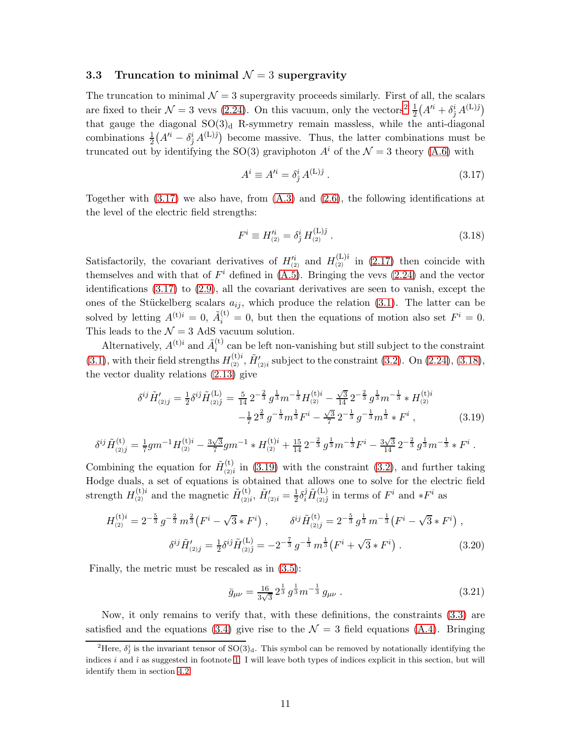### 3.3 Truncation to minimal $\mathcal{N}=3$ supergravity

The truncation to minimal $\mathcal{N}=3$ supergravity proceeds similarly. First of all, the scalars are fixed to their $\mathcal{N}=3$ vevs (2.24). On this vacuum, only the vectors[2] $\frac{1}{2}\big(A'^{i}+\delta^{i}_{\hat{j}}\,A^{(\mathrm{L})\hat{j}}\big)$ that gauge the diagonal $\mathrm{SO}(3)_{\mathrm{d}}$ R-symmetry remain massless, while the anti-diagonal combinations $\frac{1}{2}\big(A'^{i}-\delta^{i}_{\hat{j}}\,A^{(\mathrm{L})\hat{j}}\big)$ become massive. Thus, the latter combinations must be truncated out by identifying the SO(3) graviphoton $A^i$ of the $\mathcal{N}=3$ theory (A.6) with

$$A^{i}\equiv A'^{i}=\delta^{i}_{\hat{j}}\,A^{(\mathrm{L})\hat{j}}\,. \tag{3.17}$$

Together with (3.17) we also have, from (A.3) and (2.6), the following identifications at the level of the electric field strengths:

$$F^{i}\equiv H'^{i}_{(2)}=\delta^{i}_{\hat{j}}\,H^{(\mathrm{L})\hat{j}}_{(2)}\,. \tag{3.18}$$

Satisfactorily, the covariant derivatives of $H'^{i}_{(2)}$ and $H^{(\mathrm{L})\hat{i}}_{(2)}$ in (2.17) then coincide with themselves and with that of $F^i$ defined in (A.5). Bringing the vevs (2.24) and the vector identifications (3.17) to (2.9), all the covariant derivatives are seen to vanish, except the ones of the Stückelberg scalars $a_{ij}$, which produce the relation (3.1). The latter can be solved by letting $A^{(\mathrm{t})i}=0$, $\tilde{A}^{(\mathrm{t})}_{i}=0$, but then the equations of motion also set $F^i=0$. This leads to the $\mathcal{N}=3$ AdS vacuum solution.

Alternatively, $A^{(\mathrm{t})i}$ and $\tilde{A}^{(\mathrm{t})}_{i}$ can be left non-vanishing but still subject to the constraint (3.1), with their field strengths $H^{(\mathrm{t})i}_{(2)}$, $\tilde{H}'_{(2)i}$ subject to the constraint (3.2). On (2.24), (3.18), the vector duality relations (2.13) give

$$\begin{aligned}
\delta^{ij}\tilde{H}'_{(2)j}=\tfrac{1}{2}\delta^{i\hat{j}}\tilde{H}^{(\mathrm{L})}_{(2)\hat{j}}=\tfrac{5}{14}\,2^{-\frac{2}{3}}\,g^{\frac{1}{3}}m^{-\frac{1}{3}}H^{(\mathrm{t})i}_{(2)}-\tfrac{\sqrt{3}}{14}\,2^{-\frac{2}{3}}\,g^{\frac{1}{3}}m^{-\frac{1}{3}}*H^{(\mathrm{t})i}_{(2)}\\
-\tfrac{1}{7}\,2^{\frac{2}{3}}\,g^{-\frac{1}{3}}m^{\frac{1}{3}}F^{i}-\tfrac{\sqrt{3}}{7}\,2^{-\frac{1}{3}}\,g^{-\frac{1}{3}}m^{\frac{1}{3}}*F^{i}\,,
\end{aligned} \tag{3.19}$$

$$\delta^{ij}\tilde{H}^{(\mathrm{t})}_{(2)j}=\tfrac{1}{7}gm^{-1}H^{(\mathrm{t})i}_{(2)}-\tfrac{3\sqrt{3}}{7}gm^{-1}*H^{(\mathrm{t})i}_{(2)}+\tfrac{15}{14}\,2^{-\frac{2}{3}}\,g^{\frac{1}{3}}m^{-\frac{1}{3}}F^{i}-\tfrac{3\sqrt{3}}{14}\,2^{-\frac{2}{3}}\,g^{\frac{1}{3}}m^{-\frac{1}{3}}*F^{i}\,.$$

Combining the equation for $\tilde{H}^{(\mathrm{t})}_{(2)i}$ in (3.19) with the constraint (3.2), and further taking Hodge duals, a set of equations is obtained that allows one to solve for the electric field strength $H^{(\mathrm{t})i}_{(2)}$ and the magnetic $\tilde{H}^{(\mathrm{t})}_{(2)i}$, $\tilde{H}'_{(2)i}=\frac{1}{2}\delta^{\hat{j}}_{i}\tilde{H}^{(\mathrm{L})}_{(2)\hat{j}}$ in terms of $F^i$ and $*F^i$ as

$$\begin{aligned}
H^{(\mathrm{t})i}_{(2)}=2^{-\frac{5}{3}}\,g^{-\frac{2}{3}}\,m^{\frac{2}{3}}\big(F^{i}-\sqrt{3}*F^{i}\big)\,,\qquad \delta^{ij}\tilde{H}^{(\mathrm{t})}_{(2)j}=2^{-\frac{5}{3}}\,g^{\frac{1}{3}}\,m^{-\frac{1}{3}}\big(F^{i}-\sqrt{3}*F^{i}\big)\,,\\
\delta^{ij}\tilde{H}'_{(2)j}=\tfrac{1}{2}\delta^{i\hat{j}}\tilde{H}^{(\mathrm{L})}_{(2)\hat{j}}=-2^{-\frac{7}{3}}\,g^{-\frac{1}{3}}\,m^{\frac{1}{3}}\big(F^{i}+\sqrt{3}*F^{i}\big)\,.
\end{aligned} \tag{3.20}$$

Finally, the metric must be rescaled as in (3.5):

$$\bar{g}_{\mu\nu}=\tfrac{16}{3\sqrt{3}}\,2^{\frac{1}{3}}\,g^{\frac{1}{3}}m^{-\frac{1}{3}}\,g_{\mu\nu}\,. \tag{3.21}$$

Now, it only remains to verify that, with these definitions, the constraints (3.3) are satisfied and the equations (3.4) give rise to the $\mathcal{N}=3$ field equations (A.4). Bringing

[2] Here, $\delta^{i}_{\hat{j}}$ is the invariant tensor of $\mathrm{SO}(3)_{\mathrm{d}}$. This symbol can be removed by notationally identifying the indices $i$ and $\hat{i}$ as suggested in footnote 1. I will leave both types of indices explicit in this section, but will identify them in section 4.2.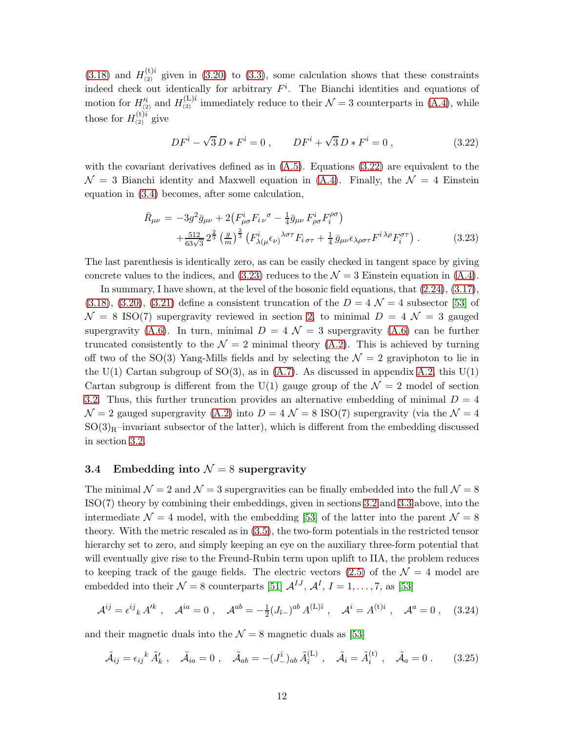(3.18) and $H^{(\mathrm{t})i}_{(2)}$ given in (3.20) to (3.3), some calculation shows that these constraints indeed check out identically for arbitrary $F^i$. The Bianchi identities and equations of motion for $H'^{i}_{(2)}$ and $H^{(\mathrm{L})\hat{\imath}}_{(2)}$ immediately reduce to their $\mathcal{N}=3$ counterparts in (A.4), while those for $H^{(\mathrm{t})i}_{(2)}$ give

$$DF^i - \sqrt{3}\, D * F^i = 0 \,, \qquad DF^i + \sqrt{3}\, D * F^i = 0 \,, \tag{3.22}$$

with the covariant derivatives defined as in (A.5). Equations (3.22) are equivalent to the $\mathcal{N}=3$ Bianchi identity and Maxwell equation in (A.4). Finally, the $\mathcal{N}=4$ Einstein equation in (3.4) becomes, after some calculation,

$$\begin{aligned}
\bar{R}_{\mu\nu} \,=\, & -3g^2 \bar{g}_{\mu\nu} + 2\big(F^i_{\mu\sigma} F_{i\,\nu}{}^{\sigma} - \tfrac{1}{4}\bar{g}_{\mu\nu}\, F^i_{\rho\sigma} F_i^{\rho\sigma}\big) \\
& + \tfrac{512}{63\sqrt{3}}\, 2^{\frac{2}{3}} \left(\tfrac{g}{m}\right)^{\frac{2}{3}} \big(F^i_{\lambda(\mu}\epsilon_{\nu)}{}^{\lambda\sigma\tau} F_{i\,\sigma\tau} + \tfrac{1}{4}\,\bar{g}_{\mu\nu}\epsilon_{\lambda\rho\sigma\tau} F^{i\,\lambda\rho} F_i^{\sigma\tau}\big)\,.
\end{aligned} \tag{3.23}$$

The last parenthesis is identically zero, as can be easily checked in tangent space by giving concrete values to the indices, and (3.23) reduces to the $\mathcal{N}=3$ Einstein equation in (A.4).

In summary, I have shown, at the level of the bosonic field equations, that (2.24), (3.17), (3.18), (3.20), (3.21) define a consistent truncation of the $D=4$ $\mathcal{N}=4$ subsector [53] of $\mathcal{N}=8$ ISO(7) supergravity reviewed in section 2, to minimal $D=4$ $\mathcal{N}=3$ gauged supergravity (A.6). In turn, minimal $D=4$ $\mathcal{N}=3$ supergravity (A.6) can be further truncated consistently to the $\mathcal{N}=2$ minimal theory (A.2). This is achieved by turning off two of the SO(3) Yang-Mills fields and by selecting the $\mathcal{N}=2$ graviphoton to lie in the U(1) Cartan subgroup of SO(3), as in (A.7). As discussed in appendix A.2, this U(1) Cartan subgroup is different from the U(1) gauge group of the $\mathcal{N}=2$ model of section 3.2. Thus, this further truncation provides an alternative embedding of minimal $D=4$ $\mathcal{N}=2$ gauged supergravity (A.2) into $D=4$ $\mathcal{N}=8$ ISO(7) supergravity (via the $\mathcal{N}=4$ $\mathrm{SO(3)_R}$–invariant subsector of the latter), which is different from the embedding discussed in section 3.2.

### 3.4 Embedding into $\mathcal{N}=8$ supergravity

The minimal $\mathcal{N}=2$ and $\mathcal{N}=3$ supergravities can be finally embedded into the full $\mathcal{N}=8$ ISO(7) theory by combining their embeddings, given in sections 3.2 and 3.3 above, into the intermediate $\mathcal{N}=4$ model, with the embedding [53] of the latter into the parent $\mathcal{N}=8$ theory. With the metric rescaled as in (3.5), the two-form potentials in the restricted tensor hierarchy set to zero, and simply keeping an eye on the auxiliary three-form potential that will eventually give rise to the Freund-Rubin term upon uplift to IIA, the problem reduces to keeping track of the gauge fields. The electric vectors (2.5) of the $\mathcal{N}=4$ model are embedded into their $\mathcal{N}=8$ counterparts [51] $\mathcal{A}^{IJ}$, $\mathcal{A}^I$, $I=1,\ldots,7$, as [53]

$$\mathcal{A}^{ij} = \epsilon^{ij}{}_k\, A'^k \,, \quad \mathcal{A}^{ia} = 0 \,, \quad \mathcal{A}^{ab} = -\tfrac{1}{2}(J_{\hat{\imath}-})^{ab}\, A^{(\mathrm{L})\hat{\imath}} \,, \quad \mathcal{A}^i = A^{(\mathrm{t})i} \,, \quad \mathcal{A}^a = 0 \,, \tag{3.24}$$

and their magnetic duals into the $\mathcal{N}=8$ magnetic duals as [53]

$$\tilde{\mathcal{A}}_{ij} = \epsilon_{ij}{}^k\, \tilde{A}'_k \,, \quad \tilde{\mathcal{A}}_{ia} = 0 \,, \quad \tilde{\mathcal{A}}_{ab} = -(J^{\hat{\imath}}_-)_{ab}\, \tilde{A}^{(\mathrm{L})}_{\hat{\imath}} \,, \quad \tilde{\mathcal{A}}_i = \tilde{A}^{(\mathrm{t})}_i \,, \quad \tilde{\mathcal{A}}_a = 0 \,. \tag{3.25}$$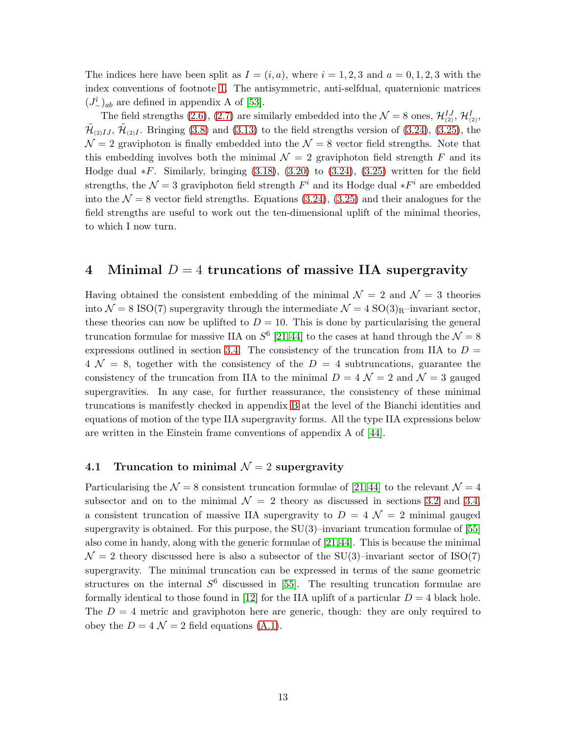The indices here have been split as $I = (i, a)$, where $i = 1, 2, 3$ and $a = 0, 1, 2, 3$ with the index conventions of footnote 1. The antisymmetric, anti-selfdual, quaternionic matrices $(J^i_-)_{ab}$ are defined in appendix A of [53].

The field strengths (2.6), (2.7) are similarly embedded into the $\mathcal{N} = 8$ ones, $\mathcal{H}^{IJ}_{(2)}$, $\mathcal{H}^{I}_{(2)}$, $\tilde{\mathcal{H}}_{(2)IJ}$, $\tilde{\mathcal{H}}_{(2)I}$. Bringing (3.8) and (3.13) to the field strengths version of (3.24), (3.25), the $\mathcal{N} = 2$ graviphoton is finally embedded into the $\mathcal{N} = 8$ vector field strengths. Note that this embedding involves both the minimal $\mathcal{N} = 2$ graviphoton field strength $F$ and its Hodge dual $*F$. Similarly, bringing (3.18), (3.20) to (3.24), (3.25) written for the field strengths, the $\mathcal{N} = 3$ graviphoton field strength $F^i$ and its Hodge dual $*F^i$ are embedded into the $\mathcal{N} = 8$ vector field strengths. Equations (3.24), (3.25) and their analogues for the field strengths are useful to work out the ten-dimensional uplift of the minimal theories, to which I now turn.

## 4 Minimal $D = 4$ truncations of massive IIA supergravity

Having obtained the consistent embedding of the minimal $\mathcal{N} = 2$ and $\mathcal{N} = 3$ theories into $\mathcal{N} = 8$ ISO(7) supergravity through the intermediate $\mathcal{N} = 4$ $\mathrm{SO}(3)_{\mathrm{R}}$–invariant sector, these theories can now be uplifted to $D = 10$. This is done by particularising the general truncation formulae for massive IIA on $S^6$ [21,44] to the cases at hand through the $\mathcal{N} = 8$ expressions outlined in section 3.4. The consistency of the truncation from IIA to $D = 4$ $\mathcal{N} = 8$, together with the consistency of the $D = 4$ subtruncations, guarantee the consistency of the truncation from IIA to the minimal $D = 4$ $\mathcal{N} = 2$ and $\mathcal{N} = 3$ gauged supergravities. In any case, for further reassurance, the consistency of these minimal truncations is manifestly checked in appendix B at the level of the Bianchi identities and equations of motion of the type IIA supergravity forms. All the type IIA expressions below are written in the Einstein frame conventions of appendix A of [44].

### 4.1 Truncation to minimal $\mathcal{N} = 2$ supergravity

Particularising the $\mathcal{N} = 8$ consistent truncation formulae of [21,44] to the relevant $\mathcal{N} = 4$ subsector and on to the minimal $\mathcal{N} = 2$ theory as discussed in sections 3.2 and 3.4, a consistent truncation of massive IIA supergravity to $D = 4$ $\mathcal{N} = 2$ minimal gauged supergravity is obtained. For this purpose, the SU(3)–invariant truncation formulae of [55] also come in handy, along with the generic formulae of [21,44]. This is because the minimal $\mathcal{N} = 2$ theory discussed here is also a subsector of the SU(3)–invariant sector of ISO(7) supergravity. The minimal truncation can be expressed in terms of the same geometric structures on the internal $S^6$ discussed in [55]. The resulting truncation formulae are formally identical to those found in [12] for the IIA uplift of a particular $D = 4$ black hole. The $D = 4$ metric and graviphoton here are generic, though: they are only required to obey the $D = 4$ $\mathcal{N} = 2$ field equations (A.1).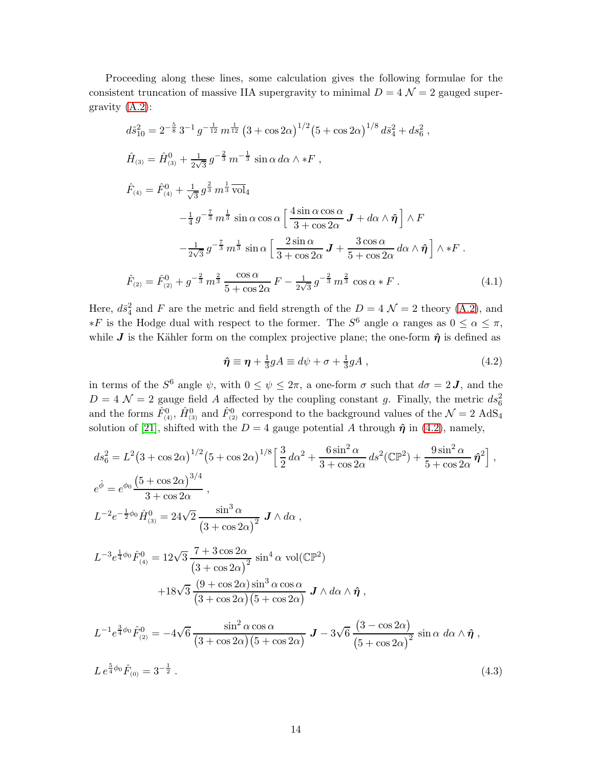Proceeding along these lines, some calculation gives the following formulae for the consistent truncation of massive IIA supergravity to minimal $D = 4$ $\mathcal{N} = 2$ gauged supergravity (A.2):

$$
\begin{aligned}
d\hat{s}^2_{10} &= 2^{-\frac{5}{8}}\, 3^{-1}\, g^{-\frac{1}{12}}\, m^{\frac{1}{12}} \left(3+\cos 2\alpha\right)^{1/2} \left(5+\cos 2\alpha\right)^{1/8} d\bar{s}^2_4 + ds^2_6 \ , \\
\hat{H}_{(3)} &= \hat{H}^0_{(3)} + \tfrac{1}{2\sqrt{3}}\, g^{-\frac{2}{3}}\, m^{-\frac{1}{3}}\, \sin\alpha\, d\alpha \wedge *F \ , \\
\hat{F}_{(4)} &= \hat{F}^0_{(4)} + \tfrac{1}{\sqrt{3}}\, g^{\frac{2}{3}}\, m^{\frac{1}{3}}\, \overline{\text{vol}}_4 \\
&\qquad - \tfrac{1}{4}\, g^{-\frac{7}{3}}\, m^{\frac{1}{3}}\, \sin\alpha\cos\alpha \left[ \frac{4\sin\alpha\cos\alpha}{3+\cos 2\alpha}\, \boldsymbol{J} + d\alpha\wedge\hat{\boldsymbol{\eta}} \right] \wedge F \\
&\qquad - \tfrac{1}{2\sqrt{3}}\, g^{-\frac{7}{3}}\, m^{\frac{1}{3}}\, \sin\alpha \left[ \frac{2\sin\alpha}{3+\cos 2\alpha}\, \boldsymbol{J} + \frac{3\cos\alpha}{5+\cos 2\alpha}\, d\alpha\wedge\hat{\boldsymbol{\eta}} \right] \wedge *F \ . \\
\hat{F}_{(2)} &= \hat{F}^0_{(2)} + g^{-\frac{2}{3}}\, m^{\frac{2}{3}}\, \frac{\cos\alpha}{5+\cos 2\alpha}\, F - \tfrac{1}{2\sqrt{3}}\, g^{-\frac{2}{3}}\, m^{\frac{2}{3}}\, \cos\alpha * F \ .
\end{aligned}
\tag{4.1}
$$

Here, $d\bar{s}^2_4$ and $F$ are the metric and field strength of the $D = 4$ $\mathcal{N} = 2$ theory (A.2), and $*F$ is the Hodge dual with respect to the former. The $S^6$ angle $\alpha$ ranges as $0 \le \alpha \le \pi$, while $\boldsymbol{J}$ is the Kähler form on the complex projective plane; the one-form $\hat{\boldsymbol{\eta}}$ is defined as

$$
\hat{\boldsymbol{\eta}} \equiv \boldsymbol{\eta} + \tfrac{1}{3} g A \equiv d\psi + \sigma + \tfrac{1}{3} g A \ , \tag{4.2}
$$

in terms of the $S^6$ angle $\psi$, with $0 \le \psi \le 2\pi$, a one-form $\sigma$ such that $d\sigma = 2\,\boldsymbol{J}$, and the $D = 4$ $\mathcal{N} = 2$ gauge field $A$ affected by the coupling constant $g$. Finally, the metric $ds^2_6$ and the forms $\hat{F}^0_{(4)}$, $\hat{H}^0_{(3)}$ and $\hat{F}^0_{(2)}$ correspond to the background values of the $\mathcal{N} = 2$ $\text{AdS}_4$ solution of [21], shifted with the $D = 4$ gauge potential $A$ through $\hat{\boldsymbol{\eta}}$ in (4.2), namely,

$$
\begin{aligned}
ds^2_6 &= L^2 \left(3+\cos 2\alpha\right)^{1/2} \left(5+\cos 2\alpha\right)^{1/8} \left[ \frac{3}{2}\, d\alpha^2 + \frac{6\sin^2\alpha}{3+\cos 2\alpha}\, ds^2(\mathbb{CP}^2) + \frac{9\sin^2\alpha}{5+\cos 2\alpha}\, \hat{\boldsymbol{\eta}}^2 \right] , \\
e^{\hat{\phi}} &= e^{\phi_0}\, \frac{\left(5+\cos 2\alpha\right)^{3/4}}{3+\cos 2\alpha} \ , \\
L^{-2} e^{-\frac{1}{2}\phi_0} \hat{H}^0_{(3)} &= 24\sqrt{2}\, \frac{\sin^3\alpha}{\left(3+\cos 2\alpha\right)^2}\, \boldsymbol{J}\wedge d\alpha \ , \\
L^{-3} e^{\frac{1}{4}\phi_0} \hat{F}^0_{(4)} &= 12\sqrt{3}\, \frac{7+3\cos 2\alpha}{\left(3+\cos 2\alpha\right)^2}\, \sin^4\alpha\ \text{vol}(\mathbb{CP}^2) \\
&\qquad + 18\sqrt{3}\, \frac{\left(9+\cos 2\alpha\right)\sin^3\alpha\cos\alpha}{\left(3+\cos 2\alpha\right)\left(5+\cos 2\alpha\right)}\, \boldsymbol{J}\wedge d\alpha\wedge\hat{\boldsymbol{\eta}} \ , \\
L^{-1} e^{\frac{3}{4}\phi_0} \hat{F}^0_{(2)} &= -4\sqrt{6}\, \frac{\sin^2\alpha\cos\alpha}{\left(3+\cos 2\alpha\right)\left(5+\cos 2\alpha\right)}\, \boldsymbol{J} - 3\sqrt{6}\, \frac{\left(3-\cos 2\alpha\right)}{\left(5+\cos 2\alpha\right)^2}\, \sin\alpha\ d\alpha\wedge\hat{\boldsymbol{\eta}} \ , \\
L\, e^{\frac{5}{4}\phi_0} \hat{F}_{(0)} &= 3^{-\frac{1}{2}} \ .
\end{aligned}
\tag{4.3}
$$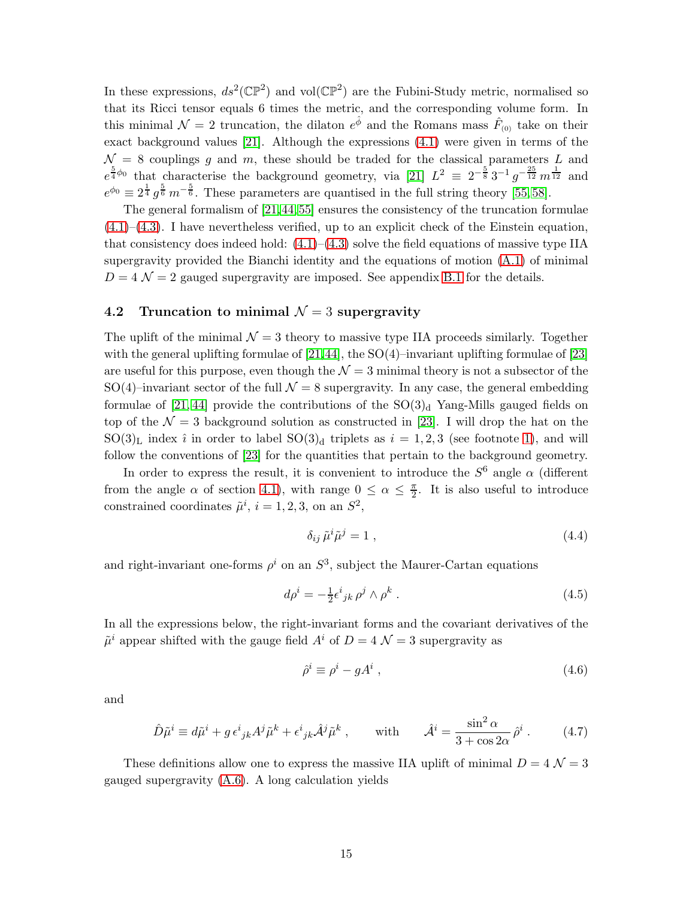In these expressions, $ds^2(\mathbb{CP}^2)$ and $\text{vol}(\mathbb{CP}^2)$ are the Fubini-Study metric, normalised so that its Ricci tensor equals 6 times the metric, and the corresponding volume form. In this minimal $\mathcal{N}=2$ truncation, the dilaton $e^{\hat{\phi}}$ and the Romans mass $\hat{F}_{(0)}$ take on their exact background values [21]. Although the expressions (4.1) were given in terms of the $\mathcal{N}=8$ couplings $g$ and $m$, these should be traded for the classical parameters $L$ and $e^{\frac{5}{4}\phi_0}$ that characterise the background geometry, via [21] $L^2 \equiv 2^{-\frac{5}{8}}\, 3^{-1}\, g^{-\frac{25}{12}}\, m^{\frac{1}{12}}$ and $e^{\phi_0} \equiv 2^{\frac{1}{4}}\, g^{\frac{5}{6}}\, m^{-\frac{5}{6}}$. These parameters are quantised in the full string theory [55,58].

The general formalism of [21,44,55] ensures the consistency of the truncation formulae (4.1)–(4.3). I have nevertheless verified, up to an explicit check of the Einstein equation, that consistency does indeed hold: (4.1)–(4.3) solve the field equations of massive type IIA supergravity provided the Bianchi identity and the equations of motion (A.1) of minimal $D=4$ $\mathcal{N}=2$ gauged supergravity are imposed. See appendix B.1 for the details.

## 4.2 Truncation to minimal $\mathcal{N}=3$ supergravity

The uplift of the minimal $\mathcal{N}=3$ theory to massive type IIA proceeds similarly. Together with the general uplifting formulae of [21,44], the SO(4)–invariant uplifting formulae of [23] are useful for this purpose, even though the $\mathcal{N}=3$ minimal theory is not a subsector of the SO(4)–invariant sector of the full $\mathcal{N}=8$ supergravity. In any case, the general embedding formulae of [21,44] provide the contributions of the $\text{SO}(3)_{\text{d}}$ Yang-Mills gauged fields on top of the $\mathcal{N}=3$ background solution as constructed in [23]. I will drop the hat on the $\text{SO}(3)_{\text{L}}$ index $\hat{\imath}$ in order to label $\text{SO}(3)_{\text{d}}$ triplets as $i=1,2,3$ (see footnote 1), and will follow the conventions of [23] for the quantities that pertain to the background geometry.

In order to express the result, it is convenient to introduce the $S^6$ angle $\alpha$ (different from the angle $\alpha$ of section 4.1), with range $0 \leq \alpha \leq \frac{\pi}{2}$. It is also useful to introduce constrained coordinates $\tilde{\mu}^i$, $i=1,2,3$, on an $S^2$,

$$\delta_{ij}\, \tilde{\mu}^i \tilde{\mu}^j = 1 \,, \tag{4.4}$$

and right-invariant one-forms $\rho^i$ on an $S^3$, subject the Maurer-Cartan equations

$$d\rho^i = -\tfrac{1}{2}\epsilon^i{}_{jk}\, \rho^j \wedge \rho^k \,. \tag{4.5}$$

In all the expressions below, the right-invariant forms and the covariant derivatives of the $\tilde{\mu}^i$ appear shifted with the gauge field $A^i$ of $D=4$ $\mathcal{N}=3$ supergravity as

$$\hat{\rho}^i \equiv \rho^i - gA^i \,, \tag{4.6}$$

and

$$\hat{D}\tilde{\mu}^i \equiv d\tilde{\mu}^i + g\, \epsilon^i{}_{jk} A^j \tilde{\mu}^k + \epsilon^i{}_{jk} \hat{\mathcal{A}}^j \tilde{\mu}^k \,, \qquad \text{with} \qquad \hat{\mathcal{A}}^i = \frac{\sin^2\alpha}{3+\cos 2\alpha}\, \hat{\rho}^i \,. \tag{4.7}$$

These definitions allow one to express the massive IIA uplift of minimal $D=4$ $\mathcal{N}=3$ gauged supergravity (A.6). A long calculation yields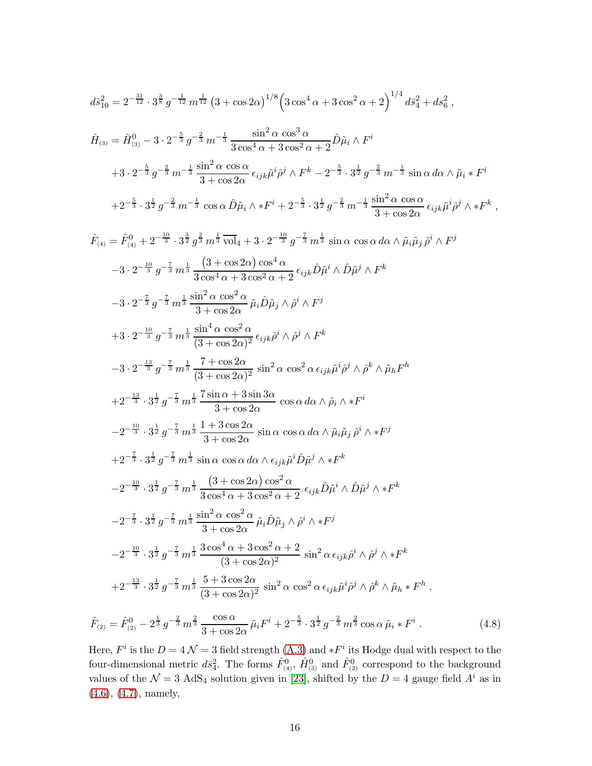$$
\begin{aligned}
d\hat{s}^2_{10} &= 2^{-\frac{31}{12}} \cdot 3^{\frac{3}{8}}\, g^{-\frac{1}{12}}\, m^{\frac{1}{12}} \left(3+\cos 2\alpha\right)^{1/8} \Big(3\cos^4\alpha + 3\cos^2\alpha + 2\Big)^{1/4} d\bar{s}^2_4 + ds^2_6 \, , \\[2mm]
\hat{H}_{\scriptscriptstyle(3)} &= \hat{H}^0_{\scriptscriptstyle(3)} - 3\cdot 2^{-\frac{5}{3}}\, g^{-\frac{2}{3}}\, m^{-\frac{1}{3}}\, \frac{\sin^2\alpha\, \cos^3\alpha}{3\cos^4\alpha + 3\cos^2\alpha + 2} \hat{D}\tilde{\mu}_i \wedge F^i \\
&\quad + 3\cdot 2^{-\frac{5}{3}}\, g^{-\frac{2}{3}}\, m^{-\frac{1}{3}}\, \frac{\sin^2\alpha\, \cos\alpha}{3+\cos 2\alpha}\, \epsilon_{ijk}\tilde{\mu}^i \hat{\rho}^j \wedge F^k - 2^{-\frac{5}{3}}\cdot 3^{\frac{1}{2}}\, g^{-\frac{2}{3}}\, m^{-\frac{1}{3}}\, \sin\alpha\, d\alpha \wedge \tilde{\mu}_i * F^i \\
&\quad + 2^{-\frac{5}{3}}\cdot 3^{\frac{1}{2}}\, g^{-\frac{2}{3}}\, m^{-\frac{1}{3}}\, \cos\alpha\, \hat{D}\tilde{\mu}_i \wedge *F^i + 2^{-\frac{5}{3}}\cdot 3^{\frac{1}{2}}\, g^{-\frac{2}{3}}\, m^{-\frac{1}{3}}\, \frac{\sin^2\alpha\, \cos\alpha}{3+\cos 2\alpha}\, \epsilon_{ijk}\tilde{\mu}^i \hat{\rho}^j \wedge *F^k \, , \\[2mm]
\hat{F}_{\scriptscriptstyle(4)} &= \hat{F}^0_{\scriptscriptstyle(4)} + 2^{-\frac{10}{3}}\cdot 3^{\frac{3}{2}}\, g^{\frac{2}{3}}\, m^{\frac{1}{3}}\, \overline{\text{vol}}_4 + 3\cdot 2^{-\frac{10}{3}}\, g^{-\frac{7}{3}}\, m^{\frac{1}{3}}\, \sin\alpha\, \cos\alpha\, d\alpha \wedge \tilde{\mu}_i\tilde{\mu}_j\, \hat{\rho}^i \wedge F^j \\
&\quad - 3\cdot 2^{-\frac{10}{3}}\, g^{-\frac{7}{3}}\, m^{\frac{1}{3}}\, \frac{\left(3+\cos 2\alpha\right)\cos^4\alpha}{3\cos^4\alpha + 3\cos^2\alpha + 2}\, \epsilon_{ijk}\hat{D}\tilde{\mu}^i \wedge \hat{D}\tilde{\mu}^j \wedge F^k \\
&\quad - 3\cdot 2^{-\frac{7}{3}}\, g^{-\frac{7}{3}}\, m^{\frac{1}{3}}\, \frac{\sin^2\alpha\, \cos^2\alpha}{3+\cos 2\alpha}\, \tilde{\mu}_i \hat{D}\tilde{\mu}_j \wedge \hat{\rho}^i \wedge F^j \\
&\quad + 3\cdot 2^{-\frac{10}{3}}\, g^{-\frac{7}{3}}\, m^{\frac{1}{3}}\, \frac{\sin^4\alpha\, \cos^2\alpha}{(3+\cos 2\alpha)^2}\, \epsilon_{ijk}\hat{\rho}^i \wedge \hat{\rho}^j \wedge F^k \\
&\quad - 3\cdot 2^{-\frac{13}{3}}\, g^{-\frac{7}{3}}\, m^{\frac{1}{3}}\, \frac{7+\cos 2\alpha}{(3+\cos 2\alpha)^2}\, \sin^2\alpha\, \cos^2\alpha\, \epsilon_{ijk}\tilde{\mu}^i \hat{\rho}^j \wedge \hat{\rho}^k \wedge \tilde{\mu}_h F^h \\
&\quad + 2^{-\frac{13}{3}}\cdot 3^{\frac{1}{2}}\, g^{-\frac{7}{3}}\, m^{\frac{1}{3}}\, \frac{7\sin\alpha + 3\sin 3\alpha}{3+\cos 2\alpha}\, \cos\alpha\, d\alpha \wedge \hat{\rho}_i \wedge *F^i \\
&\quad - 2^{-\frac{10}{3}}\cdot 3^{\frac{1}{2}}\, g^{-\frac{7}{3}}\, m^{\frac{1}{3}}\, \frac{1+3\cos 2\alpha}{3+\cos 2\alpha}\, \sin\alpha\, \cos\alpha\, d\alpha \wedge \tilde{\mu}_i\tilde{\mu}_j\, \hat{\rho}^i \wedge *F^j \\
&\quad + 2^{-\frac{7}{3}}\cdot 3^{\frac{1}{2}}\, g^{-\frac{7}{3}}\, m^{\frac{1}{3}}\, \sin\alpha\, \cos\alpha\, d\alpha \wedge \epsilon_{ijk}\tilde{\mu}^i \hat{D}\tilde{\mu}^j \wedge *F^k \\
&\quad - 2^{-\frac{10}{3}}\cdot 3^{\frac{1}{2}}\, g^{-\frac{7}{3}}\, m^{\frac{1}{3}}\, \frac{\left(3+\cos 2\alpha\right)\cos^2\alpha}{3\cos^4\alpha + 3\cos^2\alpha + 2}\, \epsilon_{ijk}\hat{D}\tilde{\mu}^i \wedge \hat{D}\tilde{\mu}^j \wedge *F^k \\
&\quad - 2^{-\frac{7}{3}}\cdot 3^{\frac{1}{2}}\, g^{-\frac{7}{3}}\, m^{\frac{1}{3}}\, \frac{\sin^2\alpha\, \cos^2\alpha}{3+\cos 2\alpha}\, \tilde{\mu}_i \hat{D}\tilde{\mu}_j \wedge \hat{\rho}^i \wedge *F^j \\
&\quad - 2^{-\frac{10}{3}}\cdot 3^{\frac{1}{2}}\, g^{-\frac{7}{3}}\, m^{\frac{1}{3}}\, \frac{3\cos^4\alpha + 3\cos^2\alpha + 2}{(3+\cos 2\alpha)^2}\, \sin^2\alpha\, \epsilon_{ijk}\hat{\rho}^i \wedge \hat{\rho}^j \wedge *F^k \\
&\quad + 2^{-\frac{13}{3}}\cdot 3^{\frac{1}{2}}\, g^{-\frac{7}{3}}\, m^{\frac{1}{3}}\, \frac{5+3\cos 2\alpha}{(3+\cos 2\alpha)^2}\, \sin^2\alpha\, \cos^2\alpha\, \epsilon_{ijk}\tilde{\mu}^i \hat{\rho}^j \wedge \hat{\rho}^k \wedge \tilde{\mu}_h * F^h \, , \\[2mm]
\hat{F}_{\scriptscriptstyle(2)} &= \hat{F}^0_{\scriptscriptstyle(2)} - 2^{\frac{1}{3}}\, g^{-\frac{2}{3}}\, m^{\frac{2}{3}}\, \frac{\cos\alpha}{3+\cos 2\alpha}\, \tilde{\mu}_i F^i + 2^{-\frac{5}{3}}\cdot 3^{\frac{1}{2}}\, g^{-\frac{2}{3}}\, m^{\frac{2}{3}} \cos\alpha\, \tilde{\mu}_i * F^i \, .
\end{aligned}
\tag{4.8}
$$

Here, $F^i$ is the $D = 4$ $\mathcal{N} = 3$ field strength (A.3) and $*F^i$ its Hodge dual with respect to the four-dimensional metric $d\bar{s}^2_4$. The forms $\hat{F}^0_{\scriptscriptstyle(4)}$, $\hat{H}^0_{\scriptscriptstyle(3)}$ and $\hat{F}^0_{\scriptscriptstyle(2)}$ correspond to the background values of the $\mathcal{N} = 3$ $\text{AdS}_4$ solution given in [23], shifted by the $D = 4$ gauge field $A^i$ as in (4.6), (4.7), namely,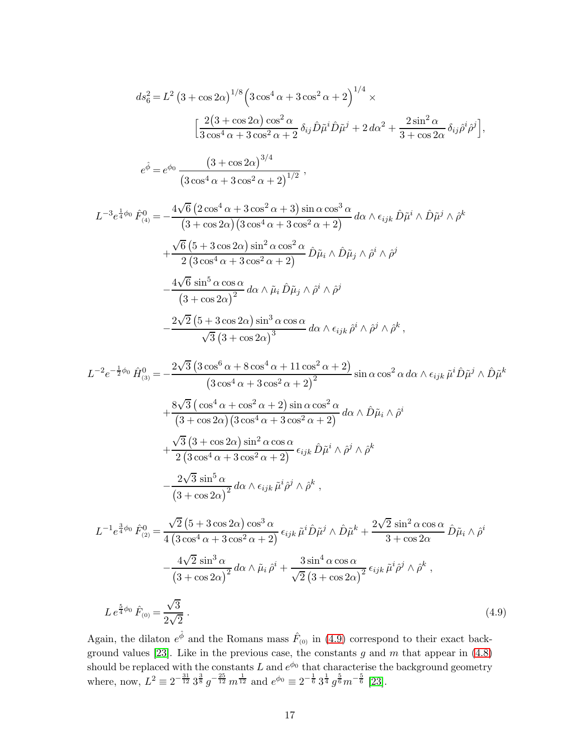$$
\begin{aligned}
ds_6^2 =& \, L^2 \left(3+\cos 2\alpha\right)^{1/8} \Big(3\cos^4\alpha + 3\cos^2\alpha + 2\Big)^{1/4} \times \\
& \Big[\frac{2\big(3+\cos 2\alpha\big)\cos^2\alpha}{3\cos^4\alpha+3\cos^2\alpha+2}\,\delta_{ij}\hat{D}\tilde{\mu}^i\hat{D}\tilde{\mu}^j + 2\,d\alpha^2 + \frac{2\sin^2\alpha}{3+\cos 2\alpha}\,\delta_{ij}\hat{\rho}^i\hat{\rho}^j\Big], \\[1em]
e^{\hat{\phi}} =& \, e^{\phi_0}\,\frac{\big(3+\cos 2\alpha\big)^{3/4}}{\big(3\cos^4\alpha+3\cos^2\alpha+2\big)^{1/2}}\,, \\[1em]
L^{-3}e^{\frac14\phi_0}\,\hat{F}^0_{(4)} =& -\frac{4\sqrt{6}\,\big(2\cos^4\alpha+3\cos^2\alpha+3\big)\sin\alpha\cos^3\alpha}{\big(3+\cos 2\alpha\big)\big(3\cos^4\alpha+3\cos^2\alpha+2\big)}\,d\alpha\wedge\epsilon_{ijk}\,\hat{D}\tilde{\mu}^i\wedge\hat{D}\tilde{\mu}^j\wedge\hat{\rho}^k \\
& + \frac{\sqrt{6}\,\big(5+3\cos 2\alpha\big)\sin^2\alpha\cos^2\alpha}{2\,\big(3\cos^4\alpha+3\cos^2\alpha+2\big)}\,\hat{D}\tilde{\mu}_i\wedge\hat{D}\tilde{\mu}_j\wedge\hat{\rho}^i\wedge\hat{\rho}^j \\
& - \frac{4\sqrt{6}\,\sin^5\alpha\cos\alpha}{\big(3+\cos 2\alpha\big)^2}\,d\alpha\wedge\tilde{\mu}_i\,\hat{D}\tilde{\mu}_j\wedge\hat{\rho}^i\wedge\hat{\rho}^j \\
& - \frac{2\sqrt{2}\,\big(5+3\cos 2\alpha\big)\sin^3\alpha\cos\alpha}{\sqrt{3}\,\big(3+\cos 2\alpha\big)^3}\,d\alpha\wedge\epsilon_{ijk}\,\hat{\rho}^i\wedge\hat{\rho}^j\wedge\hat{\rho}^k\,, \\[1em]
L^{-2}e^{-\frac12\phi_0}\,\hat{H}^0_{(3)} =& -\frac{2\sqrt{3}\,\big(3\cos^6\alpha+8\cos^4\alpha+11\cos^2\alpha+2\big)}{\big(3\cos^4\alpha+3\cos^2\alpha+2\big)^2}\sin\alpha\cos^2\alpha\,d\alpha\wedge\epsilon_{ijk}\,\tilde{\mu}^i\hat{D}\tilde{\mu}^j\wedge\hat{D}\tilde{\mu}^k \\
& + \frac{8\sqrt{3}\,\big(\cos^4\alpha+\cos^2\alpha+2\big)\sin\alpha\cos^2\alpha}{\big(3+\cos 2\alpha\big)\big(3\cos^4\alpha+3\cos^2\alpha+2\big)}\,d\alpha\wedge\hat{D}\tilde{\mu}_i\wedge\hat{\rho}^i \\
& + \frac{\sqrt{3}\,\big(3+\cos 2\alpha\big)\sin^2\alpha\cos\alpha}{2\,\big(3\cos^4\alpha+3\cos^2\alpha+2\big)}\,\epsilon_{ijk}\,\hat{D}\tilde{\mu}^i\wedge\hat{\rho}^j\wedge\hat{\rho}^k \\
& - \frac{2\sqrt{3}\,\sin^5\alpha}{\big(3+\cos 2\alpha\big)^2}\,d\alpha\wedge\epsilon_{ijk}\,\tilde{\mu}^i\hat{\rho}^j\wedge\hat{\rho}^k\,, \\[1em]
L^{-1}e^{\frac34\phi_0}\,\hat{F}^0_{(2)} =& \,\frac{\sqrt{2}\,\big(5+3\cos 2\alpha\big)\cos^3\alpha}{4\,\big(3\cos^4\alpha+3\cos^2\alpha+2\big)}\,\epsilon_{ijk}\,\tilde{\mu}^i\hat{D}\tilde{\mu}^j\wedge\hat{D}\tilde{\mu}^k + \frac{2\sqrt{2}\,\sin^2\alpha\cos\alpha}{3+\cos 2\alpha}\,\hat{D}\tilde{\mu}_i\wedge\hat{\rho}^i \\
& - \frac{4\sqrt{2}\,\sin^3\alpha}{\big(3+\cos 2\alpha\big)^2}\,d\alpha\wedge\tilde{\mu}_i\,\hat{\rho}^i + \frac{3\sin^4\alpha\cos\alpha}{\sqrt{2}\,\big(3+\cos 2\alpha\big)^2}\,\epsilon_{ijk}\,\tilde{\mu}^i\hat{\rho}^j\wedge\hat{\rho}^k\,, \\[1em]
L\,e^{\frac54\phi_0}\,\hat{F}_{(0)} =& \,\frac{\sqrt{3}}{2\sqrt{2}}\,. 
\end{aligned}
\tag{4.9}
$$

Again, the dilaton $e^{\hat{\phi}}$ and the Romans mass $\hat{F}_{(0)}$ in (4.9) correspond to their exact background values [23]. Like in the previous case, the constants $g$ and $m$ that appear in (4.8) should be replaced with the constants $L$ and $e^{\phi_0}$ that characterise the background geometry where, now, $L^2 \equiv 2^{-\frac{31}{12}}\,3^{\frac38}\,g^{-\frac{25}{12}}\,m^{\frac{1}{12}}$ and $e^{\phi_0} \equiv 2^{-\frac16}\,3^{\frac14}\,g^{\frac56}m^{-\frac56}$ [23].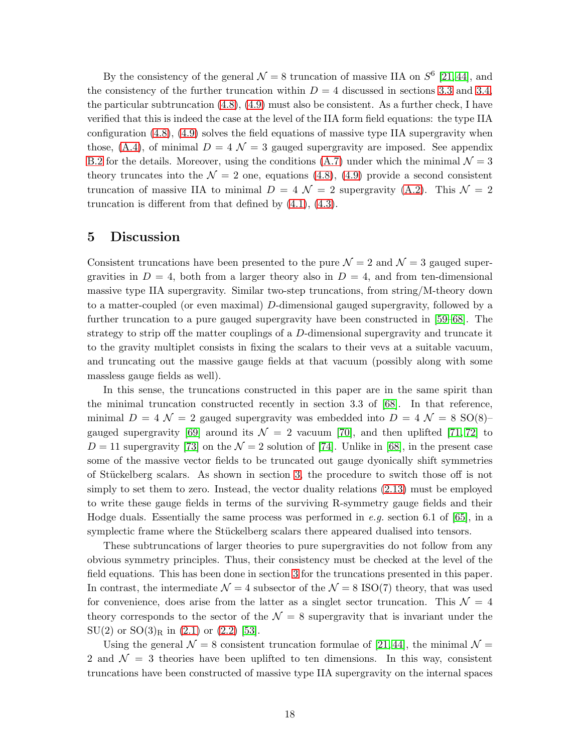By the consistency of the general $\mathcal{N} = 8$ truncation of massive IIA on $S^6$ [21, 44], and the consistency of the further truncation within $D = 4$ discussed in sections 3.3 and 3.4, the particular subtruncation (4.8), (4.9) must also be consistent. As a further check, I have verified that this is indeed the case at the level of the IIA form field equations: the type IIA configuration (4.8), (4.9) solves the field equations of massive type IIA supergravity when those, (A.4), of minimal $D = 4$ $\mathcal{N} = 3$ gauged supergravity are imposed. See appendix B.2 for the details. Moreover, using the conditions (A.7) under which the minimal $\mathcal{N} = 3$ theory truncates into the $\mathcal{N} = 2$ one, equations (4.8), (4.9) provide a second consistent truncation of massive IIA to minimal $D = 4$ $\mathcal{N} = 2$ supergravity (A.2). This $\mathcal{N} = 2$ truncation is different from that defined by (4.1), (4.3).

# 5 Discussion

Consistent truncations have been presented to the pure $\mathcal{N} = 2$ and $\mathcal{N} = 3$ gauged supergravities in $D = 4$, both from a larger theory also in $D = 4$, and from ten-dimensional massive type IIA supergravity. Similar two-step truncations, from string/M-theory down to a matter-coupled (or even maximal) $D$-dimensional gauged supergravity, followed by a further truncation to a pure gauged supergravity have been constructed in [59–68]. The strategy to strip off the matter couplings of a $D$-dimensional supergravity and truncate it to the gravity multiplet consists in fixing the scalars to their vevs at a suitable vacuum, and truncating out the massive gauge fields at that vacuum (possibly along with some massless gauge fields as well).

In this sense, the truncations constructed in this paper are in the same spirit than the minimal truncation constructed recently in section 3.3 of [68]. In that reference, minimal $D = 4$ $\mathcal{N} = 2$ gauged supergravity was embedded into $D = 4$ $\mathcal{N} = 8$ SO(8)–gauged supergravity [69] around its $\mathcal{N} = 2$ vacuum [70], and then uplifted [71, 72] to $D = 11$ supergravity [73] on the $\mathcal{N} = 2$ solution of [74]. Unlike in [68], in the present case some of the massive vector fields to be truncated out gauge dyonically shift symmetries of Stückelberg scalars. As shown in section 3, the procedure to switch those off is not simply to set them to zero. Instead, the vector duality relations (2.13) must be employed to write these gauge fields in terms of the surviving R-symmetry gauge fields and their Hodge duals. Essentially the same process was performed in *e.g.* section 6.1 of [65], in a symplectic frame where the Stückelberg scalars there appeared dualised into tensors.

These subtruncations of larger theories to pure supergravities do not follow from any obvious symmetry principles. Thus, their consistency must be checked at the level of the field equations. This has been done in section 3 for the truncations presented in this paper. In contrast, the intermediate $\mathcal{N} = 4$ subsector of the $\mathcal{N} = 8$ ISO(7) theory, that was used for convenience, does arise from the latter as a singlet sector truncation. This $\mathcal{N} = 4$ theory corresponds to the sector of the $\mathcal{N} = 8$ supergravity that is invariant under the SU(2) or $\mathrm{SO}(3)_{\mathrm{R}}$ in (2.1) or (2.2) [53].

Using the general $\mathcal{N} = 8$ consistent truncation formulae of [21, 44], the minimal $\mathcal{N} = 2$ and $\mathcal{N} = 3$ theories have been uplifted to ten dimensions. In this way, consistent truncations have been constructed of massive type IIA supergravity on the internal spaces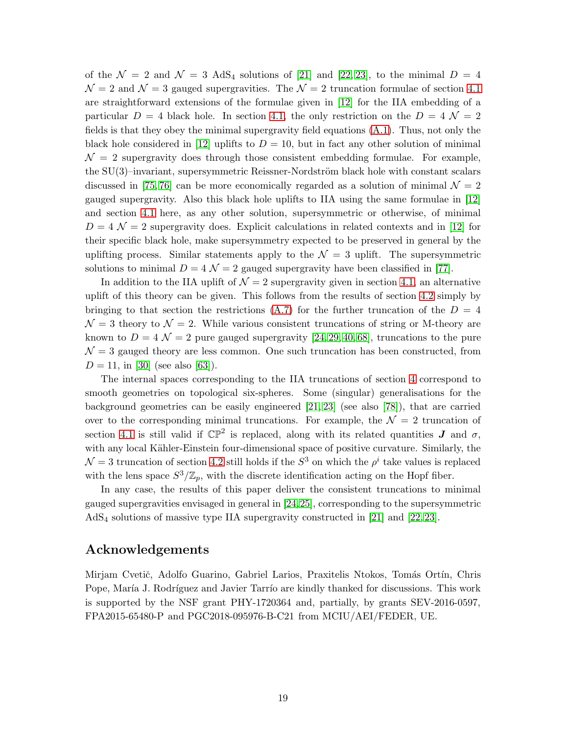of the $\mathcal{N} = 2$ and $\mathcal{N} = 3$ AdS$_4$ solutions of [21] and [22, 23], to the minimal $D = 4$ $\mathcal{N} = 2$ and $\mathcal{N} = 3$ gauged supergravities. The $\mathcal{N} = 2$ truncation formulae of section 4.1 are straightforward extensions of the formulae given in [12] for the IIA embedding of a particular $D = 4$ black hole. In section 4.1, the only restriction on the $D = 4$ $\mathcal{N} = 2$ fields is that they obey the minimal supergravity field equations (A.1). Thus, not only the black hole considered in [12] uplifts to $D = 10$, but in fact any other solution of minimal $\mathcal{N} = 2$ supergravity does through those consistent embedding formulae. For example, the SU(3)–invariant, supersymmetric Reissner-Nordström black hole with constant scalars discussed in [75, 76] can be more economically regarded as a solution of minimal $\mathcal{N} = 2$ gauged supergravity. Also this black hole uplifts to IIA using the same formulae in [12] and section 4.1 here, as any other solution, supersymmetric or otherwise, of minimal $D = 4$ $\mathcal{N} = 2$ supergravity does. Explicit calculations in related contexts and in [12] for their specific black hole, make supersymmetry expected to be preserved in general by the uplifting process. Similar statements apply to the $\mathcal{N} = 3$ uplift. The supersymmetric solutions to minimal $D = 4$ $\mathcal{N} = 2$ gauged supergravity have been classified in [77].

In addition to the IIA uplift of $\mathcal{N} = 2$ supergravity given in section 4.1, an alternative uplift of this theory can be given. This follows from the results of section 4.2 simply by bringing to that section the restrictions (A.7) for the further truncation of the $D = 4$ $\mathcal{N} = 3$ theory to $\mathcal{N} = 2$. While various consistent truncations of string or M-theory are known to $D = 4$ $\mathcal{N} = 2$ pure gauged supergravity [24, 29, 40, 68], truncations to the pure $\mathcal{N} = 3$ gauged theory are less common. One such truncation has been constructed, from $D = 11$, in [30] (see also [63]).

The internal spaces corresponding to the IIA truncations of section 4 correspond to smooth geometries on topological six-spheres. Some (singular) generalisations for the background geometries can be easily engineered [21, 23] (see also [78]), that are carried over to the corresponding minimal truncations. For example, the $\mathcal{N} = 2$ truncation of section 4.1 is still valid if $\mathbb{CP}^2$ is replaced, along with its related quantities $\boldsymbol{J}$ and $\sigma$, with any local Kähler-Einstein four-dimensional space of positive curvature. Similarly, the $\mathcal{N} = 3$ truncation of section 4.2 still holds if the $S^3$ on which the $\rho^i$ take values is replaced with the lens space $S^3/\mathbb{Z}_p$, with the discrete identification acting on the Hopf fiber.

In any case, the results of this paper deliver the consistent truncations to minimal gauged supergravities envisaged in general in [24, 25], corresponding to the supersymmetric AdS$_4$ solutions of massive type IIA supergravity constructed in [21] and [22, 23].

## Acknowledgements

Mirjam Cvetič, Adolfo Guarino, Gabriel Larios, Praxitelis Ntokos, Tomás Ortín, Chris Pope, María J. Rodríguez and Javier Tarrío are kindly thanked for discussions. This work is supported by the NSF grant PHY-1720364 and, partially, by grants SEV-2016-0597, FPA2015-65480-P and PGC2018-095976-B-C21 from MCIU/AEI/FEDER, UE.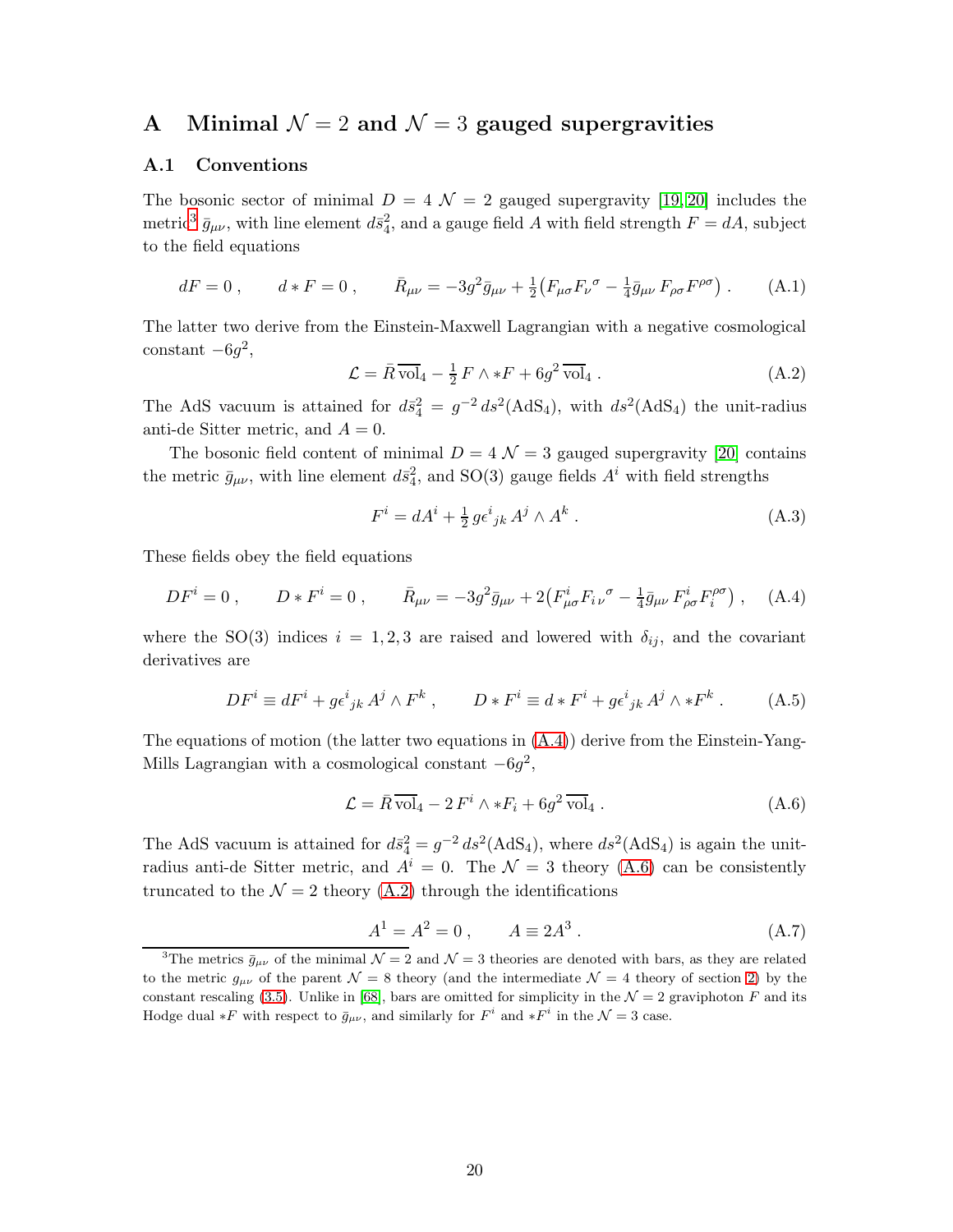# A Minimal $\mathcal{N}=2$ and $\mathcal{N}=3$ gauged supergravities

## A.1 Conventions

The bosonic sector of minimal $D=4$ $\mathcal{N}=2$ gauged supergravity [19, 20] includes the metric[3] $\bar{g}_{\mu\nu}$, with line element $d\bar{s}_4^2$, and a gauge field $A$ with field strength $F=dA$, subject to the field equations

$$dF=0\,,\qquad d*F=0\,,\qquad \bar{R}_{\mu\nu}=-3g^2\bar{g}_{\mu\nu}+\tfrac{1}{2}\big(F_{\mu\sigma}F_\nu{}^\sigma-\tfrac{1}{4}\bar{g}_{\mu\nu}\,F_{\rho\sigma}F^{\rho\sigma}\big)\,. \tag{A.1}$$

The latter two derive from the Einstein-Maxwell Lagrangian with a negative cosmological constant $-6g^2$,

$$\mathcal{L}=\bar{R}\,\overline{\mathrm{vol}}_4-\tfrac{1}{2}\,F\wedge *F+6g^2\,\overline{\mathrm{vol}}_4\,. \tag{A.2}$$

The AdS vacuum is attained for $d\bar{s}_4^2=g^{-2}\,ds^2(\mathrm{AdS}_4)$, with $ds^2(\mathrm{AdS}_4)$ the unit-radius anti-de Sitter metric, and $A=0$.

The bosonic field content of minimal $D=4$ $\mathcal{N}=3$ gauged supergravity [20] contains the metric $\bar{g}_{\mu\nu}$, with line element $d\bar{s}_4^2$, and SO(3) gauge fields $A^i$ with field strengths

$$F^i=dA^i+\tfrac{1}{2}\,g\epsilon^i{}_{jk}\,A^j\wedge A^k\,. \tag{A.3}$$

These fields obey the field equations

$$DF^i=0\,,\qquad D*F^i=0\,,\qquad \bar{R}_{\mu\nu}=-3g^2\bar{g}_{\mu\nu}+2\big(F^i_{\mu\sigma}F_{i\,\nu}{}^\sigma-\tfrac{1}{4}\bar{g}_{\mu\nu}\,F^i_{\rho\sigma}F_i^{\rho\sigma}\big)\,, \tag{A.4}$$

where the SO(3) indices $i=1,2,3$ are raised and lowered with $\delta_{ij}$, and the covariant derivatives are

$$DF^i\equiv dF^i+g\epsilon^i{}_{jk}\,A^j\wedge F^k\,,\qquad D*F^i\equiv d*F^i+g\epsilon^i{}_{jk}\,A^j\wedge *F^k\,. \tag{A.5}$$

The equations of motion (the latter two equations in (A.4)) derive from the Einstein-Yang-Mills Lagrangian with a cosmological constant $-6g^2$,

$$\mathcal{L}=\bar{R}\,\overline{\mathrm{vol}}_4-2\,F^i\wedge *F_i+6g^2\,\overline{\mathrm{vol}}_4\,. \tag{A.6}$$

The AdS vacuum is attained for $d\bar{s}_4^2=g^{-2}\,ds^2(\mathrm{AdS}_4)$, where $ds^2(\mathrm{AdS}_4)$ is again the unit-radius anti-de Sitter metric, and $A^i=0$. The $\mathcal{N}=3$ theory (A.6) can be consistently truncated to the $\mathcal{N}=2$ theory (A.2) through the identifications

$$A^1=A^2=0\,,\qquad A\equiv 2A^3\,. \tag{A.7}$$

[3] The metrics $\bar{g}_{\mu\nu}$ of the minimal $\mathcal{N}=2$ and $\mathcal{N}=3$ theories are denoted with bars, as they are related to the metric $g_{\mu\nu}$ of the parent $\mathcal{N}=8$ theory (and the intermediate $\mathcal{N}=4$ theory of section 2) by the constant rescaling (3.5). Unlike in [68], bars are omitted for simplicity in the $\mathcal{N}=2$ graviphoton $F$ and its Hodge dual $*F$ with respect to $\bar{g}_{\mu\nu}$, and similarly for $F^i$ and $*F^i$ in the $\mathcal{N}=3$ case.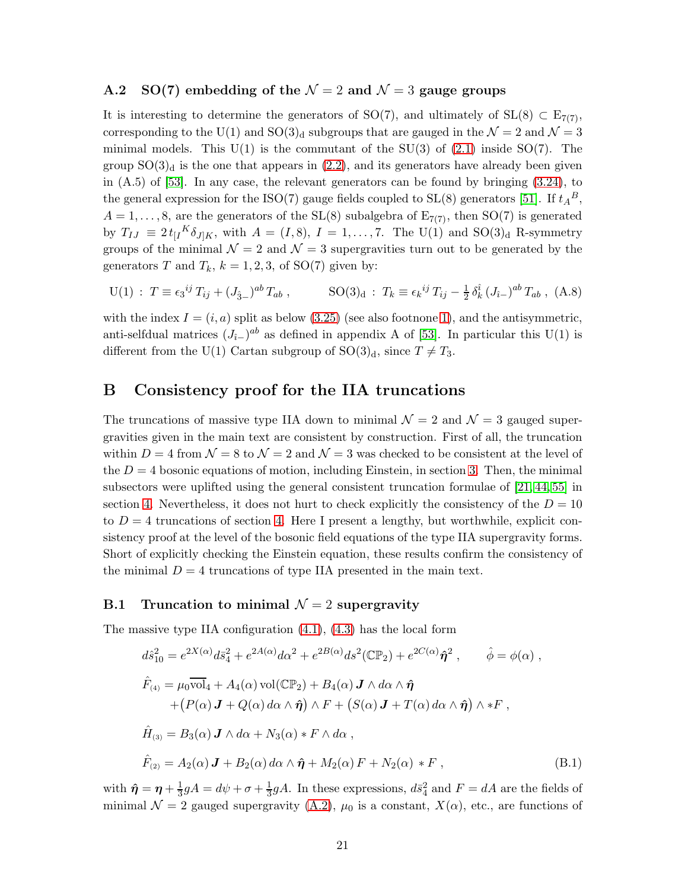### A.2 SO(7) embedding of the $\mathcal{N}=2$ and $\mathcal{N}=3$ gauge groups

It is interesting to determine the generators of SO(7), and ultimately of $\mathrm{SL}(8) \subset \mathrm{E}_{7(7)}$, corresponding to the U(1) and $\mathrm{SO}(3)_{\mathrm{d}}$ subgroups that are gauged in the $\mathcal{N}=2$ and $\mathcal{N}=3$ minimal models. This U(1) is the commutant of the SU(3) of (2.1) inside SO(7). The group $\mathrm{SO}(3)_{\mathrm{d}}$ is the one that appears in (2.2), and its generators have already been given in (A.5) of [53]. In any case, the relevant generators can be found by bringing (3.24), to the general expression for the ISO(7) gauge fields coupled to SL(8) generators [51]. If $t_A{}^B$, $A = 1, \ldots, 8$, are the generators of the SL(8) subalgebra of $\mathrm{E}_{7(7)}$, then SO(7) is generated by $T_{IJ} \equiv 2\, t_{[I}{}^K \delta_{J]K}$, with $A = (I, 8)$, $I = 1, \ldots, 7$. The U(1) and $\mathrm{SO}(3)_{\mathrm{d}}$ R-symmetry groups of the minimal $\mathcal{N}=2$ and $\mathcal{N}=3$ supergravities turn out to be generated by the generators $T$ and $T_k$, $k = 1, 2, 3$, of SO(7) given by:

$$
\mathrm{U}(1) \,:\, T \equiv \epsilon_3{}^{ij}\, T_{ij} + (J_{\hat{3}-})^{ab}\, T_{ab} \,, \qquad \mathrm{SO}(3)_{\mathrm{d}} \,:\, T_k \equiv \epsilon_k{}^{ij}\, T_{ij} - \tfrac{1}{2}\, \delta_k^{\hat{\imath}}\, (J_{\hat{\imath}-})^{ab}\, T_{ab} \,, \tag{A.8}
$$

with the index $I = (i, a)$ split as below (3.25) (see also footnone 1), and the antisymmetric, anti-selfdual matrices $(J_{\hat{\imath}-})^{ab}$ as defined in appendix A of [53]. In particular this U(1) is different from the U(1) Cartan subgroup of $\mathrm{SO}(3)_{\mathrm{d}}$, since $T \neq T_3$.

## B Consistency proof for the IIA truncations

The truncations of massive type IIA down to minimal $\mathcal{N}=2$ and $\mathcal{N}=3$ gauged supergravities given in the main text are consistent by construction. First of all, the truncation within $D=4$ from $\mathcal{N}=8$ to $\mathcal{N}=2$ and $\mathcal{N}=3$ was checked to be consistent at the level of the $D=4$ bosonic equations of motion, including Einstein, in section 3. Then, the minimal subsectors were uplifted using the general consistent truncation formulae of [21,44,55] in section 4. Nevertheless, it does not hurt to check explicitly the consistency of the $D=10$ to $D=4$ truncations of section 4. Here I present a lengthy, but worthwhile, explicit consistency proof at the level of the bosonic field equations of the type IIA supergravity forms. Short of explicitly checking the Einstein equation, these results confirm the consistency of the minimal $D=4$ truncations of type IIA presented in the main text.

### B.1 Truncation to minimal $\mathcal{N}=2$ supergravity

The massive type IIA configuration (4.1), (4.3) has the local form

$$
\begin{aligned}
d\hat{s}^2_{10} &= e^{2X(\alpha)} d\bar{s}^2_4 + e^{2A(\alpha)} d\alpha^2 + e^{2B(\alpha)} ds^2(\mathbb{CP}_2) + e^{2C(\alpha)} \hat{\boldsymbol{\eta}}^2 \,, \qquad \hat{\phi} = \phi(\alpha) \,, \\
\hat{F}_{(4)} &= \mu_0 \overline{\mathrm{vol}}_4 + A_4(\alpha)\, \mathrm{vol}(\mathbb{CP}_2) + B_4(\alpha)\, \boldsymbol{J} \wedge d\alpha \wedge \hat{\boldsymbol{\eta}} \\
&\quad + \big(P(\alpha)\, \boldsymbol{J} + Q(\alpha)\, d\alpha \wedge \hat{\boldsymbol{\eta}}\big) \wedge F + \big(S(\alpha)\, \boldsymbol{J} + T(\alpha)\, d\alpha \wedge \hat{\boldsymbol{\eta}}\big) \wedge *F \,, \\
\hat{H}_{(3)} &= B_3(\alpha)\, \boldsymbol{J} \wedge d\alpha + N_3(\alpha) * F \wedge d\alpha \,, \\
\hat{F}_{(2)} &= A_2(\alpha)\, \boldsymbol{J} + B_2(\alpha)\, d\alpha \wedge \hat{\boldsymbol{\eta}} + M_2(\alpha)\, F + N_2(\alpha) * F \,,
\end{aligned} \tag{B.1}
$$

with $\hat{\boldsymbol{\eta}} = \boldsymbol{\eta} + \frac{1}{3} g A = d\psi + \sigma + \frac{1}{3} g A$. In these expressions, $d\bar{s}^2_4$ and $F = dA$ are the fields of minimal $\mathcal{N}=2$ gauged supergravity (A.2), $\mu_0$ is a constant, $X(\alpha)$, etc., are functions of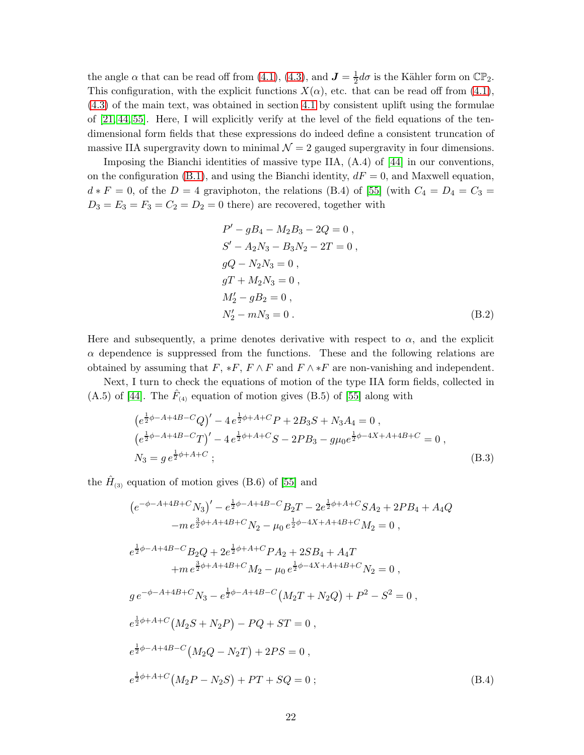the angle $\alpha$ that can be read off from (4.1), (4.3), and $\boldsymbol{J} = \frac{1}{2} d\sigma$ is the Kähler form on $\mathbb{CP}_2$. This configuration, with the explicit functions $X(\alpha)$, etc. that can be read off from (4.1), (4.3) of the main text, was obtained in section 4.1 by consistent uplift using the formulae of [21, 44, 55]. Here, I will explicitly verify at the level of the field equations of the ten-dimensional form fields that these expressions do indeed define a consistent truncation of massive IIA supergravity down to minimal $\mathcal{N} = 2$ gauged supergravity in four dimensions.

Imposing the Bianchi identities of massive type IIA, (A.4) of [44] in our conventions, on the configuration (B.1), and using the Bianchi identity, $dF = 0$, and Maxwell equation, $d * F = 0$, of the $D = 4$ graviphoton, the relations (B.4) of [55] (with $C_4 = D_4 = C_3 = D_3 = E_3 = F_3 = C_2 = D_2 = 0$ there) are recovered, together with

$$
\begin{aligned}
& P' - gB_4 - M_2 B_3 - 2Q = 0 \, , \\
& S' - A_2 N_3 - B_3 N_2 - 2T = 0 \, , \\
& gQ - N_2 N_3 = 0 \, , \\
& gT + M_2 N_3 = 0 \, , \\
& M_2' - gB_2 = 0 \, , \\
& N_2' - mN_3 = 0 \, .
\end{aligned}
\tag{B.2}
$$

Here and subsequently, a prime denotes derivative with respect to $\alpha$, and the explicit $\alpha$ dependence is suppressed from the functions. These and the following relations are obtained by assuming that $F$, $*F$, $F \wedge F$ and $F \wedge *F$ are non-vanishing and independent.

Next, I turn to check the equations of motion of the type IIA form fields, collected in (A.5) of [44]. The $\hat{F}_{(4)}$ equation of motion gives (B.5) of [55] along with

$$
\begin{aligned}
& \big(e^{\frac{1}{2}\phi - A + 4B - C} Q\big)' - 4\, e^{\frac{1}{2}\phi + A + C} P + 2B_3 S + N_3 A_4 = 0 \, , \\
& \big(e^{\frac{1}{2}\phi - A + 4B - C} T\big)' - 4\, e^{\frac{1}{2}\phi + A + C} S - 2PB_3 - g\mu_0 e^{\frac{1}{2}\phi - 4X + A + 4B + C} = 0 \, , \\
& N_3 = g\, e^{\frac{1}{2}\phi + A + C} \; ;
\end{aligned}
\tag{B.3}
$$

the $\hat{H}_{(3)}$ equation of motion gives (B.6) of [55] and

$$
\begin{aligned}
& \big(e^{-\phi - A + 4B + C} N_3\big)' - e^{\frac{1}{2}\phi - A + 4B - C} B_2 T - 2e^{\frac{1}{2}\phi + A + C} S A_2 + 2PB_4 + A_4 Q \\
& \qquad - m\, e^{\frac{3}{2}\phi + A + 4B + C} N_2 - \mu_0\, e^{\frac{1}{2}\phi - 4X + A + 4B + C} M_2 = 0 \, , \\[1ex]
& e^{\frac{1}{2}\phi - A + 4B - C} B_2 Q + 2e^{\frac{1}{2}\phi + A + C} P A_2 + 2SB_4 + A_4 T \\
& \qquad + m\, e^{\frac{3}{2}\phi + A + 4B + C} M_2 - \mu_0\, e^{\frac{1}{2}\phi - 4X + A + 4B + C} N_2 = 0 \, , \\[1ex]
& g\, e^{-\phi - A + 4B + C} N_3 - e^{\frac{1}{2}\phi - A + 4B - C} \big(M_2 T + N_2 Q\big) + P^2 - S^2 = 0 \, , \\[1ex]
& e^{\frac{1}{2}\phi + A + C} \big(M_2 S + N_2 P\big) - PQ + ST = 0 \, , \\[1ex]
& e^{\frac{1}{2}\phi - A + 4B - C} \big(M_2 Q - N_2 T\big) + 2PS = 0 \, , \\[1ex]
& e^{\frac{1}{2}\phi + A + C} \big(M_2 P - N_2 S\big) + PT + SQ = 0 \; ;
\end{aligned}
\tag{B.4}
$$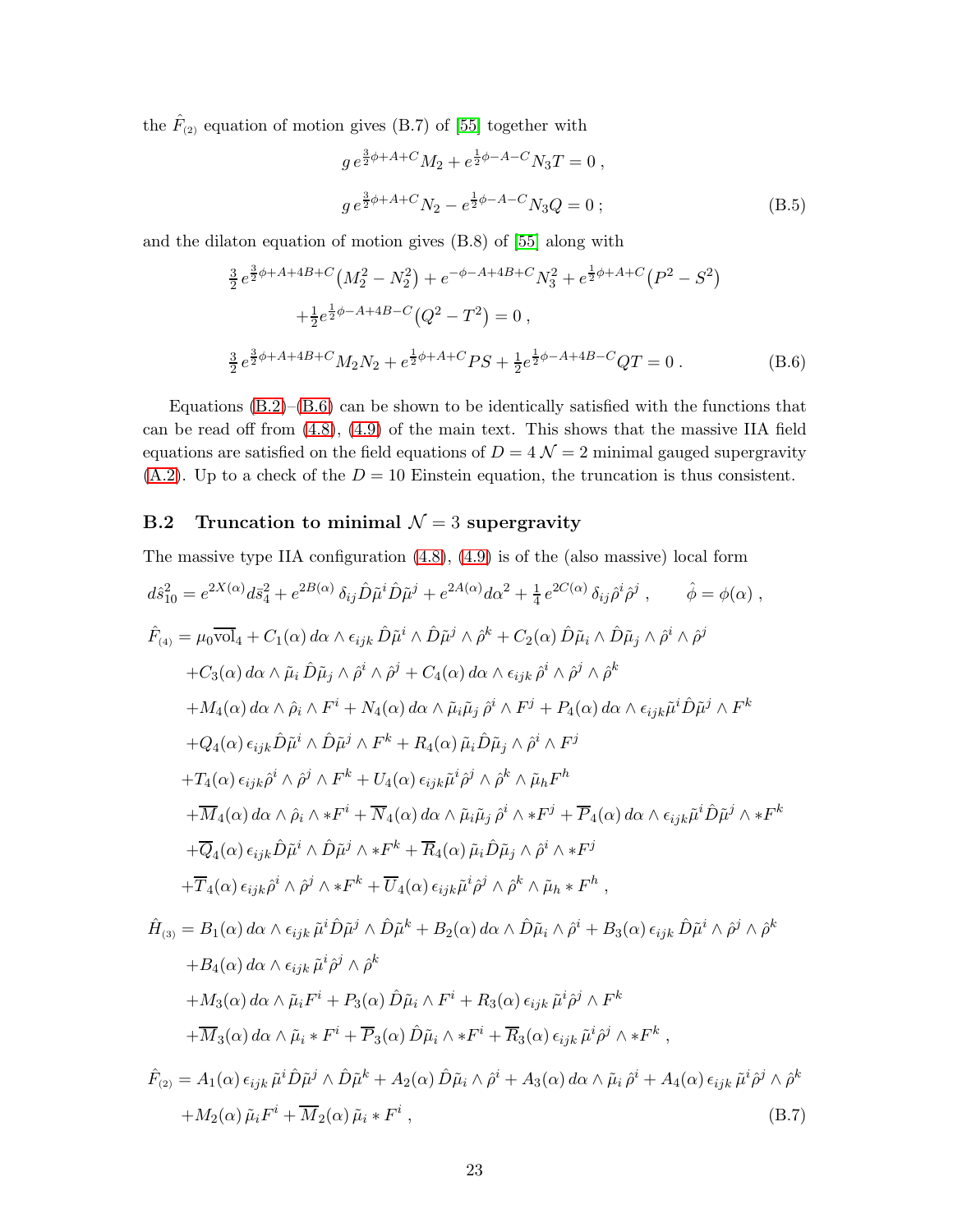the $\hat{F}_{(2)}$ equation of motion gives (B.7) of [55] together with

$$
\begin{aligned}
& g\, e^{\frac{3}{2}\phi+A+C} M_2 + e^{\frac{1}{2}\phi-A-C} N_3 T = 0\,, \\
& g\, e^{\frac{3}{2}\phi+A+C} N_2 - e^{\frac{1}{2}\phi-A-C} N_3 Q = 0\,;
\end{aligned}
\tag{B.5}
$$

and the dilaton equation of motion gives (B.8) of [55] along with

$$
\begin{aligned}
& \tfrac{3}{2}\, e^{\frac{3}{2}\phi+A+4B+C}\big(M_2^2 - N_2^2\big) + e^{-\phi-A+4B+C} N_3^2 + e^{\frac{1}{2}\phi+A+C}\big(P^2 - S^2\big) \\
& \qquad + \tfrac{1}{2} e^{\frac{1}{2}\phi-A+4B-C}\big(Q^2 - T^2\big) = 0\,, \\
& \tfrac{3}{2}\, e^{\frac{3}{2}\phi+A+4B+C} M_2 N_2 + e^{\frac{1}{2}\phi+A+C} PS + \tfrac{1}{2} e^{\frac{1}{2}\phi-A+4B-C} QT = 0\,.
\end{aligned}
\tag{B.6}
$$

Equations (B.2)–(B.6) can be shown to be identically satisfied with the functions that can be read off from (4.8), (4.9) of the main text. This shows that the massive IIA field equations are satisfied on the field equations of $D = 4$ $\mathcal{N} = 2$ minimal gauged supergravity (A.2). Up to a check of the $D = 10$ Einstein equation, the truncation is thus consistent.

## B.2 Truncation to minimal $\mathcal{N} = 3$ supergravity

The massive type IIA configuration (4.8), (4.9) is of the (also massive) local form

$$
\begin{aligned}
d\hat{s}_{10}^2 &= e^{2X(\alpha)} d\bar{s}_4^2 + e^{2B(\alpha)}\, \delta_{ij} \hat{D}\tilde{\mu}^i \hat{D}\tilde{\mu}^j + e^{2A(\alpha)} d\alpha^2 + \tfrac{1}{4}\, e^{2C(\alpha)}\, \delta_{ij} \hat{\rho}^i \hat{\rho}^j\,, \qquad \hat{\phi} = \phi(\alpha)\,, \\
\hat{F}_{(4)} &= \mu_0 \overline{\mathrm{vol}}_4 + C_1(\alpha)\, d\alpha \wedge \epsilon_{ijk}\, \hat{D}\tilde{\mu}^i \wedge \hat{D}\tilde{\mu}^j \wedge \hat{\rho}^k + C_2(\alpha)\, \hat{D}\tilde{\mu}_i \wedge \hat{D}\tilde{\mu}_j \wedge \hat{\rho}^i \wedge \hat{\rho}^j \\
& \quad + C_3(\alpha)\, d\alpha \wedge \tilde{\mu}_i\, \hat{D}\tilde{\mu}_j \wedge \hat{\rho}^i \wedge \hat{\rho}^j + C_4(\alpha)\, d\alpha \wedge \epsilon_{ijk}\, \hat{\rho}^i \wedge \hat{\rho}^j \wedge \hat{\rho}^k \\
& \quad + M_4(\alpha)\, d\alpha \wedge \hat{\rho}_i \wedge F^i + N_4(\alpha)\, d\alpha \wedge \tilde{\mu}_i \tilde{\mu}_j\, \hat{\rho}^i \wedge F^j + P_4(\alpha)\, d\alpha \wedge \epsilon_{ijk} \tilde{\mu}^i \hat{D}\tilde{\mu}^j \wedge F^k \\
& \quad + Q_4(\alpha)\, \epsilon_{ijk} \hat{D}\tilde{\mu}^i \wedge \hat{D}\tilde{\mu}^j \wedge F^k + R_4(\alpha)\, \tilde{\mu}_i \hat{D}\tilde{\mu}_j \wedge \hat{\rho}^i \wedge F^j \\
& \quad + T_4(\alpha)\, \epsilon_{ijk} \hat{\rho}^i \wedge \hat{\rho}^j \wedge F^k + U_4(\alpha)\, \epsilon_{ijk} \tilde{\mu}^i \hat{\rho}^j \wedge \hat{\rho}^k \wedge \tilde{\mu}_h F^h \\
& \quad + \overline{M}_4(\alpha)\, d\alpha \wedge \hat{\rho}_i \wedge *F^i + \overline{N}_4(\alpha)\, d\alpha \wedge \tilde{\mu}_i \tilde{\mu}_j\, \hat{\rho}^i \wedge *F^j + \overline{P}_4(\alpha)\, d\alpha \wedge \epsilon_{ijk} \tilde{\mu}^i \hat{D}\tilde{\mu}^j \wedge *F^k \\
& \quad + \overline{Q}_4(\alpha)\, \epsilon_{ijk} \hat{D}\tilde{\mu}^i \wedge \hat{D}\tilde{\mu}^j \wedge *F^k + \overline{R}_4(\alpha)\, \tilde{\mu}_i \hat{D}\tilde{\mu}_j \wedge \hat{\rho}^i \wedge *F^j \\
& \quad + \overline{T}_4(\alpha)\, \epsilon_{ijk} \hat{\rho}^i \wedge \hat{\rho}^j \wedge *F^k + \overline{U}_4(\alpha)\, \epsilon_{ijk} \tilde{\mu}^i \hat{\rho}^j \wedge \hat{\rho}^k \wedge \tilde{\mu}_h * F^h\,, \\
\hat{H}_{(3)} &= B_1(\alpha)\, d\alpha \wedge \epsilon_{ijk}\, \tilde{\mu}^i \hat{D}\tilde{\mu}^j \wedge \hat{D}\tilde{\mu}^k + B_2(\alpha)\, d\alpha \wedge \hat{D}\tilde{\mu}_i \wedge \hat{\rho}^i + B_3(\alpha)\, \epsilon_{ijk}\, \hat{D}\tilde{\mu}^i \wedge \hat{\rho}^j \wedge \hat{\rho}^k \\
& \quad + B_4(\alpha)\, d\alpha \wedge \epsilon_{ijk}\, \tilde{\mu}^i \hat{\rho}^j \wedge \hat{\rho}^k \\
& \quad + M_3(\alpha)\, d\alpha \wedge \tilde{\mu}_i F^i + P_3(\alpha)\, \hat{D}\tilde{\mu}_i \wedge F^i + R_3(\alpha)\, \epsilon_{ijk}\, \tilde{\mu}^i \hat{\rho}^j \wedge F^k \\
& \quad + \overline{M}_3(\alpha)\, d\alpha \wedge \tilde{\mu}_i * F^i + \overline{P}_3(\alpha)\, \hat{D}\tilde{\mu}_i \wedge *F^i + \overline{R}_3(\alpha)\, \epsilon_{ijk}\, \tilde{\mu}^i \hat{\rho}^j \wedge *F^k\,, \\
\hat{F}_{(2)} &= A_1(\alpha)\, \epsilon_{ijk}\, \tilde{\mu}^i \hat{D}\tilde{\mu}^j \wedge \hat{D}\tilde{\mu}^k + A_2(\alpha)\, \hat{D}\tilde{\mu}_i \wedge \hat{\rho}^i + A_3(\alpha)\, d\alpha \wedge \tilde{\mu}_i\, \hat{\rho}^i + A_4(\alpha)\, \epsilon_{ijk}\, \tilde{\mu}^i \hat{\rho}^j \wedge \hat{\rho}^k \\
& \quad + M_2(\alpha)\, \tilde{\mu}_i F^i + \overline{M}_2(\alpha)\, \tilde{\mu}_i * F^i\,,
\end{aligned}
\tag{B.7}
$$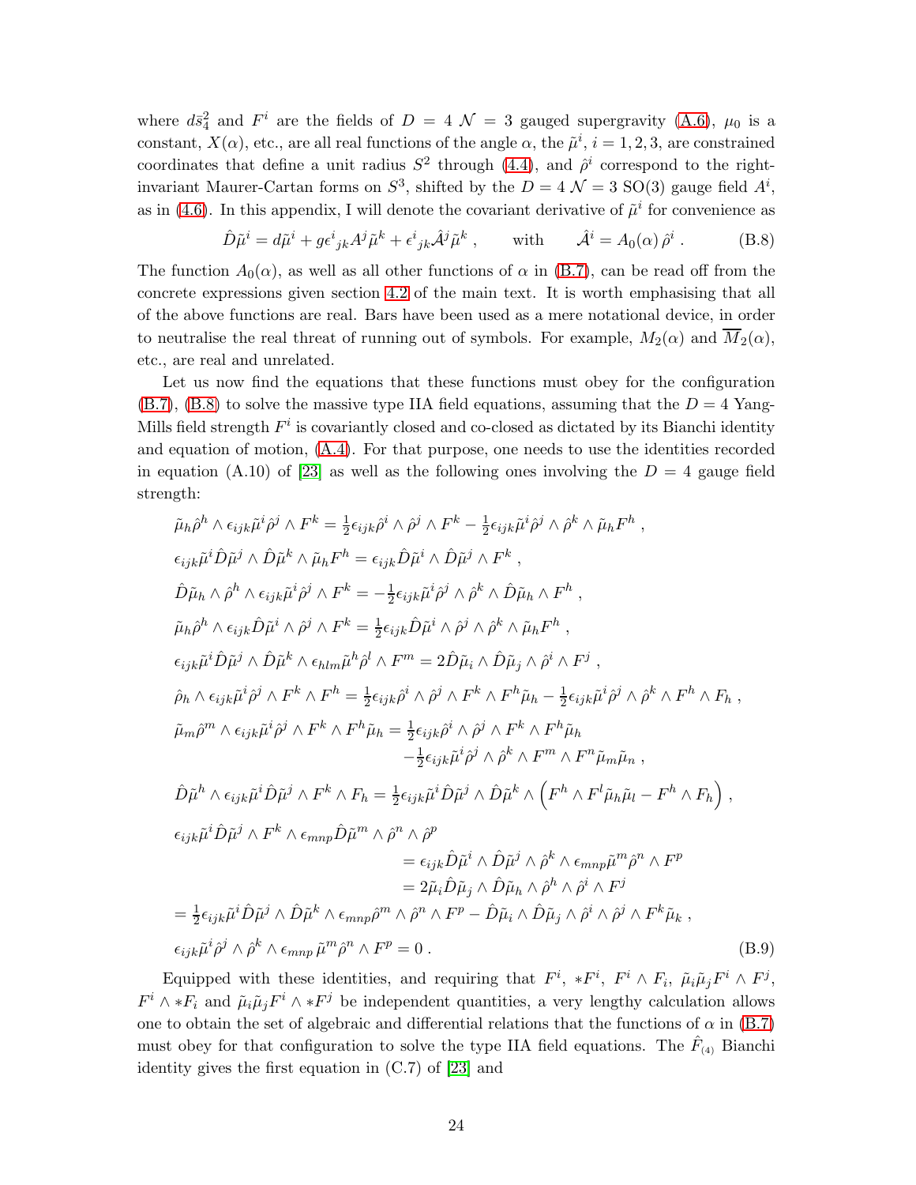where $d\bar{s}_4^2$ and $F^i$ are the fields of $D=4$ $\mathcal{N}=3$ gauged supergravity (A.6), $\mu_0$ is a constant, $X(\alpha)$, etc., are all real functions of the angle $\alpha$, the $\tilde{\mu}^i$, $i=1,2,3$, are constrained coordinates that define a unit radius $S^2$ through (4.4), and $\hat{\rho}^i$ correspond to the right-invariant Maurer-Cartan forms on $S^3$, shifted by the $D=4$ $\mathcal{N}=3$ SO(3) gauge field $A^i$, as in (4.6). In this appendix, I will denote the covariant derivative of $\tilde{\mu}^i$ for convenience as

$$
\hat{D}\tilde{\mu}^i = d\tilde{\mu}^i + g\epsilon^i{}_{jk}A^j\tilde{\mu}^k + \epsilon^i{}_{jk}\hat{\mathcal{A}}^j\tilde{\mu}^k \ , \qquad \text{with} \qquad \hat{\mathcal{A}}^i = A_0(\alpha)\,\hat{\rho}^i \ . \tag{B.8}
$$

The function $A_0(\alpha)$, as well as all other functions of $\alpha$ in (B.7), can be read off from the concrete expressions given section 4.2 of the main text. It is worth emphasising that all of the above functions are real. Bars have been used as a mere notational device, in order to neutralise the real threat of running out of symbols. For example, $M_2(\alpha)$ and $\overline{M}_2(\alpha)$, etc., are real and unrelated.

Let us now find the equations that these functions must obey for the configuration (B.7), (B.8) to solve the massive type IIA field equations, assuming that the $D=4$ Yang-Mills field strength $F^i$ is covariantly closed and co-closed as dictated by its Bianchi identity and equation of motion, (A.4). For that purpose, one needs to use the identities recorded in equation (A.10) of [23] as well as the following ones involving the $D=4$ gauge field strength:

$$
\begin{aligned}
&\tilde{\mu}_h\hat{\rho}^h\wedge\epsilon_{ijk}\tilde{\mu}^i\hat{\rho}^j\wedge F^k = \tfrac12\epsilon_{ijk}\hat{\rho}^i\wedge\hat{\rho}^j\wedge F^k - \tfrac12\epsilon_{ijk}\tilde{\mu}^i\hat{\rho}^j\wedge\hat{\rho}^k\wedge\tilde{\mu}_hF^h \ , \\
&\epsilon_{ijk}\tilde{\mu}^i\hat{D}\tilde{\mu}^j\wedge\hat{D}\tilde{\mu}^k\wedge\tilde{\mu}_hF^h = \epsilon_{ijk}\hat{D}\tilde{\mu}^i\wedge\hat{D}\tilde{\mu}^j\wedge F^k \ , \\
&\hat{D}\tilde{\mu}_h\wedge\hat{\rho}^h\wedge\epsilon_{ijk}\tilde{\mu}^i\hat{\rho}^j\wedge F^k = -\tfrac12\epsilon_{ijk}\tilde{\mu}^i\hat{\rho}^j\wedge\hat{\rho}^k\wedge\hat{D}\tilde{\mu}_h\wedge F^h \ , \\
&\tilde{\mu}_h\hat{\rho}^h\wedge\epsilon_{ijk}\hat{D}\tilde{\mu}^i\wedge\hat{\rho}^j\wedge F^k = \tfrac12\epsilon_{ijk}\hat{D}\tilde{\mu}^i\wedge\hat{\rho}^j\wedge\hat{\rho}^k\wedge\tilde{\mu}_hF^h \ , \\
&\epsilon_{ijk}\tilde{\mu}^i\hat{D}\tilde{\mu}^j\wedge\hat{D}\tilde{\mu}^k\wedge\epsilon_{hlm}\tilde{\mu}^h\hat{\rho}^l\wedge F^m = 2\hat{D}\tilde{\mu}_i\wedge\hat{D}\tilde{\mu}_j\wedge\hat{\rho}^i\wedge F^j \ , \\
&\hat{\rho}_h\wedge\epsilon_{ijk}\tilde{\mu}^i\hat{\rho}^j\wedge F^k\wedge F^h = \tfrac12\epsilon_{ijk}\hat{\rho}^i\wedge\hat{\rho}^j\wedge F^k\wedge F^h\tilde{\mu}_h - \tfrac12\epsilon_{ijk}\tilde{\mu}^i\hat{\rho}^j\wedge\hat{\rho}^k\wedge F^h\wedge F_h \ , \\
&\tilde{\mu}_m\hat{\rho}^m\wedge\epsilon_{ijk}\tilde{\mu}^i\hat{\rho}^j\wedge F^k\wedge F^h\tilde{\mu}_h = \tfrac12\epsilon_{ijk}\hat{\rho}^i\wedge\hat{\rho}^j\wedge F^k\wedge F^h\tilde{\mu}_h \\
&\qquad\qquad\qquad\qquad\qquad\qquad\qquad\qquad -\tfrac12\epsilon_{ijk}\tilde{\mu}^i\hat{\rho}^j\wedge\hat{\rho}^k\wedge F^m\wedge F^n\tilde{\mu}_m\tilde{\mu}_n \ , \\
&\hat{D}\tilde{\mu}^h\wedge\epsilon_{ijk}\tilde{\mu}^i\hat{D}\tilde{\mu}^j\wedge F^k\wedge F_h = \tfrac12\epsilon_{ijk}\tilde{\mu}^i\hat{D}\tilde{\mu}^j\wedge\hat{D}\tilde{\mu}^k\wedge\Big(F^h\wedge F^l\tilde{\mu}_h\tilde{\mu}_l - F^h\wedge F_h\Big) \ , \\
&\epsilon_{ijk}\tilde{\mu}^i\hat{D}\tilde{\mu}^j\wedge F^k\wedge\epsilon_{mnp}\hat{D}\tilde{\mu}^m\wedge\hat{\rho}^n\wedge\hat{\rho}^p \\
&\qquad\qquad\qquad\qquad = \epsilon_{ijk}\hat{D}\tilde{\mu}^i\wedge\hat{D}\tilde{\mu}^j\wedge\hat{\rho}^k\wedge\epsilon_{mnp}\tilde{\mu}^m\hat{\rho}^n\wedge F^p \\
&\qquad\qquad\qquad\qquad = 2\tilde{\mu}_i\hat{D}\tilde{\mu}_j\wedge\hat{D}\tilde{\mu}_h\wedge\hat{\rho}^h\wedge\hat{\rho}^i\wedge F^j \\
&= \tfrac12\epsilon_{ijk}\tilde{\mu}^i\hat{D}\tilde{\mu}^j\wedge\hat{D}\tilde{\mu}^k\wedge\epsilon_{mnp}\hat{\rho}^m\wedge\hat{\rho}^n\wedge F^p - \hat{D}\tilde{\mu}_i\wedge\hat{D}\tilde{\mu}_j\wedge\hat{\rho}^i\wedge\hat{\rho}^j\wedge F^k\tilde{\mu}_k \ , \\
&\epsilon_{ijk}\tilde{\mu}^i\hat{\rho}^j\wedge\hat{\rho}^k\wedge\epsilon_{mnp}\,\tilde{\mu}^m\hat{\rho}^n\wedge F^p = 0 \ .
\end{aligned} \tag{B.9}
$$

Equipped with these identities, and requiring that $F^i$, $*F^i$, $F^i\wedge F_i$, $\tilde{\mu}_i\tilde{\mu}_jF^i\wedge F^j$, $F^i\wedge *F_i$ and $\tilde{\mu}_i\tilde{\mu}_jF^i\wedge *F^j$ be independent quantities, a very lengthy calculation allows one to obtain the set of algebraic and differential relations that the functions of $\alpha$ in (B.7) must obey for that configuration to solve the type IIA field equations. The $\hat{F}_{(4)}$ Bianchi identity gives the first equation in (C.7) of [23] and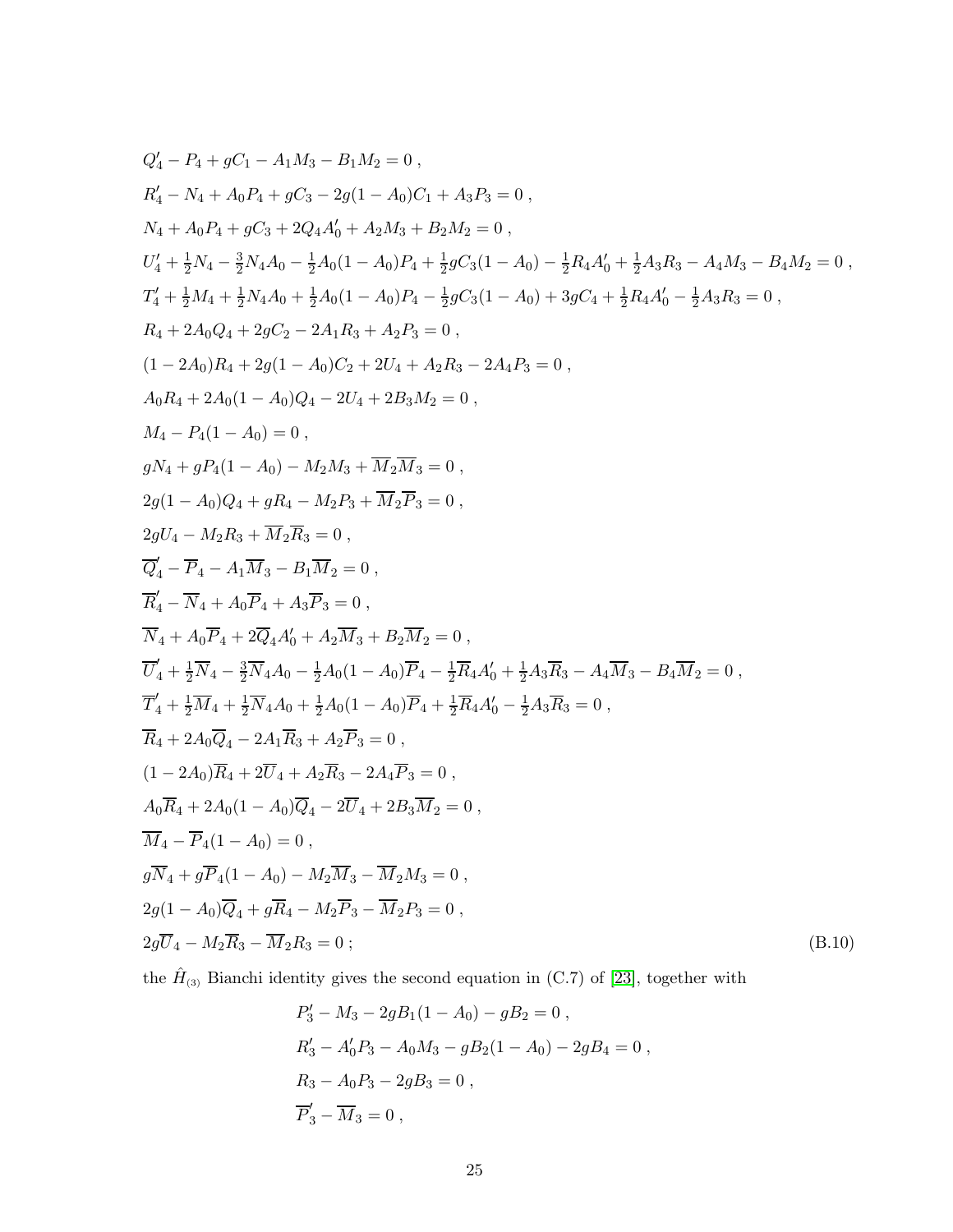$$
\begin{aligned}
&Q_4' - P_4 + gC_1 - A_1 M_3 - B_1 M_2 = 0 \ , \\
&R_4' - N_4 + A_0 P_4 + gC_3 - 2g(1-A_0)C_1 + A_3 P_3 = 0 \ , \\
&N_4 + A_0 P_4 + gC_3 + 2Q_4 A_0' + A_2 M_3 + B_2 M_2 = 0 \ , \\
&U_4' + \tfrac{1}{2}N_4 - \tfrac{3}{2}N_4 A_0 - \tfrac{1}{2}A_0(1-A_0)P_4 + \tfrac{1}{2}gC_3(1-A_0) - \tfrac{1}{2}R_4 A_0' + \tfrac{1}{2}A_3 R_3 - A_4 M_3 - B_4 M_2 = 0 \ , \\
&T_4' + \tfrac{1}{2}M_4 + \tfrac{1}{2}N_4 A_0 + \tfrac{1}{2}A_0(1-A_0)P_4 - \tfrac{1}{2}gC_3(1-A_0) + 3gC_4 + \tfrac{1}{2}R_4 A_0' - \tfrac{1}{2}A_3 R_3 = 0 \ , \\
&R_4 + 2A_0 Q_4 + 2gC_2 - 2A_1 R_3 + A_2 P_3 = 0 \ , \\
&(1-2A_0)R_4 + 2g(1-A_0)C_2 + 2U_4 + A_2 R_3 - 2A_4 P_3 = 0 \ , \\
&A_0 R_4 + 2A_0(1-A_0)Q_4 - 2U_4 + 2B_3 M_2 = 0 \ , \\
&M_4 - P_4(1-A_0) = 0 \ , \\
&gN_4 + gP_4(1-A_0) - M_2 M_3 + \overline{M}_2 \overline{M}_3 = 0 \ , \\
&2g(1-A_0)Q_4 + gR_4 - M_2 P_3 + \overline{M}_2 \overline{P}_3 = 0 \ , \\
&2gU_4 - M_2 R_3 + \overline{M}_2 \overline{R}_3 = 0 \ , \\
&\overline{Q}_4' - \overline{P}_4 - A_1 \overline{M}_3 - B_1 \overline{M}_2 = 0 \ , \\
&\overline{R}_4' - \overline{N}_4 + A_0 \overline{P}_4 + A_3 \overline{P}_3 = 0 \ , \\
&\overline{N}_4 + A_0 \overline{P}_4 + 2\overline{Q}_4 A_0' + A_2 \overline{M}_3 + B_2 \overline{M}_2 = 0 \ , \\
&\overline{U}_4' + \tfrac{1}{2}\overline{N}_4 - \tfrac{3}{2}\overline{N}_4 A_0 - \tfrac{1}{2}A_0(1-A_0)\overline{P}_4 - \tfrac{1}{2}\overline{R}_4 A_0' + \tfrac{1}{2}A_3 \overline{R}_3 - A_4 \overline{M}_3 - B_4 \overline{M}_2 = 0 \ , \\
&\overline{T}_4' + \tfrac{1}{2}\overline{M}_4 + \tfrac{1}{2}\overline{N}_4 A_0 + \tfrac{1}{2}A_0(1-A_0)\overline{P}_4 + \tfrac{1}{2}\overline{R}_4 A_0' - \tfrac{1}{2}A_3 \overline{R}_3 = 0 \ , \\
&\overline{R}_4 + 2A_0 \overline{Q}_4 - 2A_1 \overline{R}_3 + A_2 \overline{P}_3 = 0 \ , \\
&(1-2A_0)\overline{R}_4 + 2\overline{U}_4 + A_2 \overline{R}_3 - 2A_4 \overline{P}_3 = 0 \ , \\
&A_0 \overline{R}_4 + 2A_0(1-A_0)\overline{Q}_4 - 2\overline{U}_4 + 2B_3 \overline{M}_2 = 0 \ , \\
&\overline{M}_4 - \overline{P}_4(1-A_0) = 0 \ , \\
&g\overline{N}_4 + g\overline{P}_4(1-A_0) - M_2 \overline{M}_3 - \overline{M}_2 M_3 = 0 \ , \\
&2g(1-A_0)\overline{Q}_4 + g\overline{R}_4 - M_2 \overline{P}_3 - \overline{M}_2 P_3 = 0 \ , \\
&2g\overline{U}_4 - M_2 \overline{R}_3 - \overline{M}_2 R_3 = 0 \ ;
\end{aligned}
\tag{B.10}
$$

the $\hat{H}_{(3)}$ Bianchi identity gives the second equation in (C.7) of [23], together with

$$
\begin{aligned}
&P_3' - M_3 - 2gB_1(1-A_0) - gB_2 = 0 \ , \\
&R_3' - A_0' P_3 - A_0 M_3 - gB_2(1-A_0) - 2gB_4 = 0 \ , \\
&R_3 - A_0 P_3 - 2gB_3 = 0 \ , \\
&\overline{P}_3' - \overline{M}_3 = 0 \ ,
\end{aligned}
$$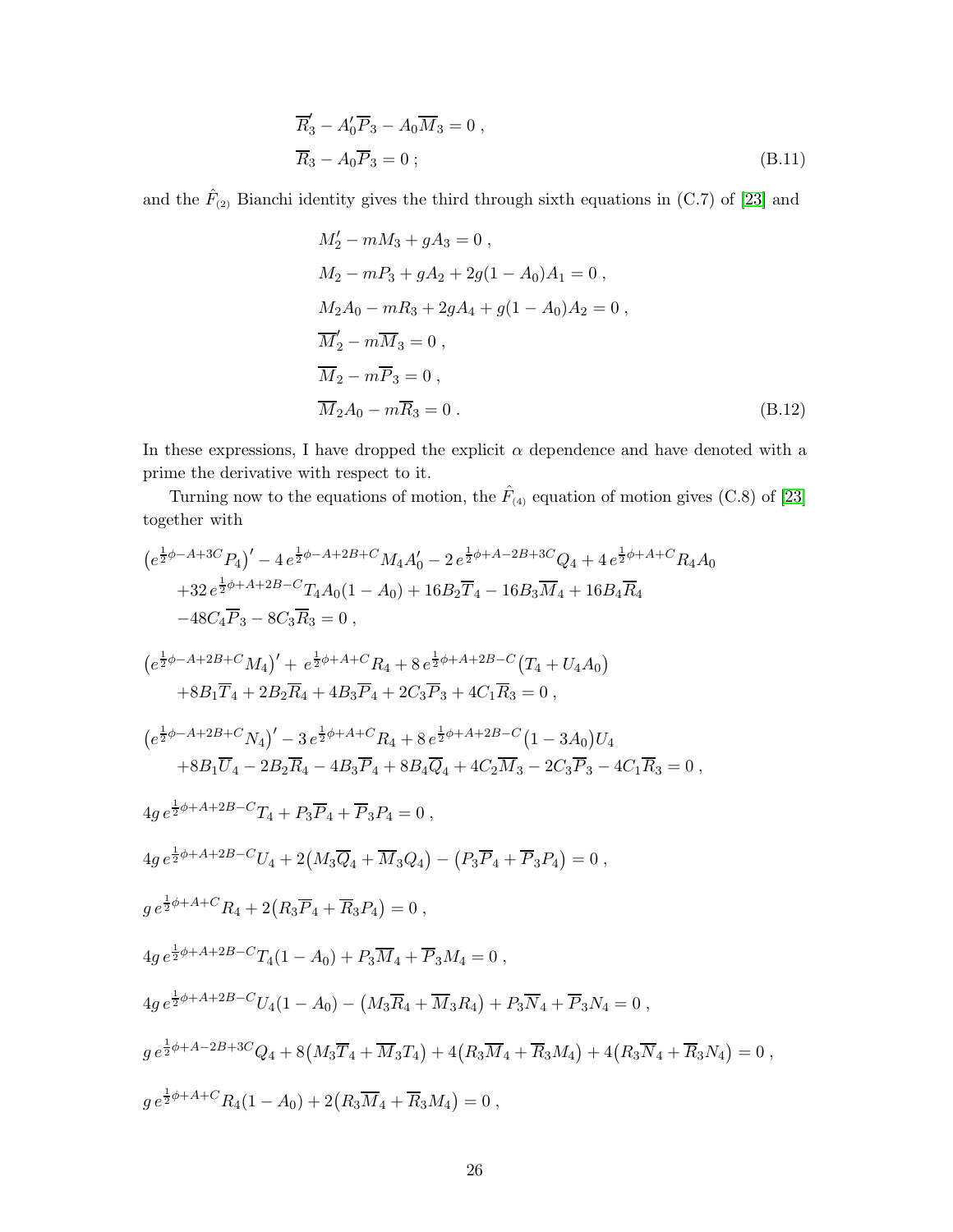$$
\begin{aligned}
&\overline{R}_3' - A_0'\overline{P}_3 - A_0\overline{M}_3 = 0 \ , \\
&\overline{R}_3 - A_0\overline{P}_3 = 0 \ ;
\end{aligned} \tag{B.11}
$$

and the $\hat{F}_{(2)}$ Bianchi identity gives the third through sixth equations in (C.7) of [23] and

$$
\begin{aligned}
&M_2' - mM_3 + gA_3 = 0 \ , \\
&M_2 - mP_3 + gA_2 + 2g(1-A_0)A_1 = 0 \ , \\
&M_2A_0 - mR_3 + 2gA_4 + g(1-A_0)A_2 = 0 \ , \\
&\overline{M}_2' - m\overline{M}_3 = 0 \ , \\
&\overline{M}_2 - m\overline{P}_3 = 0 \ , \\
&\overline{M}_2A_0 - m\overline{R}_3 = 0 \ .
\end{aligned} \tag{B.12}
$$

In these expressions, I have dropped the explicit $\alpha$ dependence and have denoted with a prime the derivative with respect to it.

Turning now to the equations of motion, the $\hat{F}_{(4)}$ equation of motion gives (C.8) of [23] together with

$$
\begin{aligned}
&\big(e^{\frac{1}{2}\phi - A + 3C}P_4\big)' - 4\,e^{\frac{1}{2}\phi - A + 2B + C}M_4A_0' - 2\,e^{\frac{1}{2}\phi + A - 2B + 3C}Q_4 + 4\,e^{\frac{1}{2}\phi + A + C}R_4A_0 \\
&\quad + 32\,e^{\frac{1}{2}\phi + A + 2B - C}T_4A_0(1-A_0) + 16B_2\overline{T}_4 - 16B_3\overline{M}_4 + 16B_4\overline{R}_4 \\
&\quad - 48C_4\overline{P}_3 - 8C_3\overline{R}_3 = 0 \ ,
\end{aligned}
$$

$$
\begin{aligned}
&\big(e^{\frac{1}{2}\phi - A + 2B + C}M_4\big)' + e^{\frac{1}{2}\phi + A + C}R_4 + 8\,e^{\frac{1}{2}\phi + A + 2B - C}\big(T_4 + U_4A_0\big) \\
&\quad + 8B_1\overline{T}_4 + 2B_2\overline{R}_4 + 4B_3\overline{P}_4 + 2C_3\overline{P}_3 + 4C_1\overline{R}_3 = 0 \ ,
\end{aligned}
$$

$$
\begin{aligned}
&\big(e^{\frac{1}{2}\phi - A + 2B + C}N_4\big)' - 3\,e^{\frac{1}{2}\phi + A + C}R_4 + 8\,e^{\frac{1}{2}\phi + A + 2B - C}\big(1 - 3A_0\big)U_4 \\
&\quad + 8B_1\overline{U}_4 - 2B_2\overline{R}_4 - 4B_3\overline{P}_4 + 8B_4\overline{Q}_4 + 4C_2\overline{M}_3 - 2C_3\overline{P}_3 - 4C_1\overline{R}_3 = 0 \ ,
\end{aligned}
$$

$$
4g\,e^{\frac{1}{2}\phi + A + 2B - C}T_4 + P_3\overline{P}_4 + \overline{P}_3P_4 = 0 \ ,
$$

$$
4g\,e^{\frac{1}{2}\phi + A + 2B - C}U_4 + 2\big(M_3\overline{Q}_4 + \overline{M}_3Q_4\big) - \big(P_3\overline{P}_4 + \overline{P}_3P_4\big) = 0 \ ,
$$

$$
g\,e^{\frac{1}{2}\phi + A + C}R_4 + 2\big(R_3\overline{P}_4 + \overline{R}_3P_4\big) = 0 \ ,
$$

$$
4g\,e^{\frac{1}{2}\phi + A + 2B - C}T_4(1-A_0) + P_3\overline{M}_4 + \overline{P}_3M_4 = 0 \ ,
$$

$$
4g\,e^{\frac{1}{2}\phi + A + 2B - C}U_4(1-A_0) - \big(M_3\overline{R}_4 + \overline{M}_3R_4\big) + P_3\overline{N}_4 + \overline{P}_3N_4 = 0 \ ,
$$

$$
g\,e^{\frac{1}{2}\phi + A - 2B + 3C}Q_4 + 8\big(M_3\overline{T}_4 + \overline{M}_3T_4\big) + 4\big(R_3\overline{M}_4 + \overline{R}_3M_4\big) + 4\big(R_3\overline{N}_4 + \overline{R}_3N_4\big) = 0 \ ,
$$

$$
g\,e^{\frac{1}{2}\phi + A + C}R_4(1-A_0) + 2\big(R_3\overline{M}_4 + \overline{R}_3M_4\big) = 0 \ ,
$$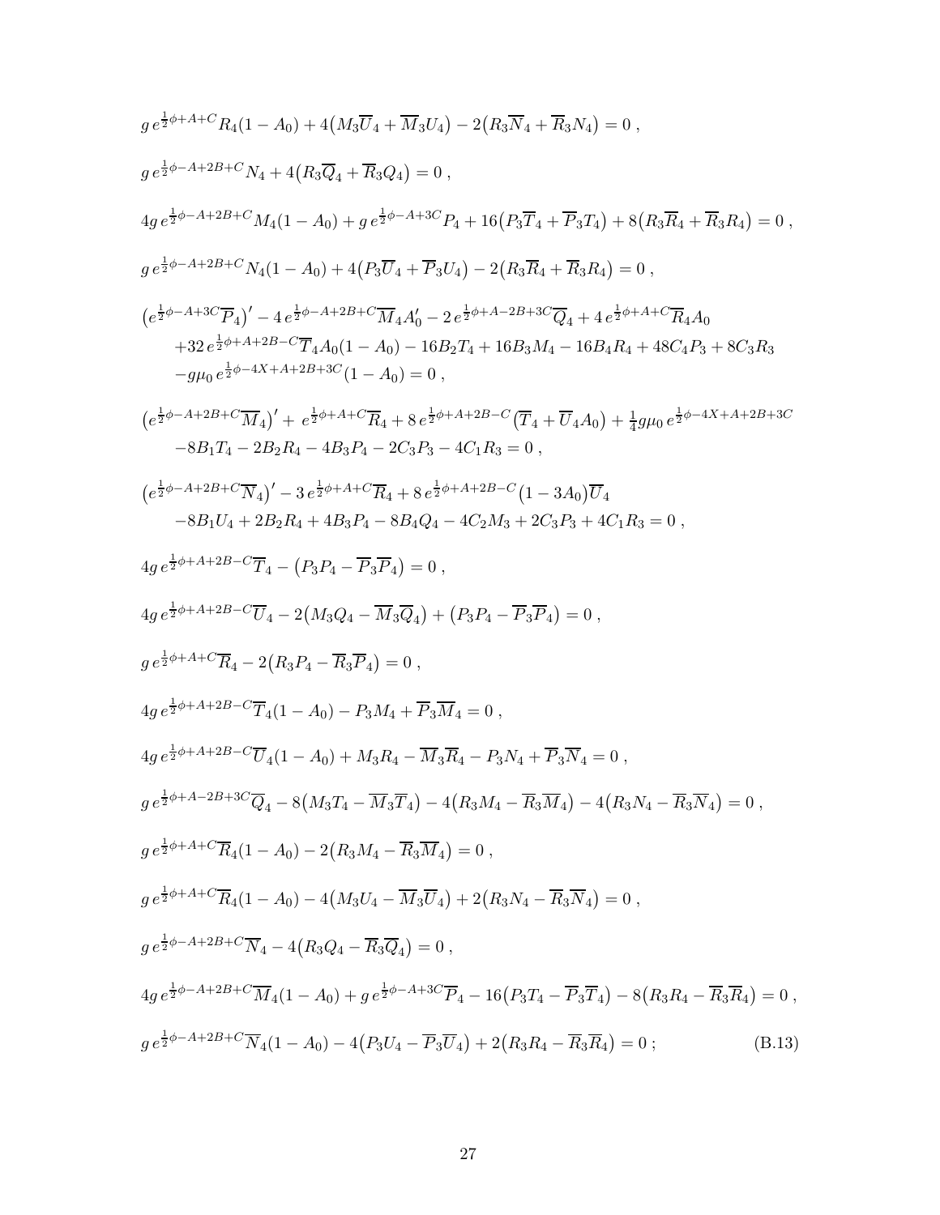$$g\, e^{\frac{1}{2}\phi+A+C} R_4(1-A_0) + 4\big(M_3\overline{U}_4 + \overline{M}_3 U_4\big) - 2\big(R_3\overline{N}_4 + \overline{R}_3 N_4\big) = 0\ ,$$

$$g\, e^{\frac{1}{2}\phi-A+2B+C} N_4 + 4\big(R_3\overline{Q}_4 + \overline{R}_3 Q_4\big) = 0\ ,$$

$$4g\, e^{\frac{1}{2}\phi-A+2B+C} M_4(1-A_0) + g\, e^{\frac{1}{2}\phi-A+3C} P_4 + 16\big(P_3\overline{T}_4 + \overline{P}_3 T_4\big) + 8\big(R_3\overline{R}_4 + \overline{R}_3 R_4\big) = 0\ ,$$

$$g\, e^{\frac{1}{2}\phi-A+2B+C} N_4(1-A_0) + 4\big(P_3\overline{U}_4 + \overline{P}_3 U_4\big) - 2\big(R_3\overline{R}_4 + \overline{R}_3 R_4\big) = 0\ ,$$

$$\begin{aligned}&\big(e^{\frac{1}{2}\phi-A+3C}\overline{P}_4\big)' - 4\, e^{\frac{1}{2}\phi-A+2B+C}\overline{M}_4 A_0' - 2\, e^{\frac{1}{2}\phi+A-2B+3C}\overline{Q}_4 + 4\, e^{\frac{1}{2}\phi+A+C}\overline{R}_4 A_0\\ &\quad +32\, e^{\frac{1}{2}\phi+A+2B-C}\overline{T}_4 A_0(1-A_0) - 16B_2T_4 + 16B_3M_4 - 16B_4R_4 + 48C_4P_3 + 8C_3R_3\\ &\quad -g\mu_0\, e^{\frac{1}{2}\phi-4X+A+2B+3C}(1-A_0) = 0\ ,\end{aligned}$$

$$\begin{aligned}&\big(e^{\frac{1}{2}\phi-A+2B+C}\overline{M}_4\big)' + e^{\frac{1}{2}\phi+A+C}\overline{R}_4 + 8\, e^{\frac{1}{2}\phi+A+2B-C}\big(\overline{T}_4 + \overline{U}_4 A_0\big) + \tfrac{1}{4} g\mu_0\, e^{\frac{1}{2}\phi-4X+A+2B+3C}\\ &\quad -8B_1T_4 - 2B_2R_4 - 4B_3P_4 - 2C_3P_3 - 4C_1R_3 = 0\ ,\end{aligned}$$

$$\begin{aligned}&\big(e^{\frac{1}{2}\phi-A+2B+C}\overline{N}_4\big)' - 3\, e^{\frac{1}{2}\phi+A+C}\overline{R}_4 + 8\, e^{\frac{1}{2}\phi+A+2B-C}\big(1-3A_0\big)\overline{U}_4\\ &\quad -8B_1U_4 + 2B_2R_4 + 4B_3P_4 - 8B_4Q_4 - 4C_2M_3 + 2C_3P_3 + 4C_1R_3 = 0\ ,\end{aligned}$$

$$4g\, e^{\frac{1}{2}\phi+A+2B-C}\overline{T}_4 - \big(P_3P_4 - \overline{P}_3\overline{P}_4\big) = 0\ ,$$

$$4g\, e^{\frac{1}{2}\phi+A+2B-C}\overline{U}_4 - 2\big(M_3Q_4 - \overline{M}_3\overline{Q}_4\big) + \big(P_3P_4 - \overline{P}_3\overline{P}_4\big) = 0\ ,$$

$$g\, e^{\frac{1}{2}\phi+A+C}\overline{R}_4 - 2\big(R_3P_4 - \overline{R}_3\overline{P}_4\big) = 0\ ,$$

$$4g\, e^{\frac{1}{2}\phi+A+2B-C}\overline{T}_4(1-A_0) - P_3M_4 + \overline{P}_3\overline{M}_4 = 0\ ,$$

$$4g\, e^{\frac{1}{2}\phi+A+2B-C}\overline{U}_4(1-A_0) + M_3R_4 - \overline{M}_3\overline{R}_4 - P_3N_4 + \overline{P}_3\overline{N}_4 = 0\ ,$$

$$g\, e^{\frac{1}{2}\phi+A-2B+3C}\overline{Q}_4 - 8\big(M_3T_4 - \overline{M}_3\overline{T}_4\big) - 4\big(R_3M_4 - \overline{R}_3\overline{M}_4\big) - 4\big(R_3N_4 - \overline{R}_3\overline{N}_4\big) = 0\ ,$$

$$g\, e^{\frac{1}{2}\phi+A+C}\overline{R}_4(1-A_0) - 2\big(R_3M_4 - \overline{R}_3\overline{M}_4\big) = 0\ ,$$

$$g\, e^{\frac{1}{2}\phi+A+C}\overline{R}_4(1-A_0) - 4\big(M_3U_4 - \overline{M}_3\overline{U}_4\big) + 2\big(R_3N_4 - \overline{R}_3\overline{N}_4\big) = 0\ ,$$

$$g\, e^{\frac{1}{2}\phi-A+2B+C}\overline{N}_4 - 4\big(R_3Q_4 - \overline{R}_3\overline{Q}_4\big) = 0\ ,$$

$$4g\, e^{\frac{1}{2}\phi-A+2B+C}\overline{M}_4(1-A_0) + g\, e^{\frac{1}{2}\phi-A+3C}\overline{P}_4 - 16\big(P_3T_4 - \overline{P}_3\overline{T}_4\big) - 8\big(R_3R_4 - \overline{R}_3\overline{R}_4\big) = 0\ ,$$

$$g\, e^{\frac{1}{2}\phi-A+2B+C}\overline{N}_4(1-A_0) - 4\big(P_3U_4 - \overline{P}_3\overline{U}_4\big) + 2\big(R_3R_4 - \overline{R}_3\overline{R}_4\big) = 0\ ; \tag{B.13}$$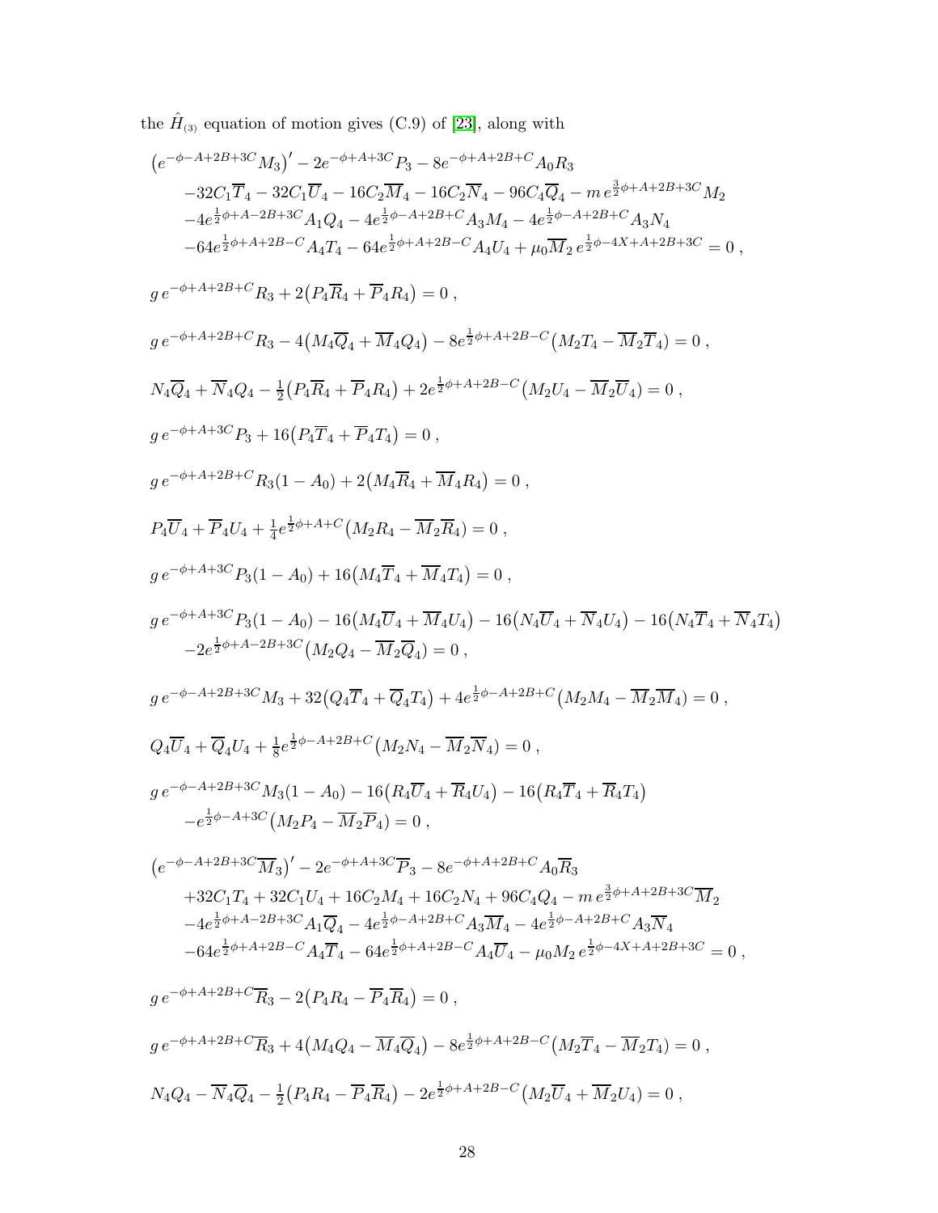the $\hat{H}_{(3)}$ equation of motion gives (C.9) of [23], along with

$$
\begin{aligned}
&\big(e^{-\phi-A+2B+3C}M_3\big)' - 2e^{-\phi+A+3C}P_3 - 8e^{-\phi+A+2B+C}A_0R_3 \\
&\quad -32C_1\overline{T}_4 - 32C_1\overline{U}_4 - 16C_2\overline{M}_4 - 16C_2\overline{N}_4 - 96C_4\overline{Q}_4 - m\,e^{\frac{3}{2}\phi+A+2B+3C}M_2 \\
&\quad -4e^{\frac{1}{2}\phi+A-2B+3C}A_1Q_4 - 4e^{\frac{1}{2}\phi-A+2B+C}A_3M_4 - 4e^{\frac{1}{2}\phi-A+2B+C}A_3N_4 \\
&\quad -64e^{\frac{1}{2}\phi+A+2B-C}A_4T_4 - 64e^{\frac{1}{2}\phi+A+2B-C}A_4U_4 + \mu_0\overline{M}_2\,e^{\frac{1}{2}\phi-4X+A+2B+3C} = 0\,,
\end{aligned}
$$

$$
g\,e^{-\phi+A+2B+C}R_3 + 2\big(P_4\overline{R}_4 + \overline{P}_4R_4\big) = 0\,,
$$

$$
g\,e^{-\phi+A+2B+C}R_3 - 4\big(M_4\overline{Q}_4 + \overline{M}_4Q_4\big) - 8e^{\frac{1}{2}\phi+A+2B-C}\big(M_2T_4 - \overline{M}_2\overline{T}_4\big) = 0\,,
$$

$$
N_4\overline{Q}_4 + \overline{N}_4Q_4 - \tfrac{1}{2}\big(P_4\overline{R}_4 + \overline{P}_4R_4\big) + 2e^{\frac{1}{2}\phi+A+2B-C}\big(M_2U_4 - \overline{M}_2\overline{U}_4\big) = 0\,,
$$

$$
g\,e^{-\phi+A+3C}P_3 + 16\big(P_4\overline{T}_4 + \overline{P}_4T_4\big) = 0\,,
$$

$$
g\,e^{-\phi+A+2B+C}R_3(1-A_0) + 2\big(M_4\overline{R}_4 + \overline{M}_4R_4\big) = 0\,,
$$

$$
P_4\overline{U}_4 + \overline{P}_4U_4 + \tfrac{1}{4}e^{\frac{1}{2}\phi+A+C}\big(M_2R_4 - \overline{M}_2\overline{R}_4\big) = 0\,,
$$

$$
g\,e^{-\phi+A+3C}P_3(1-A_0) + 16\big(M_4\overline{T}_4 + \overline{M}_4T_4\big) = 0\,,
$$

$$
\begin{aligned}
&g\,e^{-\phi+A+3C}P_3(1-A_0) - 16\big(M_4\overline{U}_4 + \overline{M}_4U_4\big) - 16\big(N_4\overline{U}_4 + \overline{N}_4U_4\big) - 16\big(N_4\overline{T}_4 + \overline{N}_4T_4\big) \\
&\quad -2e^{\frac{1}{2}\phi+A-2B+3C}\big(M_2Q_4 - \overline{M}_2\overline{Q}_4\big) = 0\,,
\end{aligned}
$$

$$
g\,e^{-\phi-A+2B+3C}M_3 + 32\big(Q_4\overline{T}_4 + \overline{Q}_4T_4\big) + 4e^{\frac{1}{2}\phi-A+2B+C}\big(M_2M_4 - \overline{M}_2\overline{M}_4\big) = 0\,,
$$

$$
Q_4\overline{U}_4 + \overline{Q}_4U_4 + \tfrac{1}{8}e^{\frac{1}{2}\phi-A+2B+C}\big(M_2N_4 - \overline{M}_2\overline{N}_4\big) = 0\,,
$$

$$
\begin{aligned}
&g\,e^{-\phi-A+2B+3C}M_3(1-A_0) - 16\big(R_4\overline{U}_4 + \overline{R}_4U_4\big) - 16\big(R_4\overline{T}_4 + \overline{R}_4T_4\big) \\
&\quad -e^{\frac{1}{2}\phi-A+3C}\big(M_2P_4 - \overline{M}_2\overline{P}_4\big) = 0\,,
\end{aligned}
$$

$$
\begin{aligned}
&\big(e^{-\phi-A+2B+3C}\overline{M}_3\big)' - 2e^{-\phi+A+3C}\overline{P}_3 - 8e^{-\phi+A+2B+C}A_0\overline{R}_3 \\
&\quad +32C_1T_4 + 32C_1U_4 + 16C_2M_4 + 16C_2N_4 + 96C_4Q_4 - m\,e^{\frac{3}{2}\phi+A+2B+3C}\overline{M}_2 \\
&\quad -4e^{\frac{1}{2}\phi+A-2B+3C}A_1\overline{Q}_4 - 4e^{\frac{1}{2}\phi-A+2B+C}A_3\overline{M}_4 - 4e^{\frac{1}{2}\phi-A+2B+C}A_3\overline{N}_4 \\
&\quad -64e^{\frac{1}{2}\phi+A+2B-C}A_4\overline{T}_4 - 64e^{\frac{1}{2}\phi+A+2B-C}A_4\overline{U}_4 - \mu_0M_2\,e^{\frac{1}{2}\phi-4X+A+2B+3C} = 0\,,
\end{aligned}
$$

$$
g\,e^{-\phi+A+2B+C}\overline{R}_3 - 2\big(P_4R_4 - \overline{P}_4\overline{R}_4\big) = 0\,,
$$

$$
g\,e^{-\phi+A+2B+C}\overline{R}_3 + 4\big(M_4Q_4 - \overline{M}_4\overline{Q}_4\big) - 8e^{\frac{1}{2}\phi+A+2B-C}\big(M_2\overline{T}_4 - \overline{M}_2T_4\big) = 0\,,
$$

$$
N_4Q_4 - \overline{N}_4\overline{Q}_4 - \tfrac{1}{2}\big(P_4R_4 - \overline{P}_4\overline{R}_4\big) - 2e^{\frac{1}{2}\phi+A+2B-C}\big(M_2\overline{U}_4 + \overline{M}_2U_4\big) = 0\,,
$$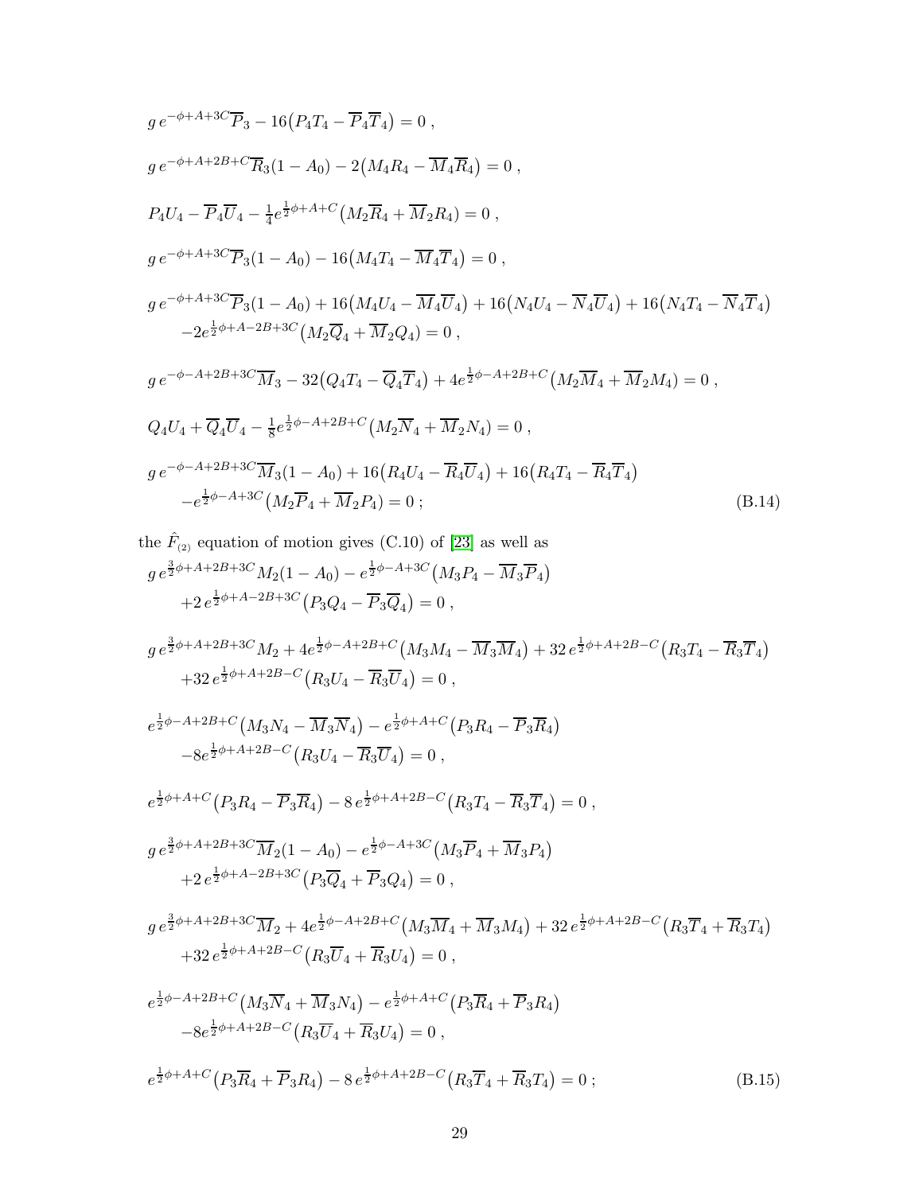$$
\begin{aligned}
& g\, e^{-\phi+A+3C}\overline{P}_3 - 16\big(P_4T_4 - \overline{P}_4\overline{T}_4\big) = 0\ ,\\
& g\, e^{-\phi+A+2B+C}\overline{R}_3(1-A_0) - 2\big(M_4R_4 - \overline{M}_4\overline{R}_4\big) = 0\ ,\\
& P_4U_4 - \overline{P}_4\overline{U}_4 - \tfrac{1}{4}e^{\frac{1}{2}\phi+A+C}\big(M_2\overline{R}_4 + \overline{M}_2R_4\big) = 0\ ,\\
& g\, e^{-\phi+A+3C}\overline{P}_3(1-A_0) - 16\big(M_4T_4 - \overline{M}_4\overline{T}_4\big) = 0\ ,\\
& g\, e^{-\phi+A+3C}\overline{P}_3(1-A_0) + 16\big(M_4U_4 - \overline{M}_4\overline{U}_4\big) + 16\big(N_4U_4 - \overline{N}_4\overline{U}_4\big) + 16\big(N_4T_4 - \overline{N}_4\overline{T}_4\big)\\
&\qquad -2e^{\frac{1}{2}\phi+A-2B+3C}\big(M_2\overline{Q}_4 + \overline{M}_2Q_4\big) = 0\ ,\\
& g\, e^{-\phi-A+2B+3C}\overline{M}_3 - 32\big(Q_4T_4 - \overline{Q}_4\overline{T}_4\big) + 4e^{\frac{1}{2}\phi-A+2B+C}\big(M_2\overline{M}_4 + \overline{M}_2M_4\big) = 0\ ,\\
& Q_4U_4 + \overline{Q}_4\overline{U}_4 - \tfrac{1}{8}e^{\frac{1}{2}\phi-A+2B+C}\big(M_2\overline{N}_4 + \overline{M}_2N_4\big) = 0\ ,\\
& g\, e^{-\phi-A+2B+3C}\overline{M}_3(1-A_0) + 16\big(R_4U_4 - \overline{R}_4\overline{U}_4\big) + 16\big(R_4T_4 - \overline{R}_4\overline{T}_4\big)\\
&\qquad -e^{\frac{1}{2}\phi-A+3C}\big(M_2\overline{P}_4 + \overline{M}_2P_4\big) = 0\ ;
\end{aligned}
\tag{B.14}
$$

the $\hat{F}_{(2)}$ equation of motion gives (C.10) of [23] as well as

$$
\begin{aligned}
& g\, e^{\frac{3}{2}\phi+A+2B+3C}M_2(1-A_0) - e^{\frac{1}{2}\phi-A+3C}\big(M_3P_4 - \overline{M}_3\overline{P}_4\big)\\
&\qquad +2\, e^{\frac{1}{2}\phi+A-2B+3C}\big(P_3Q_4 - \overline{P}_3\overline{Q}_4\big) = 0\ ,\\
& g\, e^{\frac{3}{2}\phi+A+2B+3C}M_2 + 4e^{\frac{1}{2}\phi-A+2B+C}\big(M_3M_4 - \overline{M}_3\overline{M}_4\big) + 32\, e^{\frac{1}{2}\phi+A+2B-C}\big(R_3T_4 - \overline{R}_3\overline{T}_4\big)\\
&\qquad +32\, e^{\frac{1}{2}\phi+A+2B-C}\big(R_3U_4 - \overline{R}_3\overline{U}_4\big) = 0\ ,\\
& e^{\frac{1}{2}\phi-A+2B+C}\big(M_3N_4 - \overline{M}_3\overline{N}_4\big) - e^{\frac{1}{2}\phi+A+C}\big(P_3R_4 - \overline{P}_3\overline{R}_4\big)\\
&\qquad -8e^{\frac{1}{2}\phi+A+2B-C}\big(R_3U_4 - \overline{R}_3\overline{U}_4\big) = 0\ ,\\
& e^{\frac{1}{2}\phi+A+C}\big(P_3R_4 - \overline{P}_3\overline{R}_4\big) - 8\, e^{\frac{1}{2}\phi+A+2B-C}\big(R_3T_4 - \overline{R}_3\overline{T}_4\big) = 0\ ,\\
& g\, e^{\frac{3}{2}\phi+A+2B+3C}\overline{M}_2(1-A_0) - e^{\frac{1}{2}\phi-A+3C}\big(M_3\overline{P}_4 + \overline{M}_3P_4\big)\\
&\qquad +2\, e^{\frac{1}{2}\phi+A-2B+3C}\big(P_3\overline{Q}_4 + \overline{P}_3Q_4\big) = 0\ ,\\
& g\, e^{\frac{3}{2}\phi+A+2B+3C}\overline{M}_2 + 4e^{\frac{1}{2}\phi-A+2B+C}\big(M_3\overline{M}_4 + \overline{M}_3M_4\big) + 32\, e^{\frac{1}{2}\phi+A+2B-C}\big(R_3\overline{T}_4 + \overline{R}_3T_4\big)\\
&\qquad +32\, e^{\frac{1}{2}\phi+A+2B-C}\big(R_3\overline{U}_4 + \overline{R}_3U_4\big) = 0\ ,\\
& e^{\frac{1}{2}\phi-A+2B+C}\big(M_3\overline{N}_4 + \overline{M}_3N_4\big) - e^{\frac{1}{2}\phi+A+C}\big(P_3\overline{R}_4 + \overline{P}_3R_4\big)\\
&\qquad -8e^{\frac{1}{2}\phi+A+2B-C}\big(R_3\overline{U}_4 + \overline{R}_3U_4\big) = 0\ ,\\
& e^{\frac{1}{2}\phi+A+C}\big(P_3\overline{R}_4 + \overline{P}_3R_4\big) - 8\, e^{\frac{1}{2}\phi+A+2B-C}\big(R_3\overline{T}_4 + \overline{R}_3T_4\big) = 0\ ;
\end{aligned}
\tag{B.15}
$$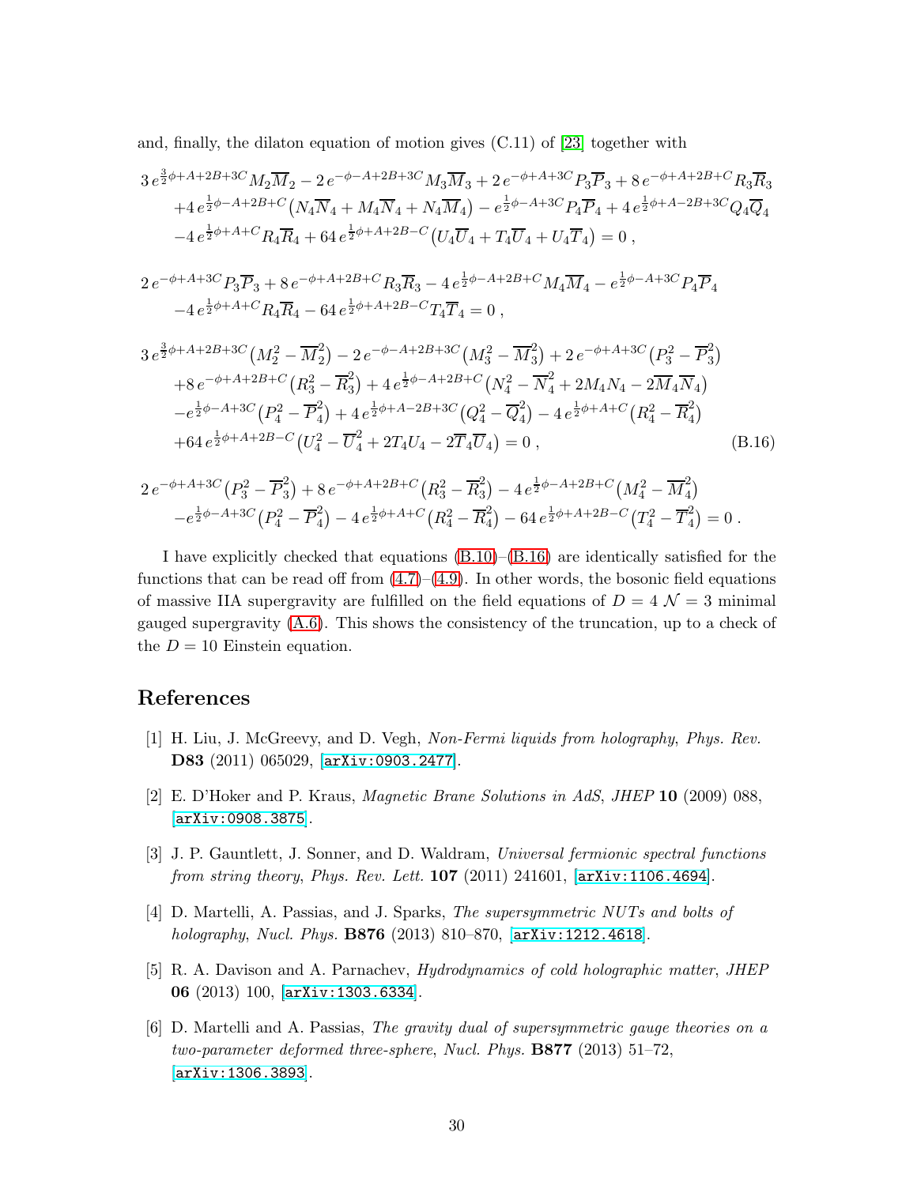and, finally, the dilaton equation of motion gives (C.11) of [23] together with

$$
\begin{aligned}
&3\,e^{\frac{3}{2}\phi+A+2B+3C}M_2\overline{M}_2-2\,e^{-\phi-A+2B+3C}M_3\overline{M}_3+2\,e^{-\phi+A+3C}P_3\overline{P}_3+8\,e^{-\phi+A+2B+C}R_3\overline{R}_3\\
&\quad+4\,e^{\frac{1}{2}\phi-A+2B+C}\big(N_4\overline{N}_4+M_4\overline{N}_4+N_4\overline{M}_4\big)-e^{\frac{1}{2}\phi-A+3C}P_4\overline{P}_4+4\,e^{\frac{1}{2}\phi+A-2B+3C}Q_4\overline{Q}_4\\
&\quad-4\,e^{\frac{1}{2}\phi+A+C}R_4\overline{R}_4+64\,e^{\frac{1}{2}\phi+A+2B-C}\big(U_4\overline{U}_4+T_4\overline{U}_4+U_4\overline{T}_4\big)=0\;,
\end{aligned}
$$

$$
\begin{aligned}
&2\,e^{-\phi+A+3C}P_3\overline{P}_3+8\,e^{-\phi+A+2B+C}R_3\overline{R}_3-4\,e^{\frac{1}{2}\phi-A+2B+C}M_4\overline{M}_4-e^{\frac{1}{2}\phi-A+3C}P_4\overline{P}_4\\
&\quad-4\,e^{\frac{1}{2}\phi+A+C}R_4\overline{R}_4-64\,e^{\frac{1}{2}\phi+A+2B-C}T_4\overline{T}_4=0\;,
\end{aligned}
$$

$$
\begin{aligned}
&3\,e^{\frac{3}{2}\phi+A+2B+3C}\big(M_2^2-\overline{M}_2^2\big)-2\,e^{-\phi-A+2B+3C}\big(M_3^2-\overline{M}_3^2\big)+2\,e^{-\phi+A+3C}\big(P_3^2-\overline{P}_3^2\big)\\
&\quad+8\,e^{-\phi+A+2B+C}\big(R_3^2-\overline{R}_3^2\big)+4\,e^{\frac{1}{2}\phi-A+2B+C}\big(N_4^2-\overline{N}_4^2+2M_4N_4-2\overline{M}_4\overline{N}_4\big)\\
&\quad-e^{\frac{1}{2}\phi-A+3C}\big(P_4^2-\overline{P}_4^2\big)+4\,e^{\frac{1}{2}\phi+A-2B+3C}\big(Q_4^2-\overline{Q}_4^2\big)-4\,e^{\frac{1}{2}\phi+A+C}\big(R_4^2-\overline{R}_4^2\big)\\
&\quad+64\,e^{\frac{1}{2}\phi+A+2B-C}\big(U_4^2-\overline{U}_4^2+2T_4U_4-2\overline{T}_4\overline{U}_4\big)=0\;,
\end{aligned}
\tag{B.16}
$$

$$
\begin{aligned}
&2\,e^{-\phi+A+3C}\big(P_3^2-\overline{P}_3^2\big)+8\,e^{-\phi+A+2B+C}\big(R_3^2-\overline{R}_3^2\big)-4\,e^{\frac{1}{2}\phi-A+2B+C}\big(M_4^2-\overline{M}_4^2\big)\\
&\quad-e^{\frac{1}{2}\phi-A+3C}\big(P_4^2-\overline{P}_4^2\big)-4\,e^{\frac{1}{2}\phi+A+C}\big(R_4^2-\overline{R}_4^2\big)-64\,e^{\frac{1}{2}\phi+A+2B-C}\big(T_4^2-\overline{T}_4^2\big)=0\,.
\end{aligned}
$$

I have explicitly checked that equations (B.10)–(B.16) are identically satisfied for the functions that can be read off from (4.7)–(4.9). In other words, the bosonic field equations of massive IIA supergravity are fulfilled on the field equations of $D=4$ $\mathcal{N}=3$ minimal gauged supergravity (A.6). This shows the consistency of the truncation, up to a check of the $D=10$ Einstein equation.

# References

[1] H. Liu, J. McGreevy, and D. Vegh, *Non-Fermi liquids from holography*, *Phys. Rev.* **D83** (2011) 065029, [arXiv:0903.2477].

[2] E. D'Hoker and P. Kraus, *Magnetic Brane Solutions in AdS*, *JHEP* **10** (2009) 088, [arXiv:0908.3875].

[3] J. P. Gauntlett, J. Sonner, and D. Waldram, *Universal fermionic spectral functions from string theory*, *Phys. Rev. Lett.* **107** (2011) 241601, [arXiv:1106.4694].

[4] D. Martelli, A. Passias, and J. Sparks, *The supersymmetric NUTs and bolts of holography*, *Nucl. Phys.* **B876** (2013) 810–870, [arXiv:1212.4618].

[5] R. A. Davison and A. Parnachev, *Hydrodynamics of cold holographic matter*, *JHEP* **06** (2013) 100, [arXiv:1303.6334].

[6] D. Martelli and A. Passias, *The gravity dual of supersymmetric gauge theories on a two-parameter deformed three-sphere*, *Nucl. Phys.* **B877** (2013) 51–72, [arXiv:1306.3893].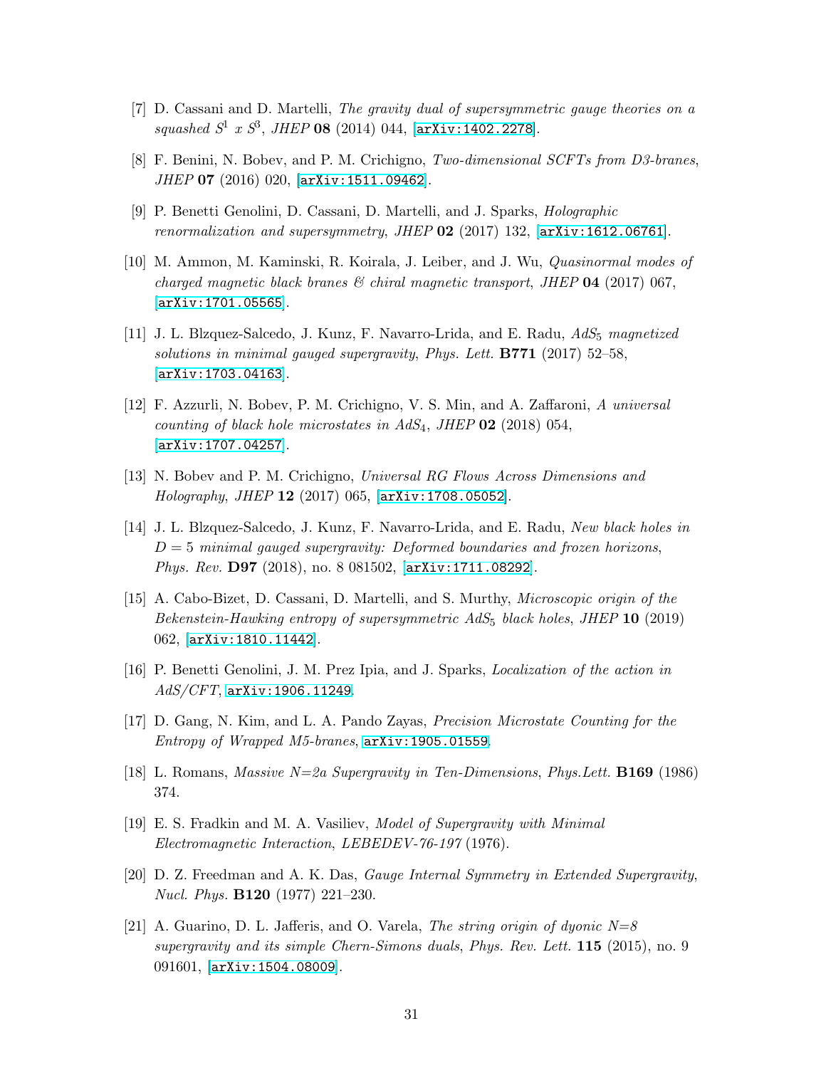[7] D. Cassani and D. Martelli, *The gravity dual of supersymmetric gauge theories on a squashed $S^1$ x $S^3$*, *JHEP* **08** (2014) 044, [arXiv:1402.2278].

[8] F. Benini, N. Bobev, and P. M. Crichigno, *Two-dimensional SCFTs from D3-branes*, *JHEP* **07** (2016) 020, [arXiv:1511.09462].

[9] P. Benetti Genolini, D. Cassani, D. Martelli, and J. Sparks, *Holographic renormalization and supersymmetry*, *JHEP* **02** (2017) 132, [arXiv:1612.06761].

[10] M. Ammon, M. Kaminski, R. Koirala, J. Leiber, and J. Wu, *Quasinormal modes of charged magnetic black branes & chiral magnetic transport*, *JHEP* **04** (2017) 067, [arXiv:1701.05565].

[11] J. L. Blzquez-Salcedo, J. Kunz, F. Navarro-Lrida, and E. Radu, *$AdS_5$ magnetized solutions in minimal gauged supergravity*, *Phys. Lett.* **B771** (2017) 52–58, [arXiv:1703.04163].

[12] F. Azzurli, N. Bobev, P. M. Crichigno, V. S. Min, and A. Zaffaroni, *A universal counting of black hole microstates in $AdS_4$*, *JHEP* **02** (2018) 054, [arXiv:1707.04257].

[13] N. Bobev and P. M. Crichigno, *Universal RG Flows Across Dimensions and Holography*, *JHEP* **12** (2017) 065, [arXiv:1708.05052].

[14] J. L. Blzquez-Salcedo, J. Kunz, F. Navarro-Lrida, and E. Radu, *New black holes in $D = 5$ minimal gauged supergravity: Deformed boundaries and frozen horizons*, *Phys. Rev.* **D97** (2018), no. 8 081502, [arXiv:1711.08292].

[15] A. Cabo-Bizet, D. Cassani, D. Martelli, and S. Murthy, *Microscopic origin of the Bekenstein-Hawking entropy of supersymmetric $AdS_5$ black holes*, *JHEP* **10** (2019) 062, [arXiv:1810.11442].

[16] P. Benetti Genolini, J. M. Prez Ipia, and J. Sparks, *Localization of the action in AdS/CFT*, arXiv:1906.11249.

[17] D. Gang, N. Kim, and L. A. Pando Zayas, *Precision Microstate Counting for the Entropy of Wrapped M5-branes*, arXiv:1905.01559.

[18] L. Romans, *Massive N=2a Supergravity in Ten-Dimensions*, *Phys.Lett.* **B169** (1986) 374.

[19] E. S. Fradkin and M. A. Vasiliev, *Model of Supergravity with Minimal Electromagnetic Interaction*, *LEBEDEV-76-197* (1976).

[20] D. Z. Freedman and A. K. Das, *Gauge Internal Symmetry in Extended Supergravity*, *Nucl. Phys.* **B120** (1977) 221–230.

[21] A. Guarino, D. L. Jafferis, and O. Varela, *The string origin of dyonic N=8 supergravity and its simple Chern-Simons duals*, *Phys. Rev. Lett.* **115** (2015), no. 9 091601, [arXiv:1504.08009].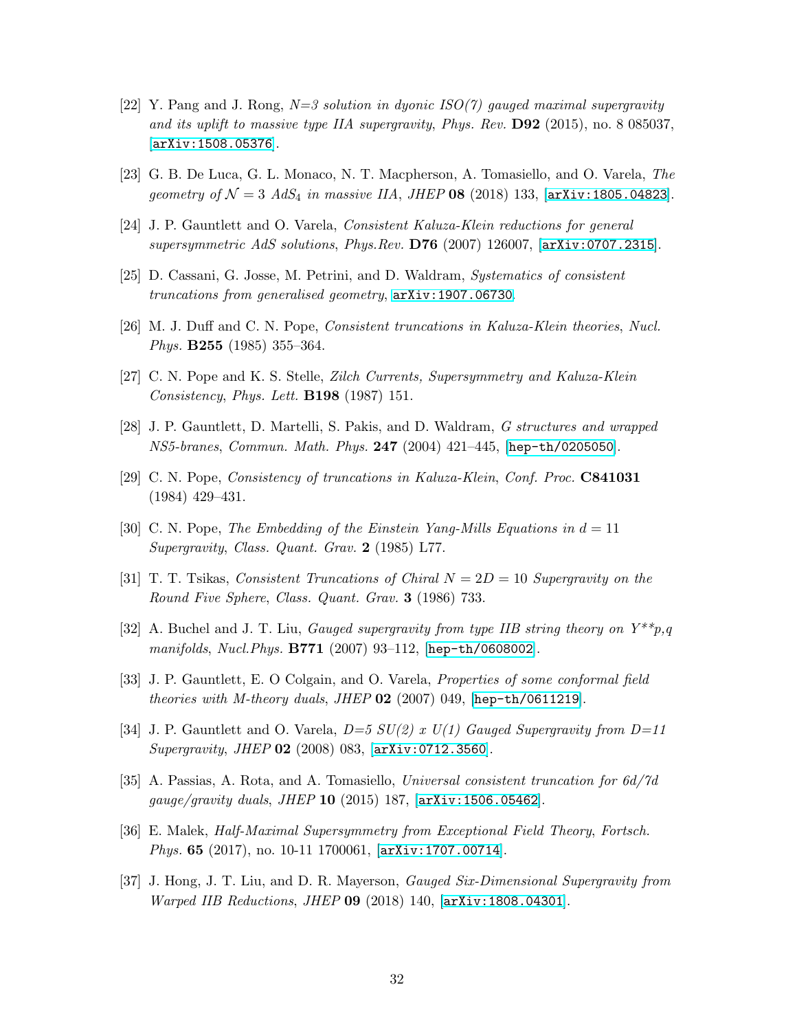[22] Y. Pang and J. Rong, *N=3 solution in dyonic ISO(7) gauged maximal supergravity and its uplift to massive type IIA supergravity*, *Phys. Rev.* **D92** (2015), no. 8 085037, [arXiv:1508.05376].

[23] G. B. De Luca, G. L. Monaco, N. T. Macpherson, A. Tomasiello, and O. Varela, *The geometry of $\mathcal{N} = 3$ $AdS_4$ in massive IIA*, *JHEP* **08** (2018) 133, [arXiv:1805.04823].

[24] J. P. Gauntlett and O. Varela, *Consistent Kaluza-Klein reductions for general supersymmetric AdS solutions*, *Phys.Rev.* **D76** (2007) 126007, [arXiv:0707.2315].

[25] D. Cassani, G. Josse, M. Petrini, and D. Waldram, *Systematics of consistent truncations from generalised geometry*, arXiv:1907.06730.

[26] M. J. Duff and C. N. Pope, *Consistent truncations in Kaluza-Klein theories*, *Nucl. Phys.* **B255** (1985) 355–364.

[27] C. N. Pope and K. S. Stelle, *Zilch Currents, Supersymmetry and Kaluza-Klein Consistency*, *Phys. Lett.* **B198** (1987) 151.

[28] J. P. Gauntlett, D. Martelli, S. Pakis, and D. Waldram, *G structures and wrapped NS5-branes*, *Commun. Math. Phys.* **247** (2004) 421–445, [hep-th/0205050].

[29] C. N. Pope, *Consistency of truncations in Kaluza-Klein*, *Conf. Proc.* **C841031** (1984) 429–431.

[30] C. N. Pope, *The Embedding of the Einstein Yang-Mills Equations in $d = 11$ Supergravity*, *Class. Quant. Grav.* **2** (1985) L77.

[31] T. T. Tsikas, *Consistent Truncations of Chiral $N = 2 D = 10$ Supergravity on the Round Five Sphere*, *Class. Quant. Grav.* **3** (1986) 733.

[32] A. Buchel and J. T. Liu, *Gauged supergravity from type IIB string theory on Y**p,q manifolds*, *Nucl.Phys.* **B771** (2007) 93–112, [hep-th/0608002].

[33] J. P. Gauntlett, E. O Colgain, and O. Varela, *Properties of some conformal field theories with M-theory duals*, *JHEP* **02** (2007) 049, [hep-th/0611219].

[34] J. P. Gauntlett and O. Varela, *D=5 SU(2) x U(1) Gauged Supergravity from D=11 Supergravity*, *JHEP* **02** (2008) 083, [arXiv:0712.3560].

[35] A. Passias, A. Rota, and A. Tomasiello, *Universal consistent truncation for 6d/7d gauge/gravity duals*, *JHEP* **10** (2015) 187, [arXiv:1506.05462].

[36] E. Malek, *Half-Maximal Supersymmetry from Exceptional Field Theory*, *Fortsch. Phys.* **65** (2017), no. 10-11 1700061, [arXiv:1707.00714].

[37] J. Hong, J. T. Liu, and D. R. Mayerson, *Gauged Six-Dimensional Supergravity from Warped IIB Reductions*, *JHEP* **09** (2018) 140, [arXiv:1808.04301].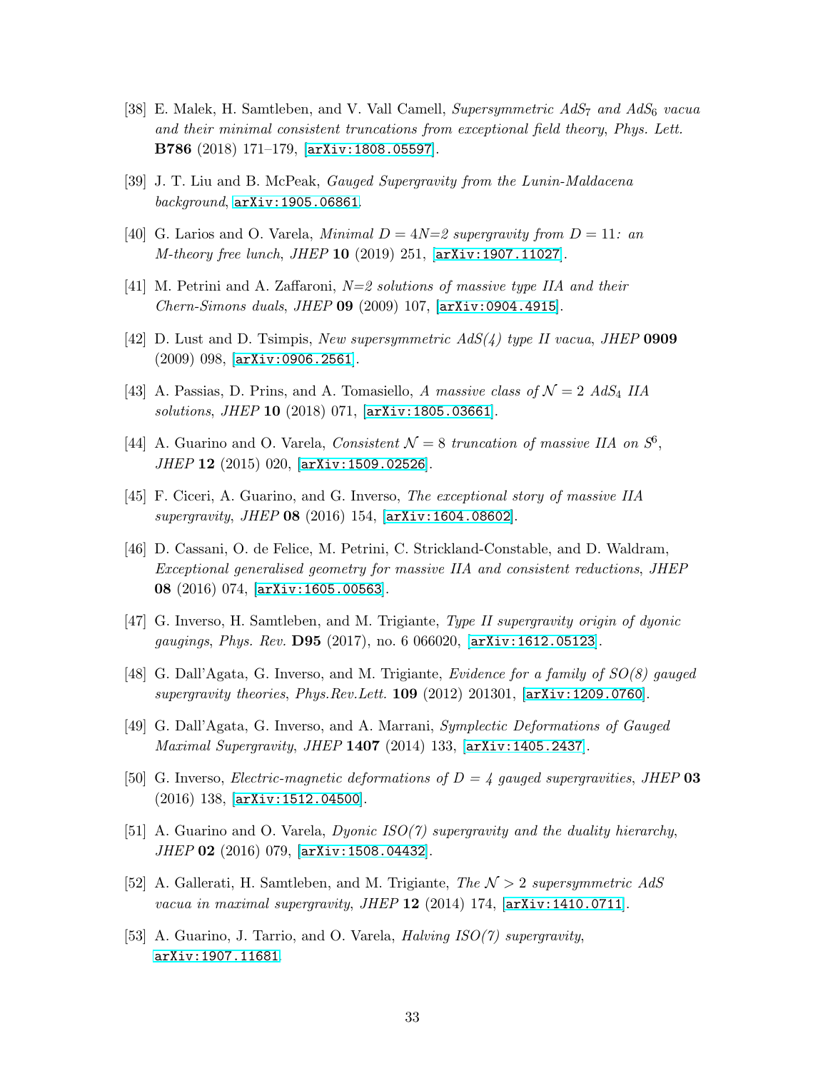[38] E. Malek, H. Samtleben, and V. Vall Camell, *Supersymmetric $AdS_7$ and $AdS_6$ vacua and their minimal consistent truncations from exceptional field theory*, *Phys. Lett.* **B786** (2018) 171–179, [arXiv:1808.05597].

[39] J. T. Liu and B. McPeak, *Gauged Supergravity from the Lunin-Maldacena background*, arXiv:1905.06861.

[40] G. Larios and O. Varela, *Minimal $D = 4$ $N$=2 supergravity from $D = 11$: an M-theory free lunch*, *JHEP* **10** (2019) 251, [arXiv:1907.11027].

[41] M. Petrini and A. Zaffaroni, *N=2 solutions of massive type IIA and their Chern-Simons duals*, *JHEP* **09** (2009) 107, [arXiv:0904.4915].

[42] D. Lust and D. Tsimpis, *New supersymmetric AdS(4) type II vacua*, *JHEP* **0909** (2009) 098, [arXiv:0906.2561].

[43] A. Passias, D. Prins, and A. Tomasiello, *A massive class of $\mathcal{N} = 2$ $AdS_4$ IIA solutions*, *JHEP* **10** (2018) 071, [arXiv:1805.03661].

[44] A. Guarino and O. Varela, *Consistent $\mathcal{N} = 8$ truncation of massive IIA on $S^6$*, *JHEP* **12** (2015) 020, [arXiv:1509.02526].

[45] F. Ciceri, A. Guarino, and G. Inverso, *The exceptional story of massive IIA supergravity*, *JHEP* **08** (2016) 154, [arXiv:1604.08602].

[46] D. Cassani, O. de Felice, M. Petrini, C. Strickland-Constable, and D. Waldram, *Exceptional generalised geometry for massive IIA and consistent reductions*, *JHEP* **08** (2016) 074, [arXiv:1605.00563].

[47] G. Inverso, H. Samtleben, and M. Trigiante, *Type II supergravity origin of dyonic gaugings*, *Phys. Rev.* **D95** (2017), no. 6 066020, [arXiv:1612.05123].

[48] G. Dall'Agata, G. Inverso, and M. Trigiante, *Evidence for a family of SO(8) gauged supergravity theories*, *Phys.Rev.Lett.* **109** (2012) 201301, [arXiv:1209.0760].

[49] G. Dall'Agata, G. Inverso, and A. Marrani, *Symplectic Deformations of Gauged Maximal Supergravity*, *JHEP* **1407** (2014) 133, [arXiv:1405.2437].

[50] G. Inverso, *Electric-magnetic deformations of $D = 4$ gauged supergravities*, *JHEP* **03** (2016) 138, [arXiv:1512.04500].

[51] A. Guarino and O. Varela, *Dyonic ISO(7) supergravity and the duality hierarchy*, *JHEP* **02** (2016) 079, [arXiv:1508.04432].

[52] A. Gallerati, H. Samtleben, and M. Trigiante, *The $\mathcal{N} > 2$ supersymmetric AdS vacua in maximal supergravity*, *JHEP* **12** (2014) 174, [arXiv:1410.0711].

[53] A. Guarino, J. Tarrio, and O. Varela, *Halving ISO(7) supergravity*, arXiv:1907.11681.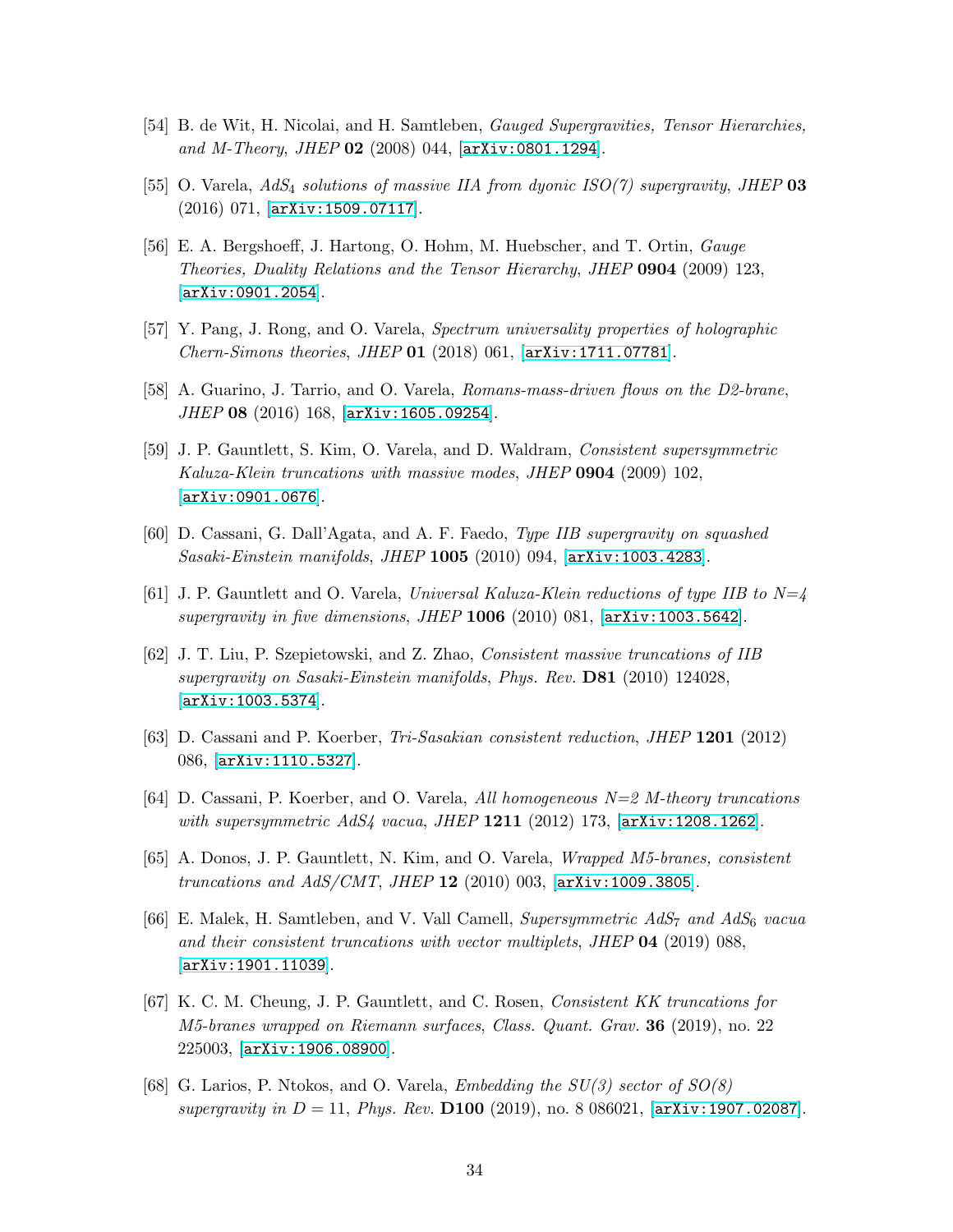[54] B. de Wit, H. Nicolai, and H. Samtleben, *Gauged Supergravities, Tensor Hierarchies, and M-Theory*, *JHEP* **02** (2008) 044, [arXiv:0801.1294].

[55] O. Varela, *AdS$_4$ solutions of massive IIA from dyonic ISO(7) supergravity*, *JHEP* **03** (2016) 071, [arXiv:1509.07117].

[56] E. A. Bergshoeff, J. Hartong, O. Hohm, M. Huebscher, and T. Ortin, *Gauge Theories, Duality Relations and the Tensor Hierarchy*, *JHEP* **0904** (2009) 123, [arXiv:0901.2054].

[57] Y. Pang, J. Rong, and O. Varela, *Spectrum universality properties of holographic Chern-Simons theories*, *JHEP* **01** (2018) 061, [arXiv:1711.07781].

[58] A. Guarino, J. Tarrio, and O. Varela, *Romans-mass-driven flows on the D2-brane*, *JHEP* **08** (2016) 168, [arXiv:1605.09254].

[59] J. P. Gauntlett, S. Kim, O. Varela, and D. Waldram, *Consistent supersymmetric Kaluza-Klein truncations with massive modes*, *JHEP* **0904** (2009) 102, [arXiv:0901.0676].

[60] D. Cassani, G. Dall'Agata, and A. F. Faedo, *Type IIB supergravity on squashed Sasaki-Einstein manifolds*, *JHEP* **1005** (2010) 094, [arXiv:1003.4283].

[61] J. P. Gauntlett and O. Varela, *Universal Kaluza-Klein reductions of type IIB to N=4 supergravity in five dimensions*, *JHEP* **1006** (2010) 081, [arXiv:1003.5642].

[62] J. T. Liu, P. Szepietowski, and Z. Zhao, *Consistent massive truncations of IIB supergravity on Sasaki-Einstein manifolds*, *Phys. Rev.* **D81** (2010) 124028, [arXiv:1003.5374].

[63] D. Cassani and P. Koerber, *Tri-Sasakian consistent reduction*, *JHEP* **1201** (2012) 086, [arXiv:1110.5327].

[64] D. Cassani, P. Koerber, and O. Varela, *All homogeneous N=2 M-theory truncations with supersymmetric AdS4 vacua*, *JHEP* **1211** (2012) 173, [arXiv:1208.1262].

[65] A. Donos, J. P. Gauntlett, N. Kim, and O. Varela, *Wrapped M5-branes, consistent truncations and AdS/CMT*, *JHEP* **12** (2010) 003, [arXiv:1009.3805].

[66] E. Malek, H. Samtleben, and V. Vall Camell, *Supersymmetric AdS$_7$ and AdS$_6$ vacua and their consistent truncations with vector multiplets*, *JHEP* **04** (2019) 088, [arXiv:1901.11039].

[67] K. C. M. Cheung, J. P. Gauntlett, and C. Rosen, *Consistent KK truncations for M5-branes wrapped on Riemann surfaces*, *Class. Quant. Grav.* **36** (2019), no. 22 225003, [arXiv:1906.08900].

[68] G. Larios, P. Ntokos, and O. Varela, *Embedding the SU(3) sector of SO(8) supergravity in $D = 11$*, *Phys. Rev.* **D100** (2019), no. 8 086021, [arXiv:1907.02087].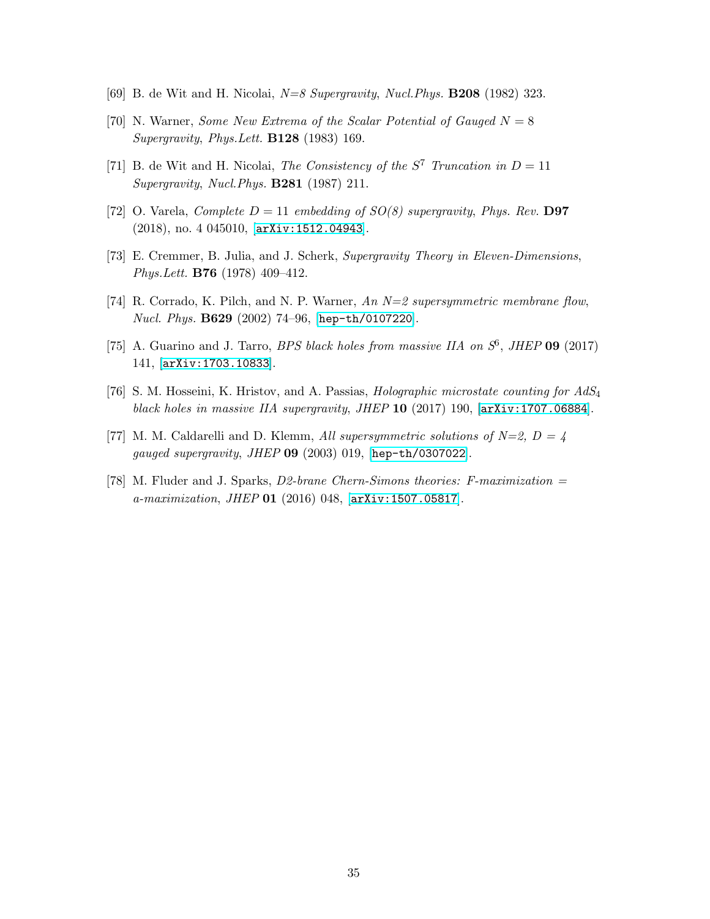[69] B. de Wit and H. Nicolai, *N=8 Supergravity*, *Nucl.Phys.* **B208** (1982) 323.

[70] N. Warner, *Some New Extrema of the Scalar Potential of Gauged $N = 8$ Supergravity*, *Phys.Lett.* **B128** (1983) 169.

[71] B. de Wit and H. Nicolai, *The Consistency of the $S^7$ Truncation in $D = 11$ Supergravity*, *Nucl.Phys.* **B281** (1987) 211.

[72] O. Varela, *Complete $D = 11$ embedding of SO(8) supergravity*, *Phys. Rev.* **D97** (2018), no. 4 045010, [arXiv:1512.04943].

[73] E. Cremmer, B. Julia, and J. Scherk, *Supergravity Theory in Eleven-Dimensions*, *Phys.Lett.* **B76** (1978) 409–412.

[74] R. Corrado, K. Pilch, and N. P. Warner, *An N=2 supersymmetric membrane flow*, *Nucl. Phys.* **B629** (2002) 74–96, [hep-th/0107220].

[75] A. Guarino and J. Tarro, *BPS black holes from massive IIA on $S^6$*, *JHEP* **09** (2017) 141, [arXiv:1703.10833].

[76] S. M. Hosseini, K. Hristov, and A. Passias, *Holographic microstate counting for $AdS_4$ black holes in massive IIA supergravity*, *JHEP* **10** (2017) 190, [arXiv:1707.06884].

[77] M. M. Caldarelli and D. Klemm, *All supersymmetric solutions of N=2, D = 4 gauged supergravity*, *JHEP* **09** (2003) 019, [hep-th/0307022].

[78] M. Fluder and J. Sparks, *D2-brane Chern-Simons theories: F-maximization = a-maximization*, *JHEP* **01** (2016) 048, [arXiv:1507.05817].